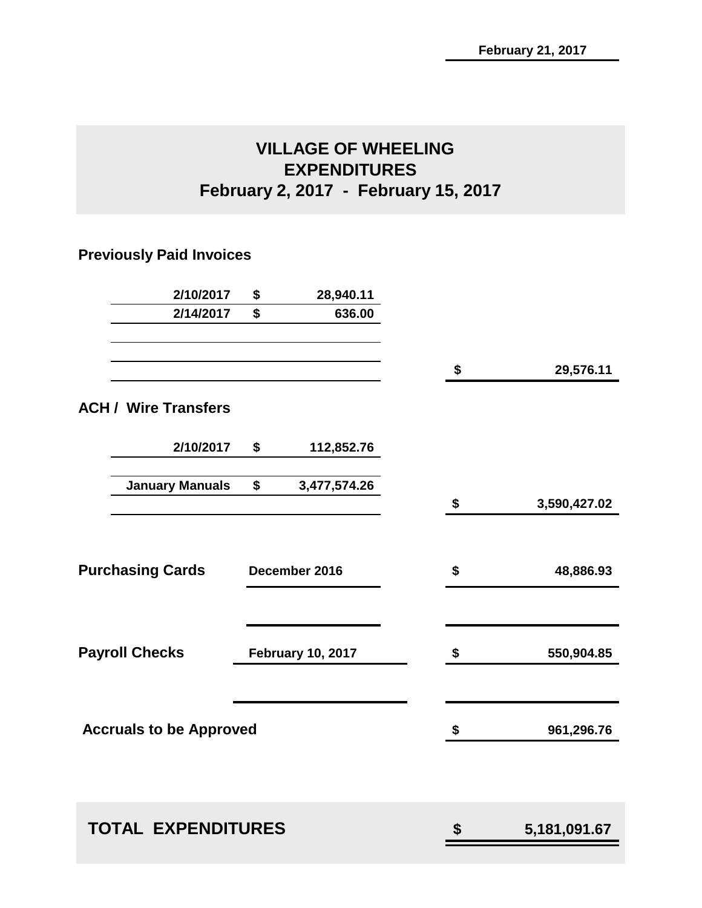February 21, 2017

# VILLAGE OF WHEELING
## EXPENDITURES
## February 2, 2017 - February 15, 2017

### Previously Paid Invoices

| | | |
|---|---|---|
| 2/10/2017 | $ 28,940.11 | |
| 2/14/2017 | $ 636.00 | |
| | | $ 29,576.11 |

### ACH / Wire Transfers

| | | |
|---|---|---|
| 2/10/2017 | $ 112,852.76 | |
| January Manuals | $ 3,477,574.26 | |
| | | $ 3,590,427.02 |

| | | |
|---|---|---|
| **Purchasing Cards** | December 2016 | $ 48,886.93 |
| **Payroll Checks** | February 10, 2017 | $ 550,904.85 |
| **Accruals to be Approved** | | $ 961,296.76 |

| | |
|---|---|
| **TOTAL EXPENDITURES** | **$ 5,181,091.67** |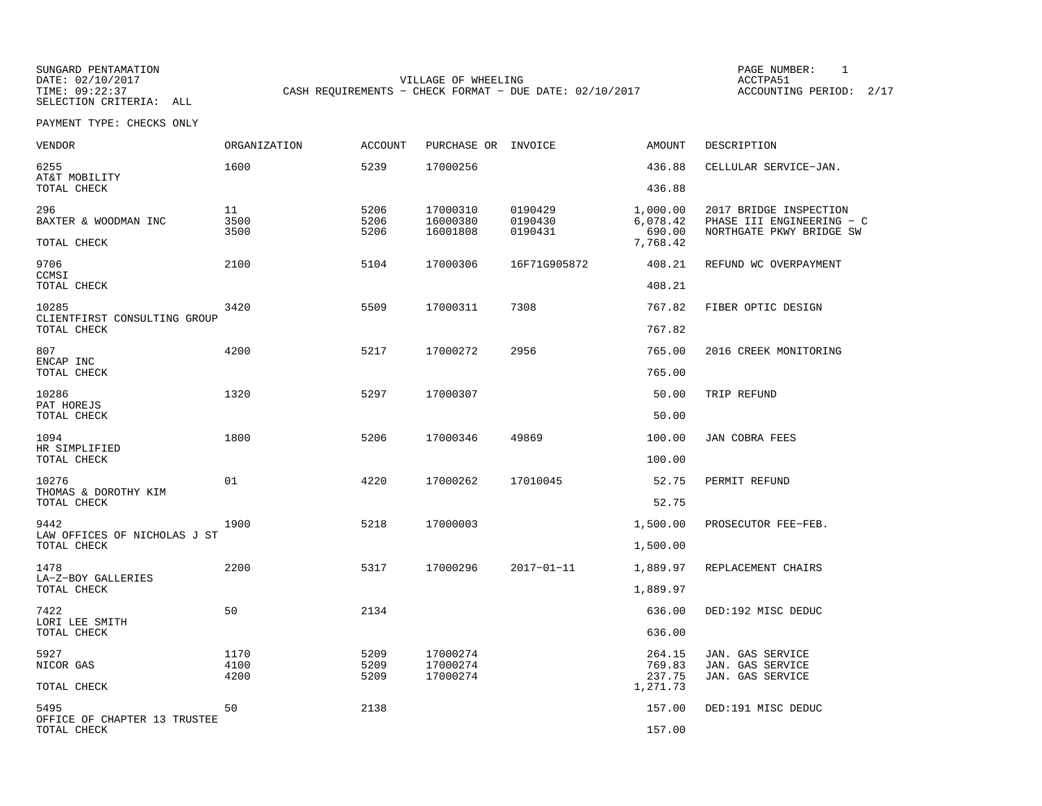SUNGARD PENTAMATION
DATE: 02/10/2017
TIME: 09:22:37
SELECTION CRITERIA: ALL

VILLAGE OF WHEELING
CASH REQUIREMENTS - CHECK FORMAT - DUE DATE: 02/10/2017

PAGE NUMBER: 1
ACCTPA51
ACCOUNTING PERIOD: 2/17

PAYMENT TYPE: CHECKS ONLY

| VENDOR | ORGANIZATION | ACCOUNT | PURCHASE OR | INVOICE | AMOUNT | DESCRIPTION |
|---|---|---|---|---|---|---|
| 6255 | 1600 | 5239 | 17000256 | | 436.88 | CELLULAR SERVICE-JAN. |
| AT&T MOBILITY | | | | | | |
| TOTAL CHECK | | | | | 436.88 | |
| 296 | 11 | 5206 | 17000310 | 0190429 | 1,000.00 | 2017 BRIDGE INSPECTION |
| BAXTER & WOODMAN INC | 3500 | 5206 | 16000380 | 0190430 | 6,078.42 | PHASE III ENGINEERING - C |
| | 3500 | 5206 | 16001808 | 0190431 | 690.00 | NORTHGATE PKWY BRIDGE SW |
| TOTAL CHECK | | | | | 7,768.42 | |
| 9706 | 2100 | 5104 | 17000306 | 16F71G905872 | 408.21 | REFUND WC OVERPAYMENT |
| CCMSI | | | | | | |
| TOTAL CHECK | | | | | 408.21 | |
| 10285 | 3420 | 5509 | 17000311 | 7308 | 767.82 | FIBER OPTIC DESIGN |
| CLIENTFIRST CONSULTING GROUP | | | | | | |
| TOTAL CHECK | | | | | 767.82 | |
| 807 | 4200 | 5217 | 17000272 | 2956 | 765.00 | 2016 CREEK MONITORING |
| ENCAP INC | | | | | | |
| TOTAL CHECK | | | | | 765.00 | |
| 10286 | 1320 | 5297 | 17000307 | | 50.00 | TRIP REFUND |
| PAT HOREJS | | | | | | |
| TOTAL CHECK | | | | | 50.00 | |
| 1094 | 1800 | 5206 | 17000346 | 49869 | 100.00 | JAN COBRA FEES |
| HR SIMPLIFIED | | | | | | |
| TOTAL CHECK | | | | | 100.00 | |
| 10276 | 01 | 4220 | 17000262 | 17010045 | 52.75 | PERMIT REFUND |
| THOMAS & DOROTHY KIM | | | | | | |
| TOTAL CHECK | | | | | 52.75 | |
| 9442 | 1900 | 5218 | 17000003 | | 1,500.00 | PROSECUTOR FEE-FEB. |
| LAW OFFICES OF NICHOLAS J ST | | | | | | |
| TOTAL CHECK | | | | | 1,500.00 | |
| 1478 | 2200 | 5317 | 17000296 | 2017-01-11 | 1,889.97 | REPLACEMENT CHAIRS |
| LA-Z-BOY GALLERIES | | | | | | |
| TOTAL CHECK | | | | | 1,889.97 | |
| 7422 | 50 | 2134 | | | 636.00 | DED:192 MISC DEDUC |
| LORI LEE SMITH | | | | | | |
| TOTAL CHECK | | | | | 636.00 | |
| 5927 | 1170 | 5209 | 17000274 | | 264.15 | JAN. GAS SERVICE |
| NICOR GAS | 4100 | 5209 | 17000274 | | 769.83 | JAN. GAS SERVICE |
| | 4200 | 5209 | 17000274 | | 237.75 | JAN. GAS SERVICE |
| TOTAL CHECK | | | | | 1,271.73 | |
| 5495 | 50 | 2138 | | | 157.00 | DED:191 MISC DEDUC |
| OFFICE OF CHAPTER 13 TRUSTEE | | | | | | |
| TOTAL CHECK | | | | | 157.00 | |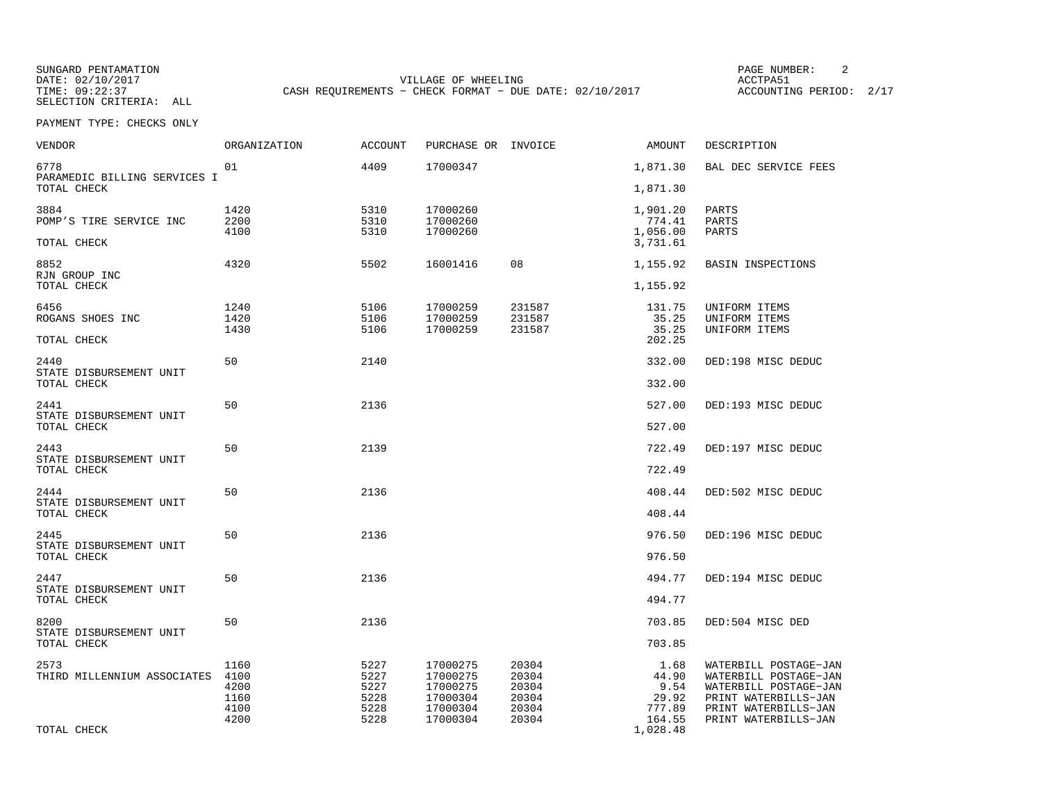SUNGARD PENTAMATION
DATE: 02/10/2017
TIME: 09:22:37
SELECTION CRITERIA: ALL

VILLAGE OF WHEELING
CASH REQUIREMENTS - CHECK FORMAT - DUE DATE: 02/10/2017

ACCTPA51
ACCOUNTING PERIOD: 2/17

PAYMENT TYPE: CHECKS ONLY

| VENDOR | ORGANIZATION | ACCOUNT | PURCHASE OR | INVOICE | AMOUNT | DESCRIPTION |
|---|---|---|---|---|---|---|
| 6778 | 01 | 4409 | 17000347 | | 1,871.30 | BAL DEC SERVICE FEES |
| PARAMEDIC BILLING SERVICES I | | | | | | |
| TOTAL CHECK | | | | | 1,871.30 | |
| 3884 | 1420 | 5310 | 17000260 | | 1,901.20 | PARTS |
| POMP'S TIRE SERVICE INC | 2200 | 5310 | 17000260 | | 774.41 | PARTS |
| | 4100 | 5310 | 17000260 | | 1,056.00 | PARTS |
| TOTAL CHECK | | | | | 3,731.61 | |
| 8852 | 4320 | 5502 | 16001416 | 08 | 1,155.92 | BASIN INSPECTIONS |
| RJN GROUP INC | | | | | | |
| TOTAL CHECK | | | | | 1,155.92 | |
| 6456 | 1240 | 5106 | 17000259 | 231587 | 131.75 | UNIFORM ITEMS |
| ROGANS SHOES INC | 1420 | 5106 | 17000259 | 231587 | 35.25 | UNIFORM ITEMS |
| | 1430 | 5106 | 17000259 | 231587 | 35.25 | UNIFORM ITEMS |
| TOTAL CHECK | | | | | 202.25 | |
| 2440 | 50 | 2140 | | | 332.00 | DED:198 MISC DEDUC |
| STATE DISBURSEMENT UNIT | | | | | | |
| TOTAL CHECK | | | | | 332.00 | |
| 2441 | 50 | 2136 | | | 527.00 | DED:193 MISC DEDUC |
| STATE DISBURSEMENT UNIT | | | | | | |
| TOTAL CHECK | | | | | 527.00 | |
| 2443 | 50 | 2139 | | | 722.49 | DED:197 MISC DEDUC |
| STATE DISBURSEMENT UNIT | | | | | | |
| TOTAL CHECK | | | | | 722.49 | |
| 2444 | 50 | 2136 | | | 408.44 | DED:502 MISC DEDUC |
| STATE DISBURSEMENT UNIT | | | | | | |
| TOTAL CHECK | | | | | 408.44 | |
| 2445 | 50 | 2136 | | | 976.50 | DED:196 MISC DEDUC |
| STATE DISBURSEMENT UNIT | | | | | | |
| TOTAL CHECK | | | | | 976.50 | |
| 2447 | 50 | 2136 | | | 494.77 | DED:194 MISC DEDUC |
| STATE DISBURSEMENT UNIT | | | | | | |
| TOTAL CHECK | | | | | 494.77 | |
| 8200 | 50 | 2136 | | | 703.85 | DED:504 MISC DED |
| STATE DISBURSEMENT UNIT | | | | | | |
| TOTAL CHECK | | | | | 703.85 | |
| 2573 | 1160 | 5227 | 17000275 | 20304 | 1.68 | WATERBILL POSTAGE-JAN |
| THIRD MILLENNIUM ASSOCIATES | 4100 | 5227 | 17000275 | 20304 | 44.90 | WATERBILL POSTAGE-JAN |
| | 4200 | 5227 | 17000275 | 20304 | 9.54 | WATERBILL POSTAGE-JAN |
| | 1160 | 5228 | 17000304 | 20304 | 29.92 | PRINT WATERBILLS-JAN |
| | 4100 | 5228 | 17000304 | 20304 | 777.89 | PRINT WATERBILLS-JAN |
| | 4200 | 5228 | 17000304 | 20304 | 164.55 | PRINT WATERBILLS-JAN |
| TOTAL CHECK | | | | | 1,028.48 | |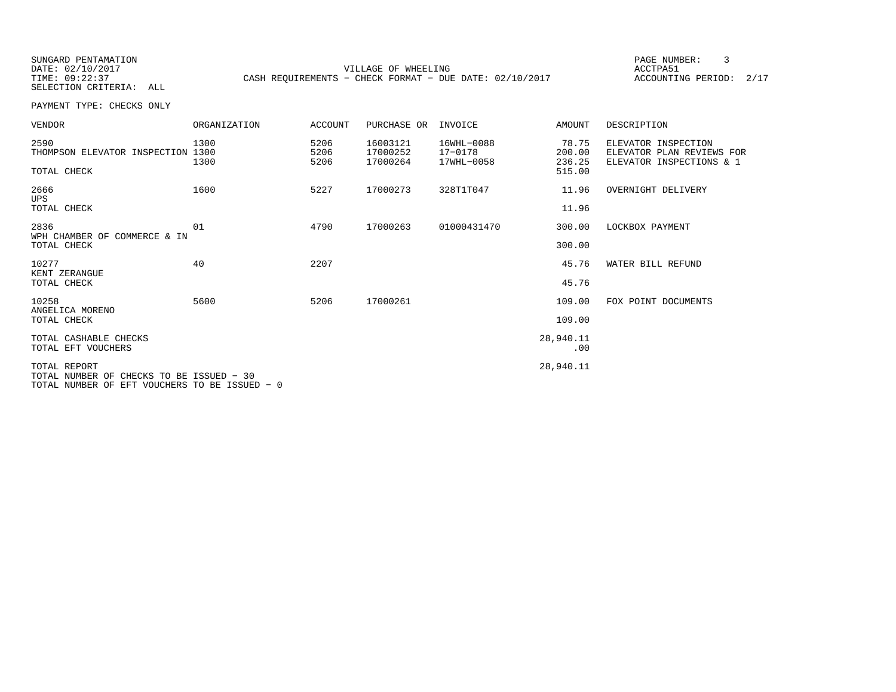SUNGARD PENTAMATION
DATE: 02/10/2017
TIME: 09:22:37
SELECTION CRITERIA: ALL

VILLAGE OF WHEELING
CASH REQUIREMENTS - CHECK FORMAT - DUE DATE: 02/10/2017

ACCTPA51
ACCOUNTING PERIOD: 2/17

PAYMENT TYPE: CHECKS ONLY

| VENDOR | ORGANIZATION | ACCOUNT | PURCHASE OR | INVOICE | AMOUNT | DESCRIPTION |
|---|---|---|---|---|---|---|
| 2590 | 1300 | 5206 | 16003121 | 16WHL-0088 | 78.75 | ELEVATOR INSPECTION |
| THOMPSON ELEVATOR INSPECTION | 1300 | 5206 | 17000252 | 17-0178 | 200.00 | ELEVATOR PLAN REVIEWS FOR |
| | 1300 | 5206 | 17000264 | 17WHL-0058 | 236.25 | ELEVATOR INSPECTIONS & 1 |
| TOTAL CHECK | | | | | 515.00 | |
| 2666 | 1600 | 5227 | 17000273 | 328T1T047 | 11.96 | OVERNIGHT DELIVERY |
| UPS | | | | | | |
| TOTAL CHECK | | | | | 11.96 | |
| 2836 | 01 | 4790 | 17000263 | 01000431470 | 300.00 | LOCKBOX PAYMENT |
| WPH CHAMBER OF COMMERCE & IN | | | | | | |
| TOTAL CHECK | | | | | 300.00 | |
| 10277 | 40 | 2207 | | | 45.76 | WATER BILL REFUND |
| KENT ZERANGUE | | | | | | |
| TOTAL CHECK | | | | | 45.76 | |
| 10258 | 5600 | 5206 | 17000261 | | 109.00 | FOX POINT DOCUMENTS |
| ANGELICA MORENO | | | | | | |
| TOTAL CHECK | | | | | 109.00 | |
| TOTAL CASHABLE CHECKS | | | | | 28,940.11 | |
| TOTAL EFT VOUCHERS | | | | | .00 | |
| TOTAL REPORT | | | | | 28,940.11 | |

TOTAL NUMBER OF CHECKS TO BE ISSUED - 30
TOTAL NUMBER OF EFT VOUCHERS TO BE ISSUED - 0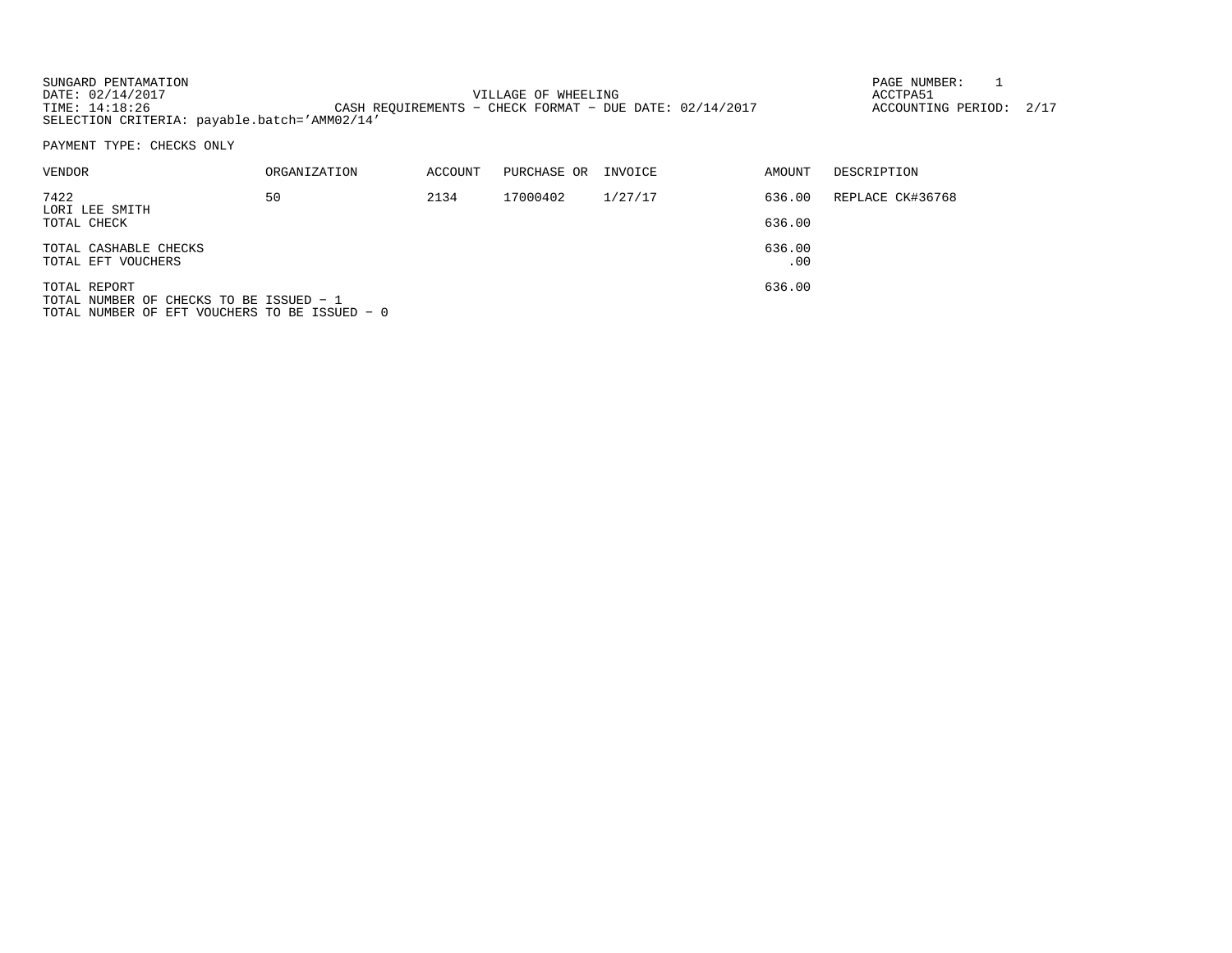SUNGARD PENTAMATION
DATE: 02/14/2017
TIME: 14:18:26
SELECTION CRITERIA: payable.batch='AMM02/14'

VILLAGE OF WHEELING
CASH REQUIREMENTS - CHECK FORMAT - DUE DATE: 02/14/2017

PAGE NUMBER: 1
ACCTPA51
ACCOUNTING PERIOD: 2/17

PAYMENT TYPE: CHECKS ONLY

| VENDOR | ORGANIZATION | ACCOUNT | PURCHASE OR | INVOICE | AMOUNT | DESCRIPTION |
|---|---|---|---|---|---|---|
| 7422<br>LORI LEE SMITH | 50 | 2134 | 17000402 | 1/27/17 | 636.00 | REPLACE CK#36768 |
| TOTAL CHECK | | | | | 636.00 | |
| TOTAL CASHABLE CHECKS | | | | | 636.00 | |
| TOTAL EFT VOUCHERS | | | | | .00 | |
| TOTAL REPORT | | | | | 636.00 | |

TOTAL NUMBER OF CHECKS TO BE ISSUED - 1
TOTAL NUMBER OF EFT VOUCHERS TO BE ISSUED - 0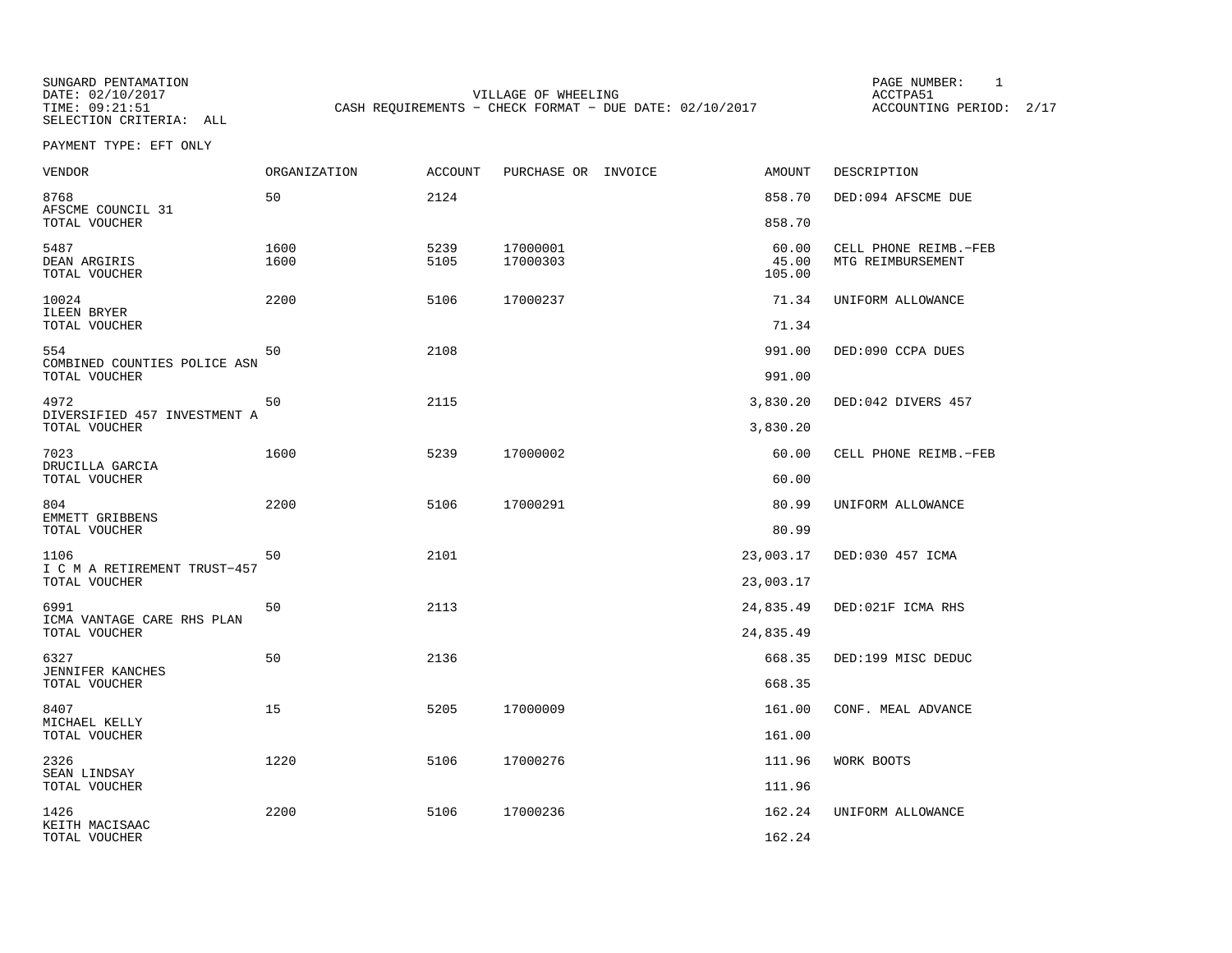SUNGARD PENTAMATION
DATE: 02/10/2017
TIME: 09:21:51
SELECTION CRITERIA: ALL

VILLAGE OF WHEELING
CASH REQUIREMENTS - CHECK FORMAT - DUE DATE: 02/10/2017

PAGE NUMBER: 1
ACCTPA51
ACCOUNTING PERIOD: 2/17

PAYMENT TYPE: EFT ONLY

| VENDOR | ORGANIZATION | ACCOUNT | PURCHASE OR | INVOICE | AMOUNT | DESCRIPTION |
|---|---|---|---|---|---|---|
| 8768 | 50 | 2124 | | | 858.70 | DED:094 AFSCME DUE |
| AFSCME COUNCIL 31 | | | | | | |
| TOTAL VOUCHER | | | | | 858.70 | |
| 5487 | 1600 | 5239 | 17000001 | | 60.00 | CELL PHONE REIMB.-FEB |
| DEAN ARGIRIS | 1600 | 5105 | 17000303 | | 45.00 | MTG REIMBURSEMENT |
| TOTAL VOUCHER | | | | | 105.00 | |
| 10024 | 2200 | 5106 | 17000237 | | 71.34 | UNIFORM ALLOWANCE |
| ILEEN BRYER | | | | | | |
| TOTAL VOUCHER | | | | | 71.34 | |
| 554 | 50 | 2108 | | | 991.00 | DED:090 CCPA DUES |
| COMBINED COUNTIES POLICE ASN | | | | | | |
| TOTAL VOUCHER | | | | | 991.00 | |
| 4972 | 50 | 2115 | | | 3,830.20 | DED:042 DIVERS 457 |
| DIVERSIFIED 457 INVESTMENT A | | | | | | |
| TOTAL VOUCHER | | | | | 3,830.20 | |
| 7023 | 1600 | 5239 | 17000002 | | 60.00 | CELL PHONE REIMB.-FEB |
| DRUCILLA GARCIA | | | | | | |
| TOTAL VOUCHER | | | | | 60.00 | |
| 804 | 2200 | 5106 | 17000291 | | 80.99 | UNIFORM ALLOWANCE |
| EMMETT GRIBBENS | | | | | | |
| TOTAL VOUCHER | | | | | 80.99 | |
| 1106 | 50 | 2101 | | | 23,003.17 | DED:030 457 ICMA |
| I C M A RETIREMENT TRUST-457 | | | | | | |
| TOTAL VOUCHER | | | | | 23,003.17 | |
| 6991 | 50 | 2113 | | | 24,835.49 | DED:021F ICMA RHS |
| ICMA VANTAGE CARE RHS PLAN | | | | | | |
| TOTAL VOUCHER | | | | | 24,835.49 | |
| 6327 | 50 | 2136 | | | 668.35 | DED:199 MISC DEDUC |
| JENNIFER KANCHES | | | | | | |
| TOTAL VOUCHER | | | | | 668.35 | |
| 8407 | 15 | 5205 | 17000009 | | 161.00 | CONF. MEAL ADVANCE |
| MICHAEL KELLY | | | | | | |
| TOTAL VOUCHER | | | | | 161.00 | |
| 2326 | 1220 | 5106 | 17000276 | | 111.96 | WORK BOOTS |
| SEAN LINDSAY | | | | | | |
| TOTAL VOUCHER | | | | | 111.96 | |
| 1426 | 2200 | 5106 | 17000236 | | 162.24 | UNIFORM ALLOWANCE |
| KEITH MACISAAC | | | | | | |
| TOTAL VOUCHER | | | | | 162.24 | |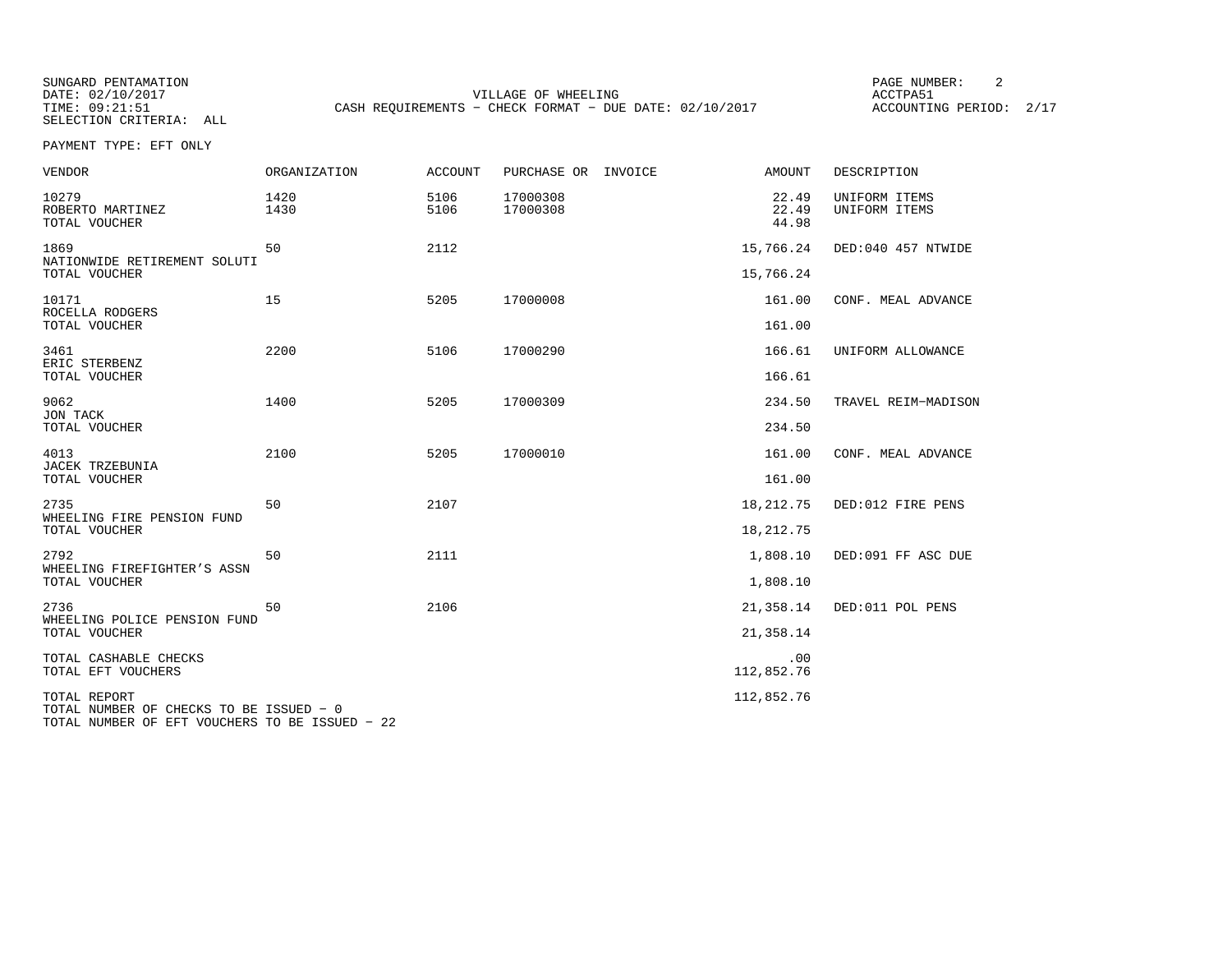SUNGARD PENTAMATION
DATE: 02/10/2017
TIME: 09:21:51
SELECTION CRITERIA: ALL

VILLAGE OF WHEELING
CASH REQUIREMENTS - CHECK FORMAT - DUE DATE: 02/10/2017

ACCTPA51
ACCOUNTING PERIOD: 2/17

PAYMENT TYPE: EFT ONLY

| VENDOR | ORGANIZATION | ACCOUNT | PURCHASE OR | INVOICE | AMOUNT | DESCRIPTION |
|---|---|---|---|---|---|---|
| 10279 | 1420 | 5106 | 17000308 | | 22.49 | UNIFORM ITEMS |
| ROBERTO MARTINEZ | 1430 | 5106 | 17000308 | | 22.49 | UNIFORM ITEMS |
| TOTAL VOUCHER | | | | | 44.98 | |
| 1869 | 50 | 2112 | | | 15,766.24 | DED:040 457 NTWIDE |
| NATIONWIDE RETIREMENT SOLUTI | | | | | | |
| TOTAL VOUCHER | | | | | 15,766.24 | |
| 10171 | 15 | 5205 | 17000008 | | 161.00 | CONF. MEAL ADVANCE |
| ROCELLA RODGERS | | | | | | |
| TOTAL VOUCHER | | | | | 161.00 | |
| 3461 | 2200 | 5106 | 17000290 | | 166.61 | UNIFORM ALLOWANCE |
| ERIC STERBENZ | | | | | | |
| TOTAL VOUCHER | | | | | 166.61 | |
| 9062 | 1400 | 5205 | 17000309 | | 234.50 | TRAVEL REIM-MADISON |
| JON TACK | | | | | | |
| TOTAL VOUCHER | | | | | 234.50 | |
| 4013 | 2100 | 5205 | 17000010 | | 161.00 | CONF. MEAL ADVANCE |
| JACEK TRZEBUNIA | | | | | | |
| TOTAL VOUCHER | | | | | 161.00 | |
| 2735 | 50 | 2107 | | | 18,212.75 | DED:012 FIRE PENS |
| WHEELING FIRE PENSION FUND | | | | | | |
| TOTAL VOUCHER | | | | | 18,212.75 | |
| 2792 | 50 | 2111 | | | 1,808.10 | DED:091 FF ASC DUE |
| WHEELING FIREFIGHTER'S ASSN | | | | | | |
| TOTAL VOUCHER | | | | | 1,808.10 | |
| 2736 | 50 | 2106 | | | 21,358.14 | DED:011 POL PENS |
| WHEELING POLICE PENSION FUND | | | | | | |
| TOTAL VOUCHER | | | | | 21,358.14 | |
| TOTAL CASHABLE CHECKS | | | | | .00 | |
| TOTAL EFT VOUCHERS | | | | | 112,852.76 | |
| TOTAL REPORT | | | | | 112,852.76 | |

TOTAL NUMBER OF CHECKS TO BE ISSUED - 0
TOTAL NUMBER OF EFT VOUCHERS TO BE ISSUED - 22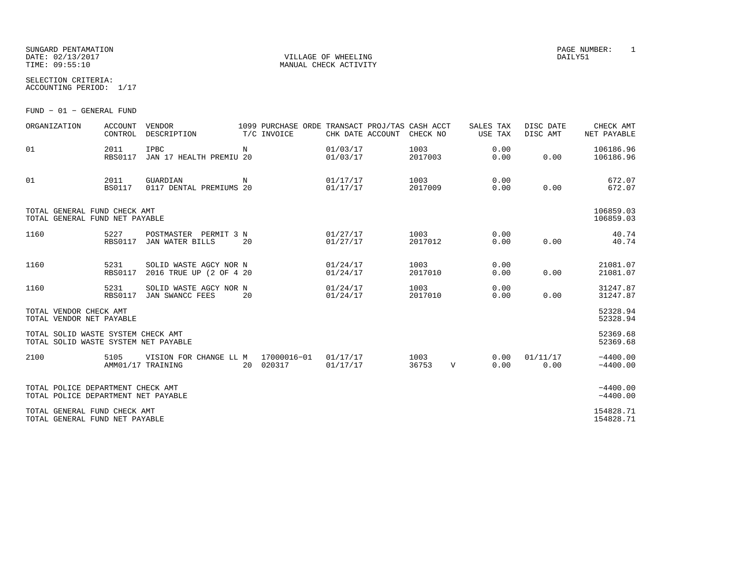SUNGARD PENTAMATION
DATE: 02/13/2017
TIME: 09:55:10

VILLAGE OF WHEELING
MANUAL CHECK ACTIVITY

PAGE NUMBER: 1
DAILY51

SELECTION CRITERIA:
ACCOUNTING PERIOD: 1/17

FUND - 01 - GENERAL FUND

| ORGANIZATION | ACCOUNT CONTROL | VENDOR DESCRIPTION | 1099 T/C | PURCHASE ORDE INVOICE | TRANSACT CHK DATE | PROJ/TAS ACCOUNT | CASH ACCT CHECK NO | | SALES TAX USE TAX | DISC DATE DISC AMT | CHECK AMT NET PAYABLE |
|---|---|---|---|---|---|---|---|---|---|---|---|
| 01 | 2011 RBS0117 | IPBC JAN 17 HEALTH PREMIU | N 20 | | 01/03/17 01/03/17 | | 1003 2017003 | | 0.00 0.00 | 0.00 | 106186.96 106186.96 |
| 01 | 2011 BS0117 | GUARDIAN 0117 DENTAL PREMIUMS | N 20 | | 01/17/17 01/17/17 | | 1003 2017009 | | 0.00 0.00 | 0.00 | 672.07 672.07 |
| TOTAL GENERAL FUND CHECK AMT TOTAL GENERAL FUND NET PAYABLE | | | | | | | | | | | 106859.03 106859.03 |
| 1160 | 5227 RBS0117 | POSTMASTER PERMIT 3 JAN WATER BILLS | N 20 | | 01/27/17 01/27/17 | | 1003 2017012 | | 0.00 0.00 | 0.00 | 40.74 40.74 |
| 1160 | 5231 RBS0117 | SOLID WASTE AGCY NOR 2016 TRUE UP (2 OF 4 | N 20 | | 01/24/17 01/24/17 | | 1003 2017010 | | 0.00 0.00 | 0.00 | 21081.07 21081.07 |
| 1160 | 5231 RBS0117 | SOLID WASTE AGCY NOR JAN SWANCC FEES | N 20 | | 01/24/17 01/24/17 | | 1003 2017010 | | 0.00 0.00 | 0.00 | 31247.87 31247.87 |
| TOTAL VENDOR CHECK AMT TOTAL VENDOR NET PAYABLE | | | | | | | | | | | 52328.94 52328.94 |
| TOTAL SOLID WASTE SYSTEM CHECK AMT TOTAL SOLID WASTE SYSTEM NET PAYABLE | | | | | | | | | | | 52369.68 52369.68 |
| 2100 | 5105 AMM01/17 | VISION FOR CHANGE LL TRAINING | M 20 | 17000016-01 020317 | 01/17/17 01/17/17 | | 1003 36753 | V | 0.00 0.00 | 01/11/17 0.00 | -4400.00 -4400.00 |
| TOTAL POLICE DEPARTMENT CHECK AMT TOTAL POLICE DEPARTMENT NET PAYABLE | | | | | | | | | | | -4400.00 -4400.00 |
| TOTAL GENERAL FUND CHECK AMT TOTAL GENERAL FUND NET PAYABLE | | | | | | | | | | | 154828.71 154828.71 |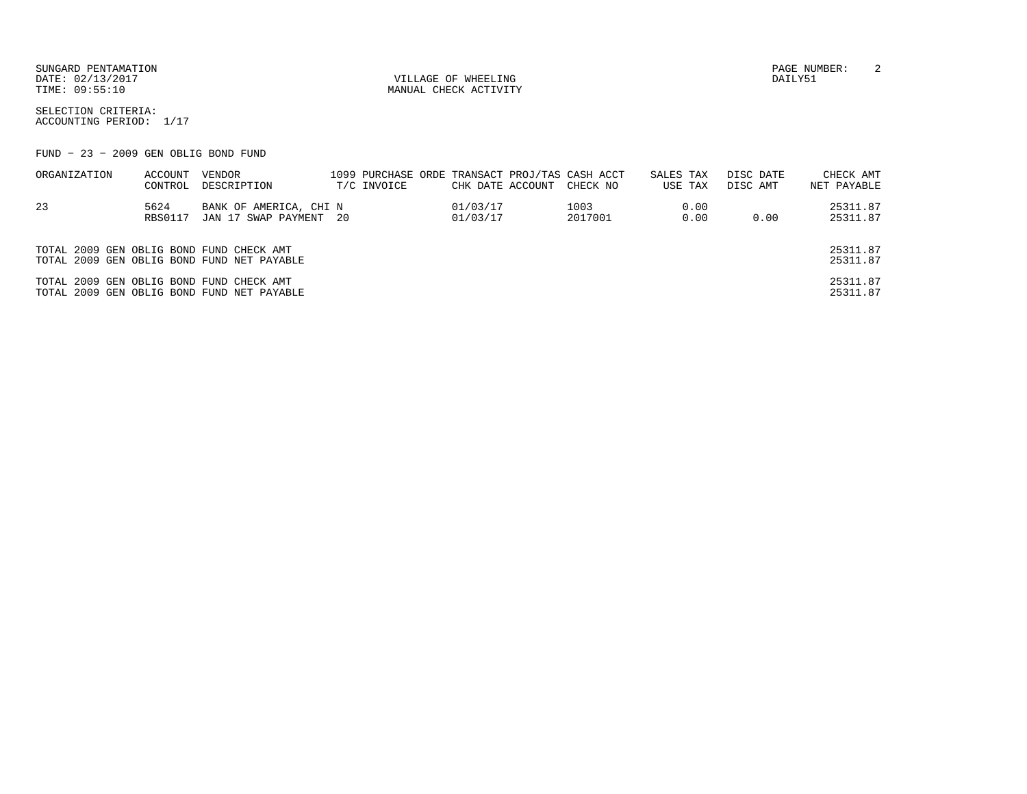SUNGARD PENTAMATION
DATE: 02/13/2017
TIME: 09:55:10

VILLAGE OF WHEELING
MANUAL CHECK ACTIVITY

DAILY51

SELECTION CRITERIA:
ACCOUNTING PERIOD: 1/17

FUND - 23 - 2009 GEN OBLIG BOND FUND

| ORGANIZATION | ACCOUNT<br>CONTROL | VENDOR<br>DESCRIPTION | 1099<br>T/C | PURCHASE ORDE<br>INVOICE | TRANSACT<br>CHK DATE | PROJ/TAS<br>ACCOUNT | CASH ACCT<br>CHECK NO | SALES TAX<br>USE TAX | DISC DATE<br>DISC AMT | CHECK AMT<br>NET PAYABLE |
|---|---|---|---|---|---|---|---|---|---|---|
| 23 | 5624<br>RBS0117 | BANK OF AMERICA, CHI<br>JAN 17 SWAP PAYMENT | N<br>20 | | 01/03/17<br>01/03/17 | | 1003<br>2017001 | 0.00<br>0.00 | <br>0.00 | 25311.87<br>25311.87 |

TOTAL 2009 GEN OBLIG BOND FUND CHECK AMT 25311.87
TOTAL 2009 GEN OBLIG BOND FUND NET PAYABLE 25311.87

TOTAL 2009 GEN OBLIG BOND FUND CHECK AMT 25311.87
TOTAL 2009 GEN OBLIG BOND FUND NET PAYABLE 25311.87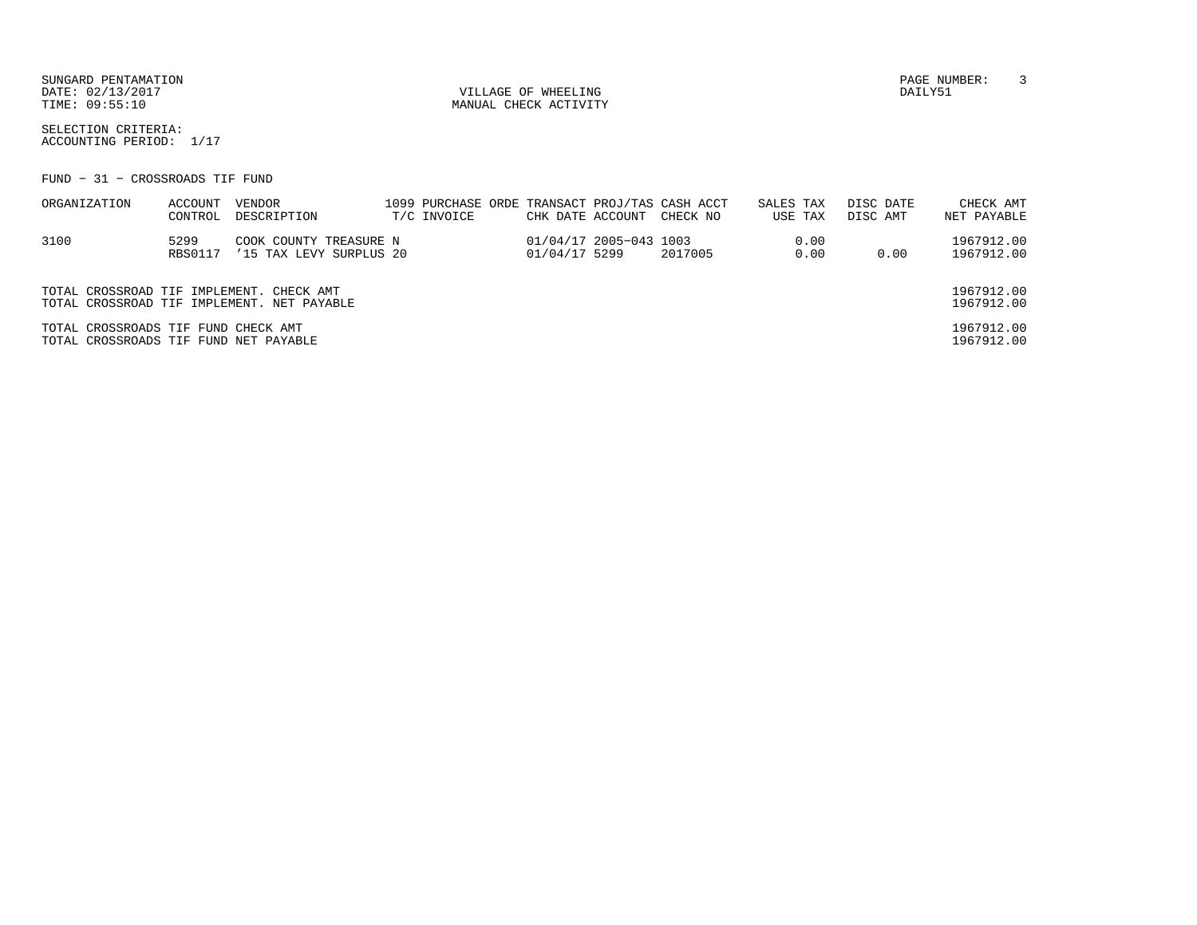SUNGARD PENTAMATION
DATE: 02/13/2017
TIME: 09:55:10

VILLAGE OF WHEELING
MANUAL CHECK ACTIVITY

DAILY51

SELECTION CRITERIA:
ACCOUNTING PERIOD: 1/17

FUND - 31 - CROSSROADS TIF FUND

| ORGANIZATION | ACCOUNT CONTROL | VENDOR DESCRIPTION | 1099 T/C | PURCHASE ORDE INVOICE | TRANSACT CHK DATE | PROJ/TAS ACCOUNT | CASH ACCT CHECK NO | SALES TAX USE TAX | DISC DATE DISC AMT | CHECK AMT NET PAYABLE |
|---|---|---|---|---|---|---|---|---|---|---|
| 3100 | 5299 | COOK COUNTY TREASURE N | | | 01/04/17 | 2005-043 | 1003 | 0.00 | | 1967912.00 |
| | RBS0117 | '15 TAX LEVY SURPLUS 20 | | | 01/04/17 | 5299 | 2017005 | 0.00 | 0.00 | 1967912.00 |

TOTAL CROSSROAD TIF IMPLEMENT. CHECK AMT 1967912.00
TOTAL CROSSROAD TIF IMPLEMENT. NET PAYABLE 1967912.00

TOTAL CROSSROADS TIF FUND CHECK AMT 1967912.00
TOTAL CROSSROADS TIF FUND NET PAYABLE 1967912.00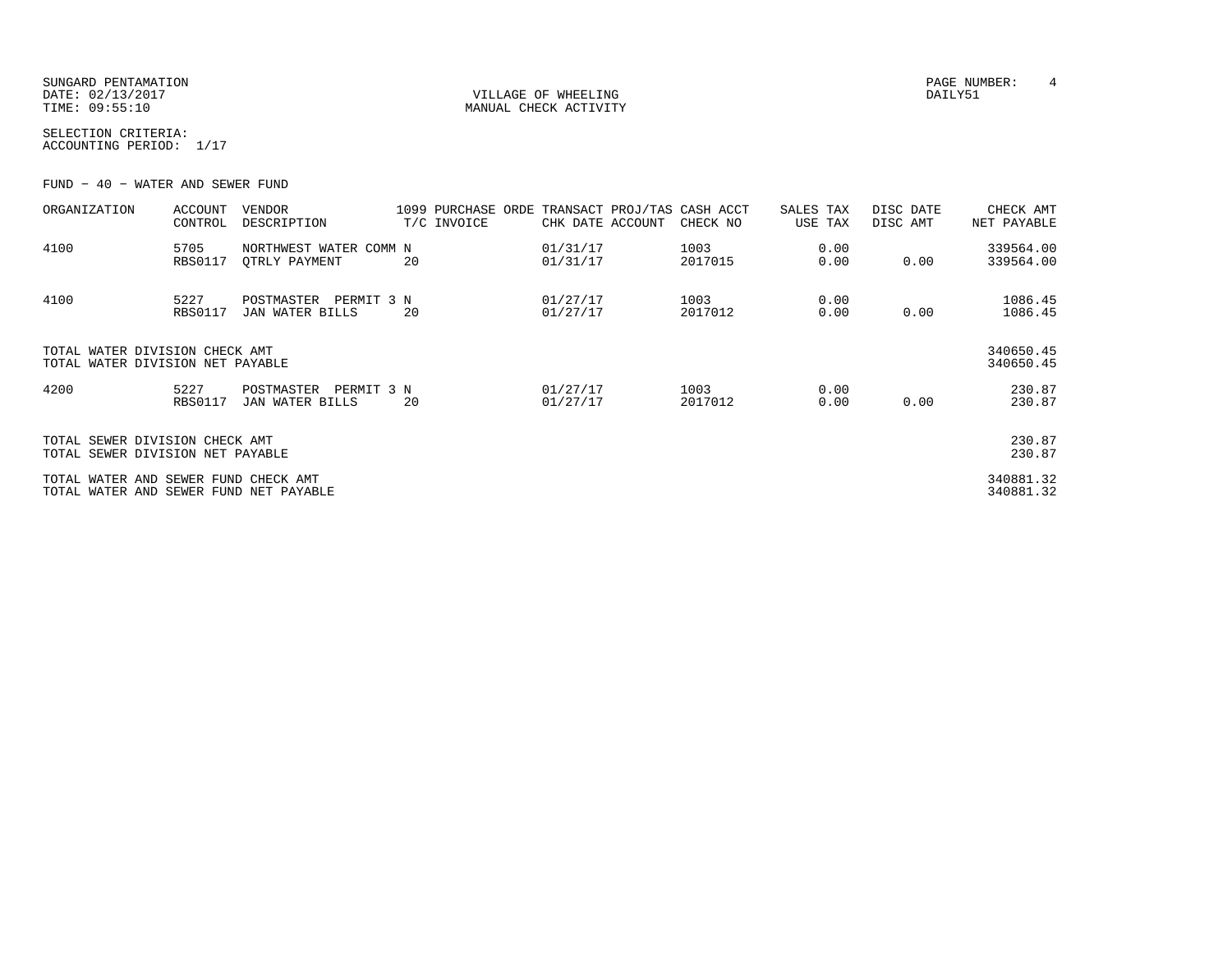SUNGARD PENTAMATION
DATE: 02/13/2017
TIME: 09:55:10

VILLAGE OF WHEELING
MANUAL CHECK ACTIVITY

PAGE NUMBER: 4
DAILY51

SELECTION CRITERIA:
ACCOUNTING PERIOD: 1/17

FUND - 40 - WATER AND SEWER FUND

| ORGANIZATION | ACCOUNT CONTROL | VENDOR DESCRIPTION | 1099 T/C | PURCHASE ORDE INVOICE | TRANSACT CHK DATE | PROJ/TAS ACCOUNT | CASH ACCT CHECK NO | SALES TAX USE TAX | DISC DATE DISC AMT | CHECK AMT NET PAYABLE |
|---|---|---|---|---|---|---|---|---|---|---|
| 4100 | 5705 RBS0117 | NORTHWEST WATER COMM QTRLY PAYMENT | N 20 | | 01/31/17 01/31/17 | | 1003 2017015 | 0.00 0.00 | 0.00 | 339564.00 339564.00 |
| 4100 | 5227 RBS0117 | POSTMASTER PERMIT 3 JAN WATER BILLS | N 20 | | 01/27/17 01/27/17 | | 1003 2017012 | 0.00 0.00 | 0.00 | 1086.45 1086.45 |
| TOTAL WATER DIVISION CHECK AMT | | | | | | | | | | 340650.45 |
| TOTAL WATER DIVISION NET PAYABLE | | | | | | | | | | 340650.45 |
| 4200 | 5227 RBS0117 | POSTMASTER PERMIT 3 JAN WATER BILLS | N 20 | | 01/27/17 01/27/17 | | 1003 2017012 | 0.00 0.00 | 0.00 | 230.87 230.87 |
| TOTAL SEWER DIVISION CHECK AMT | | | | | | | | | | 230.87 |
| TOTAL SEWER DIVISION NET PAYABLE | | | | | | | | | | 230.87 |
| TOTAL WATER AND SEWER FUND CHECK AMT | | | | | | | | | | 340881.32 |
| TOTAL WATER AND SEWER FUND NET PAYABLE | | | | | | | | | | 340881.32 |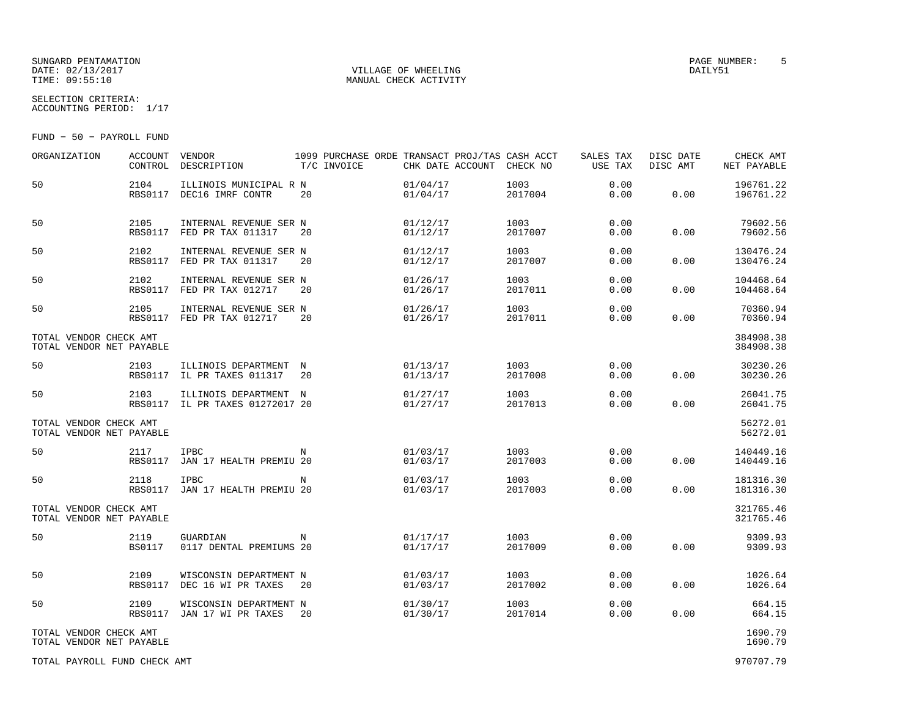SUNGARD PENTAMATION
DATE: 02/13/2017
TIME: 09:55:10

VILLAGE OF WHEELING
MANUAL CHECK ACTIVITY

PAGE NUMBER: 5
DAILY51

SELECTION CRITERIA:
ACCOUNTING PERIOD: 1/17

FUND - 50 - PAYROLL FUND

| ORGANIZATION | ACCOUNT CONTROL | VENDOR DESCRIPTION | 1099 T/C | PURCHASE ORDE INVOICE | TRANSACT CHK DATE | PROJ/TAS ACCOUNT | CASH ACCT CHECK NO | SALES TAX USE TAX | DISC DATE DISC AMT | CHECK AMT NET PAYABLE |
|---|---|---|---|---|---|---|---|---|---|---|
| 50 | 2104 RBS0117 | ILLINOIS MUNICIPAL R DEC16 IMRF CONTR | N 20 | | 01/04/17 01/04/17 | | 1003 2017004 | 0.00 0.00 | 0.00 | 196761.22 196761.22 |
| 50 | 2105 RBS0117 | INTERNAL REVENUE SER FED PR TAX 011317 | N 20 | | 01/12/17 01/12/17 | | 1003 2017007 | 0.00 0.00 | 0.00 | 79602.56 79602.56 |
| 50 | 2102 RBS0117 | INTERNAL REVENUE SER FED PR TAX 011317 | N 20 | | 01/12/17 01/12/17 | | 1003 2017007 | 0.00 0.00 | 0.00 | 130476.24 130476.24 |
| 50 | 2102 RBS0117 | INTERNAL REVENUE SER FED PR TAX 012717 | N 20 | | 01/26/17 01/26/17 | | 1003 2017011 | 0.00 0.00 | 0.00 | 104468.64 104468.64 |
| 50 | 2105 RBS0117 | INTERNAL REVENUE SER FED PR TAX 012717 | N 20 | | 01/26/17 01/26/17 | | 1003 2017011 | 0.00 0.00 | 0.00 | 70360.94 70360.94 |
| TOTAL VENDOR CHECK AMT TOTAL VENDOR NET PAYABLE | | | | | | | | | | 384908.38 384908.38 |
| 50 | 2103 RBS0117 | ILLINOIS DEPARTMENT IL PR TAXES 011317 | N 20 | | 01/13/17 01/13/17 | | 1003 2017008 | 0.00 0.00 | 0.00 | 30230.26 30230.26 |
| 50 | 2103 RBS0117 | ILLINOIS DEPARTMENT IL PR TAXES 01272017 | N 20 | | 01/27/17 01/27/17 | | 1003 2017013 | 0.00 0.00 | 0.00 | 26041.75 26041.75 |
| TOTAL VENDOR CHECK AMT TOTAL VENDOR NET PAYABLE | | | | | | | | | | 56272.01 56272.01 |
| 50 | 2117 RBS0117 | IPBC JAN 17 HEALTH PREMIU | N 20 | | 01/03/17 01/03/17 | | 1003 2017003 | 0.00 0.00 | 0.00 | 140449.16 140449.16 |
| 50 | 2118 RBS0117 | IPBC JAN 17 HEALTH PREMIU | N 20 | | 01/03/17 01/03/17 | | 1003 2017003 | 0.00 0.00 | 0.00 | 181316.30 181316.30 |
| TOTAL VENDOR CHECK AMT TOTAL VENDOR NET PAYABLE | | | | | | | | | | 321765.46 321765.46 |
| 50 | 2119 BS0117 | GUARDIAN 0117 DENTAL PREMIUMS | N 20 | | 01/17/17 01/17/17 | | 1003 2017009 | 0.00 0.00 | 0.00 | 9309.93 9309.93 |
| 50 | 2109 RBS0117 | WISCONSIN DEPARTMENT DEC 16 WI PR TAXES | N 20 | | 01/03/17 01/03/17 | | 1003 2017002 | 0.00 0.00 | 0.00 | 1026.64 1026.64 |
| 50 | 2109 RBS0117 | WISCONSIN DEPARTMENT JAN 17 WI PR TAXES | N 20 | | 01/30/17 01/30/17 | | 1003 2017014 | 0.00 0.00 | 0.00 | 664.15 664.15 |
| TOTAL VENDOR CHECK AMT TOTAL VENDOR NET PAYABLE | | | | | | | | | | 1690.79 1690.79 |
| TOTAL PAYROLL FUND CHECK AMT | | | | | | | | | | 970707.79 |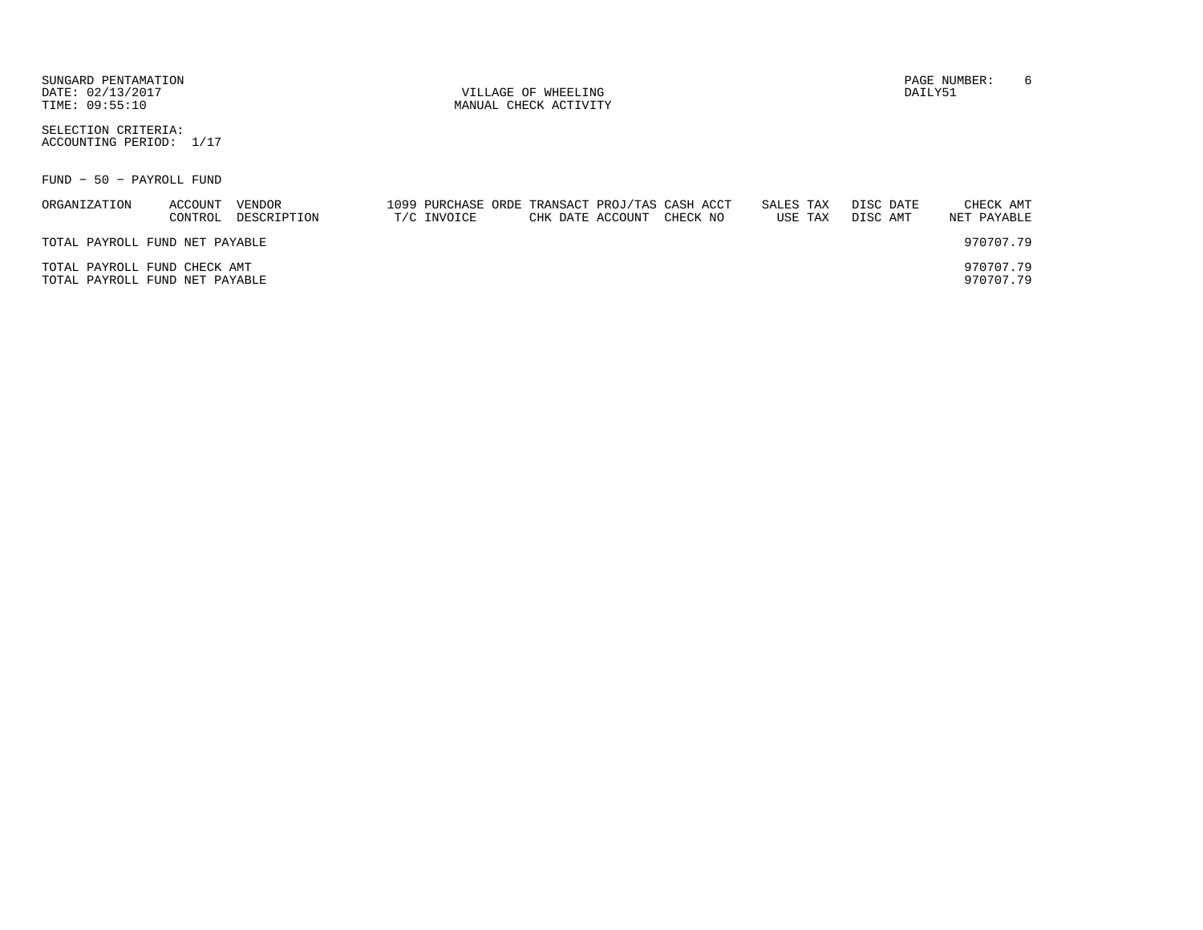VILLAGE OF WHEELING
MANUAL CHECK ACTIVITY

SELECTION CRITERIA:
ACCOUNTING PERIOD: 1/17

FUND - 50 - PAYROLL FUND

| ORGANIZATION | ACCOUNT CONTROL | VENDOR DESCRIPTION | 1099 PURCHASE ORDE T/C INVOICE | TRANSACT CHK DATE | PROJ/TAS ACCOUNT | CASH ACCT CHECK NO | SALES TAX USE TAX | DISC DATE DISC AMT | CHECK AMT NET PAYABLE |
|---|---|---|---|---|---|---|---|---|---|
| TOTAL PAYROLL FUND NET PAYABLE | | | | | | | | | 970707.79 |
| TOTAL PAYROLL FUND CHECK AMT | | | | | | | | | 970707.79 |
| TOTAL PAYROLL FUND NET PAYABLE | | | | | | | | | 970707.79 |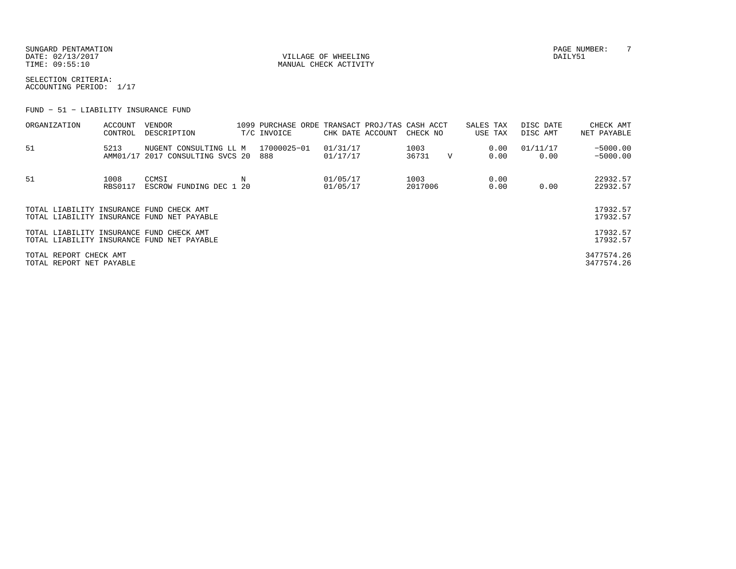SUNGARD PENTAMATION
DATE: 02/13/2017
TIME: 09:55:10

VILLAGE OF WHEELING
MANUAL CHECK ACTIVITY

PAGE NUMBER: 7
DAILY51

SELECTION CRITERIA:
ACCOUNTING PERIOD: 1/17

FUND - 51 - LIABILITY INSURANCE FUND

| ORGANIZATION | ACCOUNT CONTROL | VENDOR DESCRIPTION | 1099 T/C | PURCHASE ORDE INVOICE | TRANSACT CHK DATE | PROJ/TAS ACCOUNT | CASH ACCT CHECK NO | | SALES TAX USE TAX | DISC DATE DISC AMT | CHECK AMT NET PAYABLE |
|---|---|---|---|---|---|---|---|---|---|---|---|
| 51 | 5213<br>AMM01/17 | NUGENT CONSULTING LL M<br>2017 CONSULTING SVCS 20 | | 17000025-01<br>888 | 01/31/17<br>01/17/17 | | 1003<br>36731 | V | 0.00<br>0.00 | 01/11/17<br>0.00 | -5000.00<br>-5000.00 |
| 51 | 1008<br>RBS0117 | CCMSI<br>ESCROW FUNDING DEC 1 20 | N | | 01/05/17<br>01/05/17 | | 1003<br>2017006 | | 0.00<br>0.00 | 0.00 | 22932.57<br>22932.57 |

| | |
|---|---|
| TOTAL LIABILITY INSURANCE FUND CHECK AMT | 17932.57 |
| TOTAL LIABILITY INSURANCE FUND NET PAYABLE | 17932.57 |
| TOTAL LIABILITY INSURANCE FUND CHECK AMT | 17932.57 |
| TOTAL LIABILITY INSURANCE FUND NET PAYABLE | 17932.57 |
| TOTAL REPORT CHECK AMT | 3477574.26 |
| TOTAL REPORT NET PAYABLE | 3477574.26 |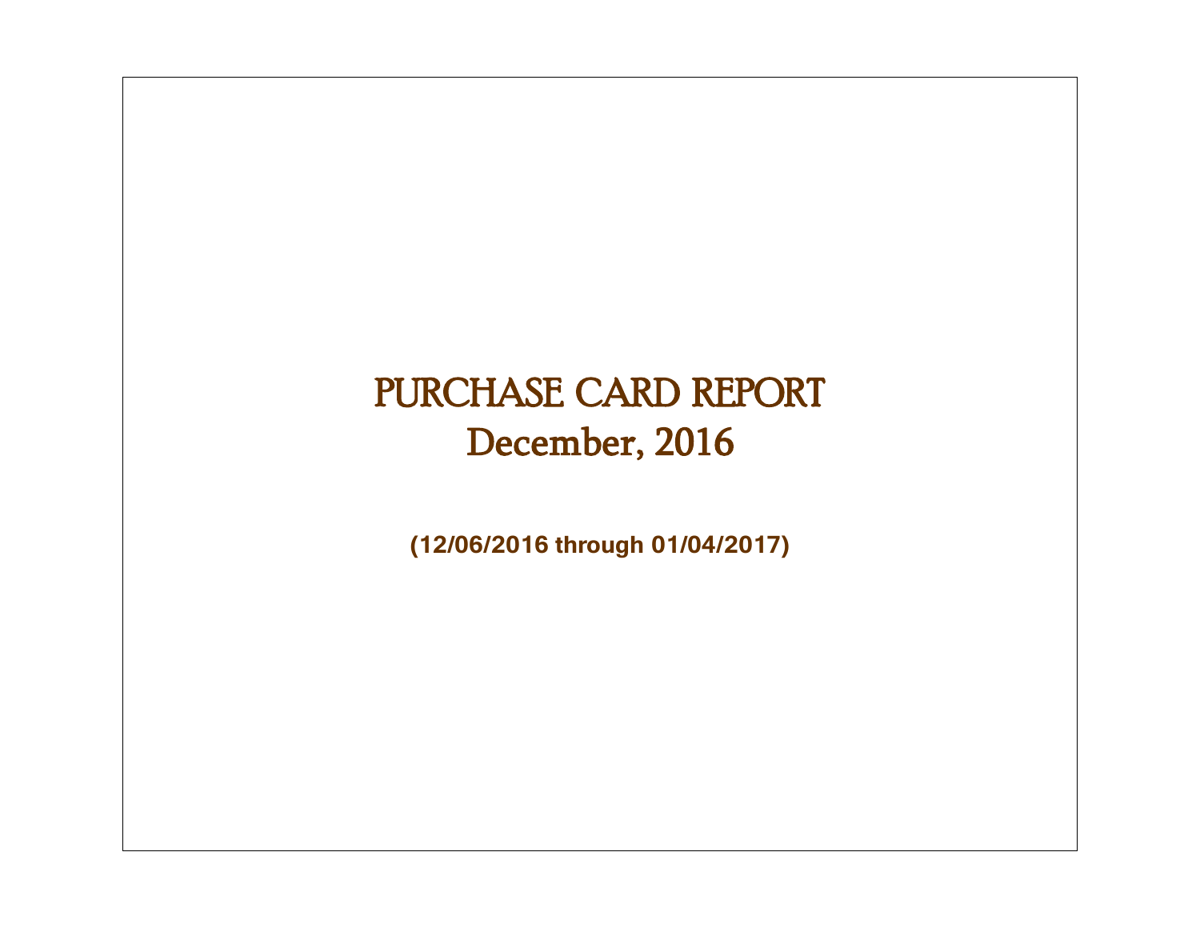# PURCHASE CARD REPORT
# December, 2016

**(12/06/2016 through 01/04/2017)**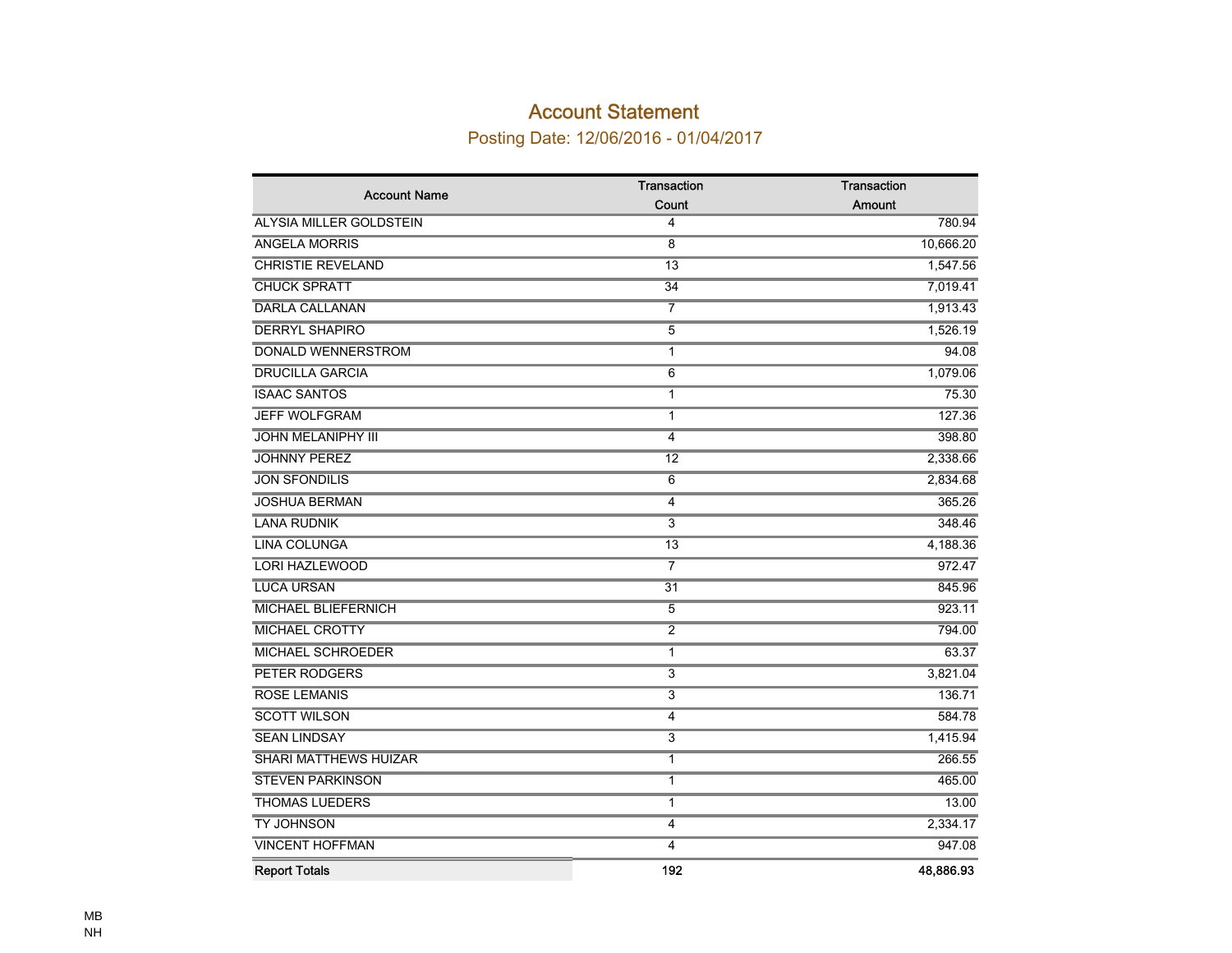# Account Statement

## Posting Date: 12/06/2016 - 01/04/2017

| Account Name | Transaction Count | Transaction Amount |
|---|---|---|
| ALYSIA MILLER GOLDSTEIN | 4 | 780.94 |
| ANGELA MORRIS | 8 | 10,666.20 |
| CHRISTIE REVELAND | 13 | 1,547.56 |
| CHUCK SPRATT | 34 | 7,019.41 |
| DARLA CALLANAN | 7 | 1,913.43 |
| DERRYL SHAPIRO | 5 | 1,526.19 |
| DONALD WENNERSTROM | 1 | 94.08 |
| DRUCILLA GARCIA | 6 | 1,079.06 |
| ISAAC SANTOS | 1 | 75.30 |
| JEFF WOLFGRAM | 1 | 127.36 |
| JOHN MELANIPHY III | 4 | 398.80 |
| JOHNNY PEREZ | 12 | 2,338.66 |
| JON SFONDILIS | 6 | 2,834.68 |
| JOSHUA BERMAN | 4 | 365.26 |
| LANA RUDNIK | 3 | 348.46 |
| LINA COLUNGA | 13 | 4,188.36 |
| LORI HAZLEWOOD | 7 | 972.47 |
| LUCA URSAN | 31 | 845.96 |
| MICHAEL BLIEFERNICH | 5 | 923.11 |
| MICHAEL CROTTY | 2 | 794.00 |
| MICHAEL SCHROEDER | 1 | 63.37 |
| PETER RODGERS | 3 | 3,821.04 |
| ROSE LEMANIS | 3 | 136.71 |
| SCOTT WILSON | 4 | 584.78 |
| SEAN LINDSAY | 3 | 1,415.94 |
| SHARI MATTHEWS HUIZAR | 1 | 266.55 |
| STEVEN PARKINSON | 1 | 465.00 |
| THOMAS LUEDERS | 1 | 13.00 |
| TY JOHNSON | 4 | 2,334.17 |
| VINCENT HOFFMAN | 4 | 947.08 |
| **Report Totals** | **192** | **48,886.93** |

MB
NH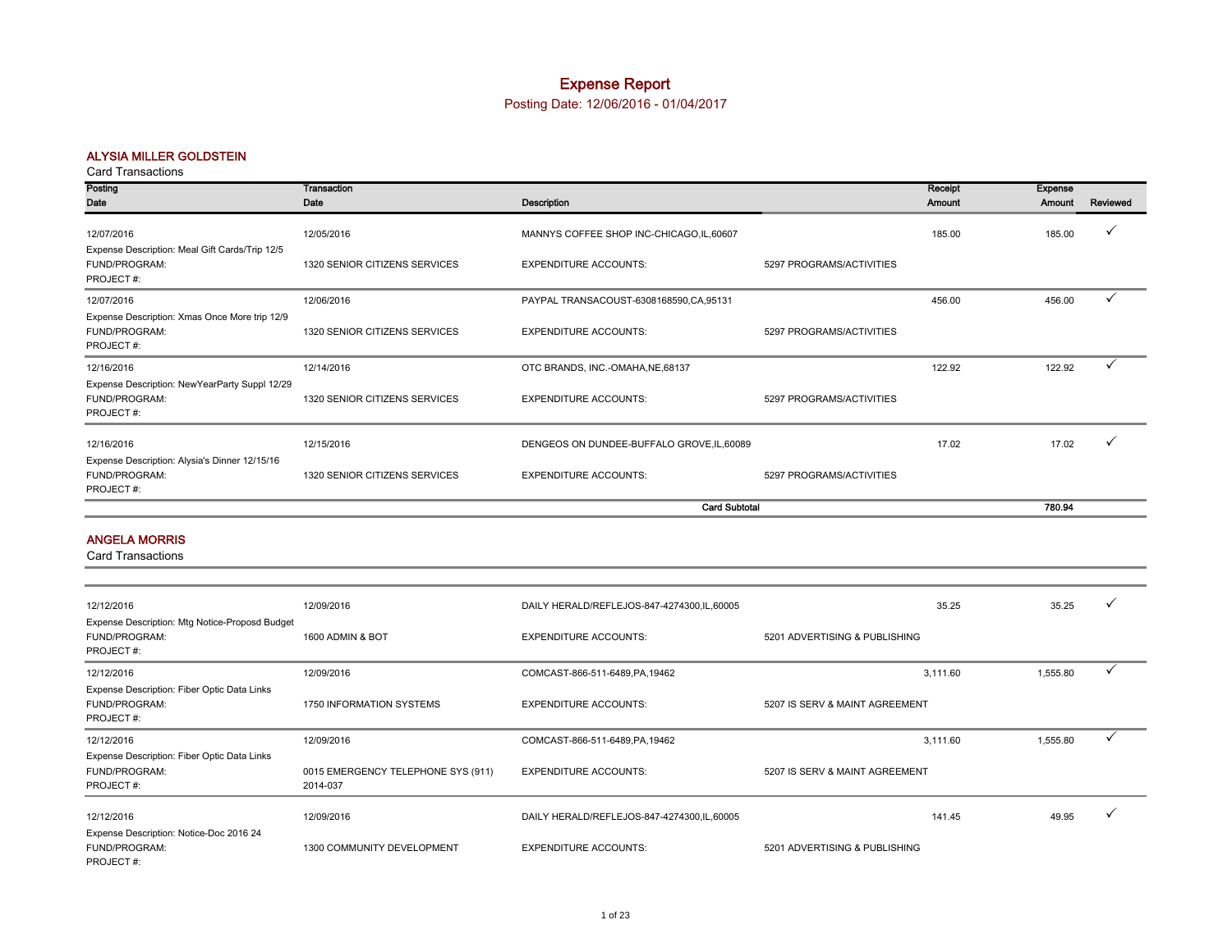# Expense Report

Posting Date: 12/06/2016 - 01/04/2017

## ALYSIA MILLER GOLDSTEIN

Card Transactions

| Posting Date | Transaction Date | Description | | Receipt Amount | Expense Amount | Reviewed |
|---|---|---|---|---|---|---|
| 12/07/2016 | 12/05/2016 | MANNYS COFFEE SHOP INC-CHICAGO,IL,60607 | | 185.00 | 185.00 | ✓ |
| Expense Description: Meal Gift Cards/Trip 12/5 | | | | | | |
| FUND/PROGRAM: | 1320 SENIOR CITIZENS SERVICES | EXPENDITURE ACCOUNTS: | 5297 PROGRAMS/ACTIVITIES | | | |
| PROJECT #: | | | | | | |
| 12/07/2016 | 12/06/2016 | PAYPAL TRANSACOUST-6308168590,CA,95131 | | 456.00 | 456.00 | ✓ |
| Expense Description: Xmas Once More trip 12/9 | | | | | | |
| FUND/PROGRAM: | 1320 SENIOR CITIZENS SERVICES | EXPENDITURE ACCOUNTS: | 5297 PROGRAMS/ACTIVITIES | | | |
| PROJECT #: | | | | | | |
| 12/16/2016 | 12/14/2016 | OTC BRANDS, INC.-OMAHA,NE,68137 | | 122.92 | 122.92 | ✓ |
| Expense Description: NewYearParty Suppl 12/29 | | | | | | |
| FUND/PROGRAM: | 1320 SENIOR CITIZENS SERVICES | EXPENDITURE ACCOUNTS: | 5297 PROGRAMS/ACTIVITIES | | | |
| PROJECT #: | | | | | | |
| 12/16/2016 | 12/15/2016 | DENGEOS ON DUNDEE-BUFFALO GROVE,IL,60089 | | 17.02 | 17.02 | ✓ |
| Expense Description: Alysia's Dinner 12/15/16 | | | | | | |
| FUND/PROGRAM: | 1320 SENIOR CITIZENS SERVICES | EXPENDITURE ACCOUNTS: | 5297 PROGRAMS/ACTIVITIES | | | |
| PROJECT #: | | | | | | |
| | | **Card Subtotal** | | | **780.94** | |

## ANGELA MORRIS

Card Transactions

| Posting Date | Transaction Date | Description | | Receipt Amount | Expense Amount | Reviewed |
|---|---|---|---|---|---|---|
| 12/12/2016 | 12/09/2016 | DAILY HERALD/REFLEJOS-847-4274300,IL,60005 | | 35.25 | 35.25 | ✓ |
| Expense Description: Mtg Notice-Proposd Budget | | | | | | |
| FUND/PROGRAM: | 1600 ADMIN & BOT | EXPENDITURE ACCOUNTS: | 5201 ADVERTISING & PUBLISHING | | | |
| PROJECT #: | | | | | | |
| 12/12/2016 | 12/09/2016 | COMCAST-866-511-6489,PA,19462 | | 3,111.60 | 1,555.80 | ✓ |
| Expense Description: Fiber Optic Data Links | | | | | | |
| FUND/PROGRAM: | 1750 INFORMATION SYSTEMS | EXPENDITURE ACCOUNTS: | 5207 IS SERV & MAINT AGREEMENT | | | |
| PROJECT #: | | | | | | |
| 12/12/2016 | 12/09/2016 | COMCAST-866-511-6489,PA,19462 | | 3,111.60 | 1,555.80 | ✓ |
| Expense Description: Fiber Optic Data Links | | | | | | |
| FUND/PROGRAM: | 0015 EMERGENCY TELEPHONE SYS (911) | EXPENDITURE ACCOUNTS: | 5207 IS SERV & MAINT AGREEMENT | | | |
| PROJECT #: | 2014-037 | | | | | |
| 12/12/2016 | 12/09/2016 | DAILY HERALD/REFLEJOS-847-4274300,IL,60005 | | 141.45 | 49.95 | ✓ |
| Expense Description: Notice-Doc 2016 24 | | | | | | |
| FUND/PROGRAM: | 1300 COMMUNITY DEVELOPMENT | EXPENDITURE ACCOUNTS: | 5201 ADVERTISING & PUBLISHING | | | |
| PROJECT #: | | | | | | |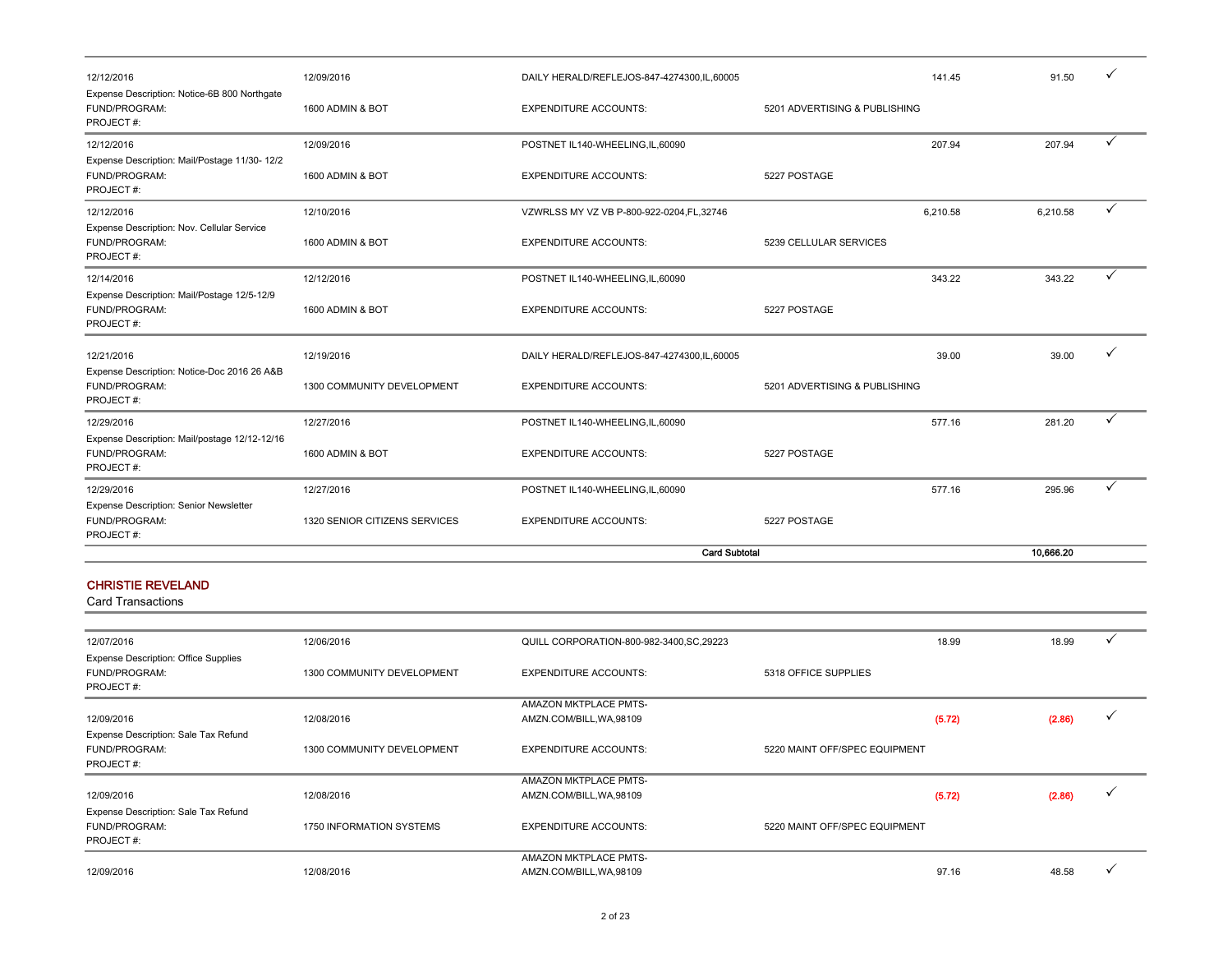| | | | | | | |
|---|---|---|---|---|---|---|
| 12/12/2016 | 12/09/2016 | DAILY HERALD/REFLEJOS-847-4274300,IL,60005 | | 141.45 | 91.50 | ✓ |
| Expense Description: Notice-6B 800 Northgate | | | | | | |
| FUND/PROGRAM: | 1600 ADMIN & BOT | EXPENDITURE ACCOUNTS: | 5201 ADVERTISING & PUBLISHING | | | |
| PROJECT #: | | | | | | |
| 12/12/2016 | 12/09/2016 | POSTNET IL140-WHEELING,IL,60090 | | 207.94 | 207.94 | ✓ |
| Expense Description: Mail/Postage 11/30- 12/2 | | | | | | |
| FUND/PROGRAM: | 1600 ADMIN & BOT | EXPENDITURE ACCOUNTS: | 5227 POSTAGE | | | |
| PROJECT #: | | | | | | |
| 12/12/2016 | 12/10/2016 | VZWRLSS MY VZ VB P-800-922-0204,FL,32746 | | 6,210.58 | 6,210.58 | ✓ |
| Expense Description: Nov. Cellular Service | | | | | | |
| FUND/PROGRAM: | 1600 ADMIN & BOT | EXPENDITURE ACCOUNTS: | 5239 CELLULAR SERVICES | | | |
| PROJECT #: | | | | | | |
| 12/14/2016 | 12/12/2016 | POSTNET IL140-WHEELING,IL,60090 | | 343.22 | 343.22 | ✓ |
| Expense Description: Mail/Postage 12/5-12/9 | | | | | | |
| FUND/PROGRAM: | 1600 ADMIN & BOT | EXPENDITURE ACCOUNTS: | 5227 POSTAGE | | | |
| PROJECT #: | | | | | | |
| 12/21/2016 | 12/19/2016 | DAILY HERALD/REFLEJOS-847-4274300,IL,60005 | | 39.00 | 39.00 | ✓ |
| Expense Description: Notice-Doc 2016 26 A&B | | | | | | |
| FUND/PROGRAM: | 1300 COMMUNITY DEVELOPMENT | EXPENDITURE ACCOUNTS: | 5201 ADVERTISING & PUBLISHING | | | |
| PROJECT #: | | | | | | |
| 12/29/2016 | 12/27/2016 | POSTNET IL140-WHEELING,IL,60090 | | 577.16 | 281.20 | ✓ |
| Expense Description: Mail/postage 12/12-12/16 | | | | | | |
| FUND/PROGRAM: | 1600 ADMIN & BOT | EXPENDITURE ACCOUNTS: | 5227 POSTAGE | | | |
| PROJECT #: | | | | | | |
| 12/29/2016 | 12/27/2016 | POSTNET IL140-WHEELING,IL,60090 | | 577.16 | 295.96 | ✓ |
| Expense Description: Senior Newsletter | | | | | | |
| FUND/PROGRAM: | 1320 SENIOR CITIZENS SERVICES | EXPENDITURE ACCOUNTS: | 5227 POSTAGE | | | |
| PROJECT #: | | | | | | |
| | | **Card Subtotal** | | | **10,666.20** | |

## CHRISTIE REVELAND

Card Transactions

| | | | | | | |
|---|---|---|---|---|---|---|
| 12/07/2016 | 12/06/2016 | QUILL CORPORATION-800-982-3400,SC,29223 | | 18.99 | 18.99 | ✓ |
| Expense Description: Office Supplies | | | | | | |
| FUND/PROGRAM: | 1300 COMMUNITY DEVELOPMENT | EXPENDITURE ACCOUNTS: | 5318 OFFICE SUPPLIES | | | |
| PROJECT #: | | | | | | |
| 12/09/2016 | 12/08/2016 | AMAZON MKTPLACE PMTS-AMZN.COM/BILL,WA,98109 | | (5.72) | (2.86) | ✓ |
| Expense Description: Sale Tax Refund | | | | | | |
| FUND/PROGRAM: | 1300 COMMUNITY DEVELOPMENT | EXPENDITURE ACCOUNTS: | 5220 MAINT OFF/SPEC EQUIPMENT | | | |
| PROJECT #: | | | | | | |
| 12/09/2016 | 12/08/2016 | AMAZON MKTPLACE PMTS-AMZN.COM/BILL,WA,98109 | | (5.72) | (2.86) | ✓ |
| Expense Description: Sale Tax Refund | | | | | | |
| FUND/PROGRAM: | 1750 INFORMATION SYSTEMS | EXPENDITURE ACCOUNTS: | 5220 MAINT OFF/SPEC EQUIPMENT | | | |
| PROJECT #: | | | | | | |
| 12/09/2016 | 12/08/2016 | AMAZON MKTPLACE PMTS-AMZN.COM/BILL,WA,98109 | | 97.16 | 48.58 | ✓ |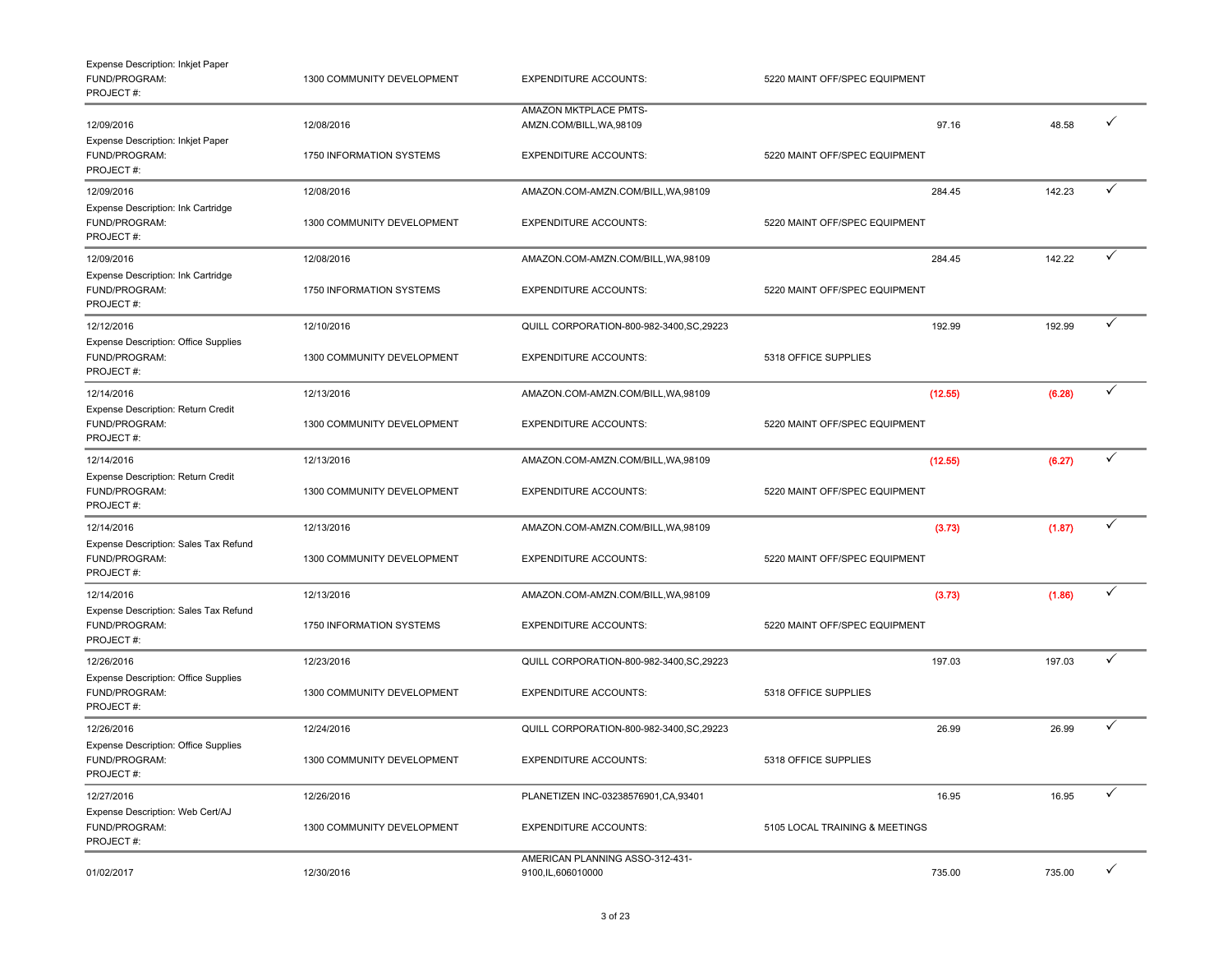Expense Description: Inkjet Paper
FUND/PROGRAM: 1300 COMMUNITY DEVELOPMENT | EXPENDITURE ACCOUNTS: 5220 MAINT OFF/SPEC EQUIPMENT
PROJECT #:

| | | | | | |
|---|---|---|---|---|---|
| 12/09/2016 | 12/08/2016 | AMAZON MKTPLACE PMTS-AMZN.COM/BILL,WA,98109 | 97.16 | 48.58 | ✓ |

Expense Description: Inkjet Paper
FUND/PROGRAM: 1750 INFORMATION SYSTEMS | EXPENDITURE ACCOUNTS: 5220 MAINT OFF/SPEC EQUIPMENT
PROJECT #:

| | | | | | |
|---|---|---|---|---|---|
| 12/09/2016 | 12/08/2016 | AMAZON.COM-AMZN.COM/BILL,WA,98109 | 284.45 | 142.23 | ✓ |

Expense Description: Ink Cartridge
FUND/PROGRAM: 1300 COMMUNITY DEVELOPMENT | EXPENDITURE ACCOUNTS: 5220 MAINT OFF/SPEC EQUIPMENT
PROJECT #:

| | | | | | |
|---|---|---|---|---|---|
| 12/09/2016 | 12/08/2016 | AMAZON.COM-AMZN.COM/BILL,WA,98109 | 284.45 | 142.22 | ✓ |

Expense Description: Ink Cartridge
FUND/PROGRAM: 1750 INFORMATION SYSTEMS | EXPENDITURE ACCOUNTS: 5220 MAINT OFF/SPEC EQUIPMENT
PROJECT #:

| | | | | | |
|---|---|---|---|---|---|
| 12/12/2016 | 12/10/2016 | QUILL CORPORATION-800-982-3400,SC,29223 | 192.99 | 192.99 | ✓ |

Expense Description: Office Supplies
FUND/PROGRAM: 1300 COMMUNITY DEVELOPMENT | EXPENDITURE ACCOUNTS: 5318 OFFICE SUPPLIES
PROJECT #:

| | | | | | |
|---|---|---|---|---|---|
| 12/14/2016 | 12/13/2016 | AMAZON.COM-AMZN.COM/BILL,WA,98109 | (12.55) | (6.28) | ✓ |

Expense Description: Return Credit
FUND/PROGRAM: 1300 COMMUNITY DEVELOPMENT | EXPENDITURE ACCOUNTS: 5220 MAINT OFF/SPEC EQUIPMENT
PROJECT #:

| | | | | | |
|---|---|---|---|---|---|
| 12/14/2016 | 12/13/2016 | AMAZON.COM-AMZN.COM/BILL,WA,98109 | (12.55) | (6.27) | ✓ |

Expense Description: Return Credit
FUND/PROGRAM: 1300 COMMUNITY DEVELOPMENT | EXPENDITURE ACCOUNTS: 5220 MAINT OFF/SPEC EQUIPMENT
PROJECT #:

| | | | | | |
|---|---|---|---|---|---|
| 12/14/2016 | 12/13/2016 | AMAZON.COM-AMZN.COM/BILL,WA,98109 | (3.73) | (1.87) | ✓ |

Expense Description: Sales Tax Refund
FUND/PROGRAM: 1300 COMMUNITY DEVELOPMENT | EXPENDITURE ACCOUNTS: 5220 MAINT OFF/SPEC EQUIPMENT
PROJECT #:

| | | | | | |
|---|---|---|---|---|---|
| 12/14/2016 | 12/13/2016 | AMAZON.COM-AMZN.COM/BILL,WA,98109 | (3.73) | (1.86) | ✓ |

Expense Description: Sales Tax Refund
FUND/PROGRAM: 1750 INFORMATION SYSTEMS | EXPENDITURE ACCOUNTS: 5220 MAINT OFF/SPEC EQUIPMENT
PROJECT #:

| | | | | | |
|---|---|---|---|---|---|
| 12/26/2016 | 12/23/2016 | QUILL CORPORATION-800-982-3400,SC,29223 | 197.03 | 197.03 | ✓ |

Expense Description: Office Supplies
FUND/PROGRAM: 1300 COMMUNITY DEVELOPMENT | EXPENDITURE ACCOUNTS: 5318 OFFICE SUPPLIES
PROJECT #:

| | | | | | |
|---|---|---|---|---|---|
| 12/26/2016 | 12/24/2016 | QUILL CORPORATION-800-982-3400,SC,29223 | 26.99 | 26.99 | ✓ |

Expense Description: Office Supplies
FUND/PROGRAM: 1300 COMMUNITY DEVELOPMENT | EXPENDITURE ACCOUNTS: 5318 OFFICE SUPPLIES
PROJECT #:

| | | | | | |
|---|---|---|---|---|---|
| 12/27/2016 | 12/26/2016 | PLANETIZEN INC-03238576901,CA,93401 | 16.95 | 16.95 | ✓ |

Expense Description: Web Cert/AJ
FUND/PROGRAM: 1300 COMMUNITY DEVELOPMENT | EXPENDITURE ACCOUNTS: 5105 LOCAL TRAINING & MEETINGS
PROJECT #:

| | | | | | |
|---|---|---|---|---|---|
| 01/02/2017 | 12/30/2016 | AMERICAN PLANNING ASSO-312-431-9100,IL,606010000 | 735.00 | 735.00 | ✓ |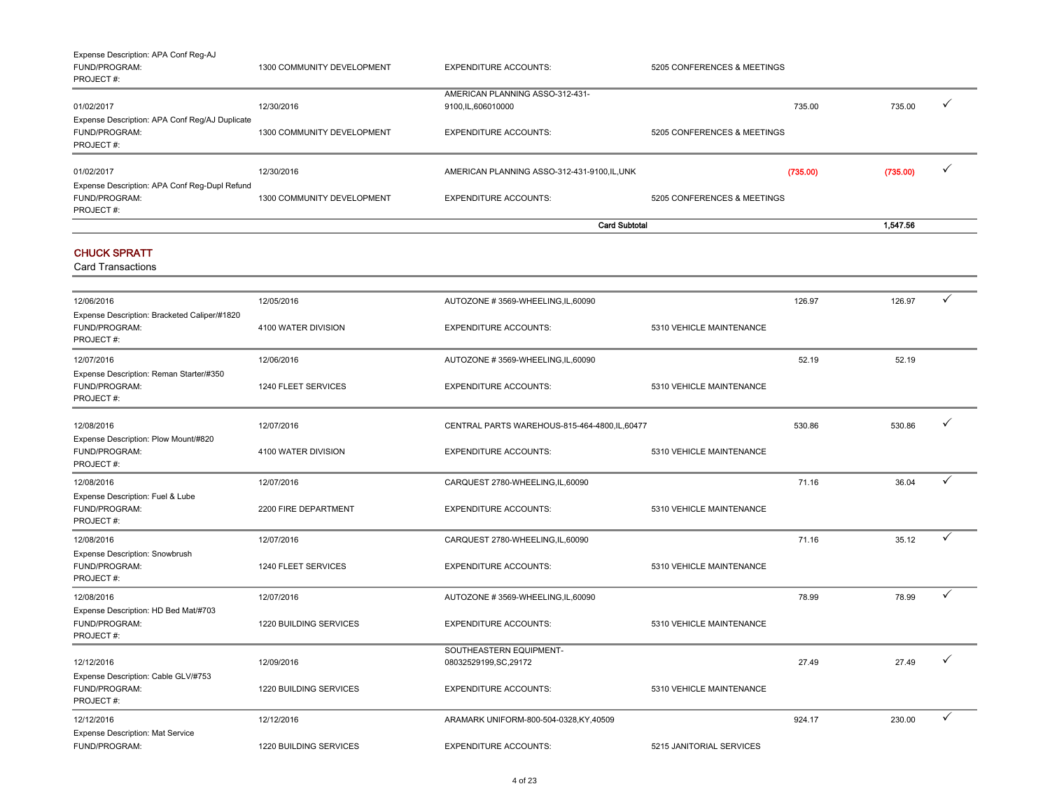| | | | | | | |
|---|---|---|---|---|---|---|
| Expense Description: APA Conf Reg-AJ | | | | | | |
| FUND/PROGRAM: | 1300 COMMUNITY DEVELOPMENT | EXPENDITURE ACCOUNTS: | 5205 CONFERENCES & MEETINGS | | | |
| PROJECT #: | | | | | | |
| 01/02/2017 | 12/30/2016 | AMERICAN PLANNING ASSO-312-431-9100,IL,606010000 | | 735.00 | 735.00 | ✓ |
| Expense Description: APA Conf Reg/AJ Duplicate | | | | | | |
| FUND/PROGRAM: | 1300 COMMUNITY DEVELOPMENT | EXPENDITURE ACCOUNTS: | 5205 CONFERENCES & MEETINGS | | | |
| PROJECT #: | | | | | | |
| 01/02/2017 | 12/30/2016 | AMERICAN PLANNING ASSO-312-431-9100,IL,UNK | | (735.00) | (735.00) | ✓ |
| Expense Description: APA Conf Reg-Dupl Refund | | | | | | |
| FUND/PROGRAM: | 1300 COMMUNITY DEVELOPMENT | EXPENDITURE ACCOUNTS: | 5205 CONFERENCES & MEETINGS | | | |
| PROJECT #: | | | | | | |
| | | **Card Subtotal** | | | **1,547.56** | |

## CHUCK SPRATT

Card Transactions

| | | | | | | |
|---|---|---|---|---|---|---|
| 12/06/2016 | 12/05/2016 | AUTOZONE # 3569-WHEELING,IL,60090 | | 126.97 | 126.97 | ✓ |
| Expense Description: Bracketed Caliper/#1820 | | | | | | |
| FUND/PROGRAM: | 4100 WATER DIVISION | EXPENDITURE ACCOUNTS: | 5310 VEHICLE MAINTENANCE | | | |
| PROJECT #: | | | | | | |
| 12/07/2016 | 12/06/2016 | AUTOZONE # 3569-WHEELING,IL,60090 | | 52.19 | 52.19 | |
| Expense Description: Reman Starter/#350 | | | | | | |
| FUND/PROGRAM: | 1240 FLEET SERVICES | EXPENDITURE ACCOUNTS: | 5310 VEHICLE MAINTENANCE | | | |
| PROJECT #: | | | | | | |
| 12/08/2016 | 12/07/2016 | CENTRAL PARTS WAREHOUS-815-464-4800,IL,60477 | | 530.86 | 530.86 | ✓ |
| Expense Description: Plow Mount/#820 | | | | | | |
| FUND/PROGRAM: | 4100 WATER DIVISION | EXPENDITURE ACCOUNTS: | 5310 VEHICLE MAINTENANCE | | | |
| PROJECT #: | | | | | | |
| 12/08/2016 | 12/07/2016 | CARQUEST 2780-WHEELING,IL,60090 | | 71.16 | 36.04 | ✓ |
| Expense Description: Fuel & Lube | | | | | | |
| FUND/PROGRAM: | 2200 FIRE DEPARTMENT | EXPENDITURE ACCOUNTS: | 5310 VEHICLE MAINTENANCE | | | |
| PROJECT #: | | | | | | |
| 12/08/2016 | 12/07/2016 | CARQUEST 2780-WHEELING,IL,60090 | | 71.16 | 35.12 | ✓ |
| Expense Description: Snowbrush | | | | | | |
| FUND/PROGRAM: | 1240 FLEET SERVICES | EXPENDITURE ACCOUNTS: | 5310 VEHICLE MAINTENANCE | | | |
| PROJECT #: | | | | | | |
| 12/08/2016 | 12/07/2016 | AUTOZONE # 3569-WHEELING,IL,60090 | | 78.99 | 78.99 | ✓ |
| Expense Description: HD Bed Mat/#703 | | | | | | |
| FUND/PROGRAM: | 1220 BUILDING SERVICES | EXPENDITURE ACCOUNTS: | 5310 VEHICLE MAINTENANCE | | | |
| PROJECT #: | | | | | | |
| 12/12/2016 | 12/09/2016 | SOUTHEASTERN EQUIPMENT-08032529199,SC,29172 | | 27.49 | 27.49 | ✓ |
| Expense Description: Cable GLV/#753 | | | | | | |
| FUND/PROGRAM: | 1220 BUILDING SERVICES | EXPENDITURE ACCOUNTS: | 5310 VEHICLE MAINTENANCE | | | |
| PROJECT #: | | | | | | |
| 12/12/2016 | 12/12/2016 | ARAMARK UNIFORM-800-504-0328,KY,40509 | | 924.17 | 230.00 | ✓ |
| Expense Description: Mat Service | | | | | | |
| FUND/PROGRAM: | 1220 BUILDING SERVICES | EXPENDITURE ACCOUNTS: | 5215 JANITORIAL SERVICES | | | |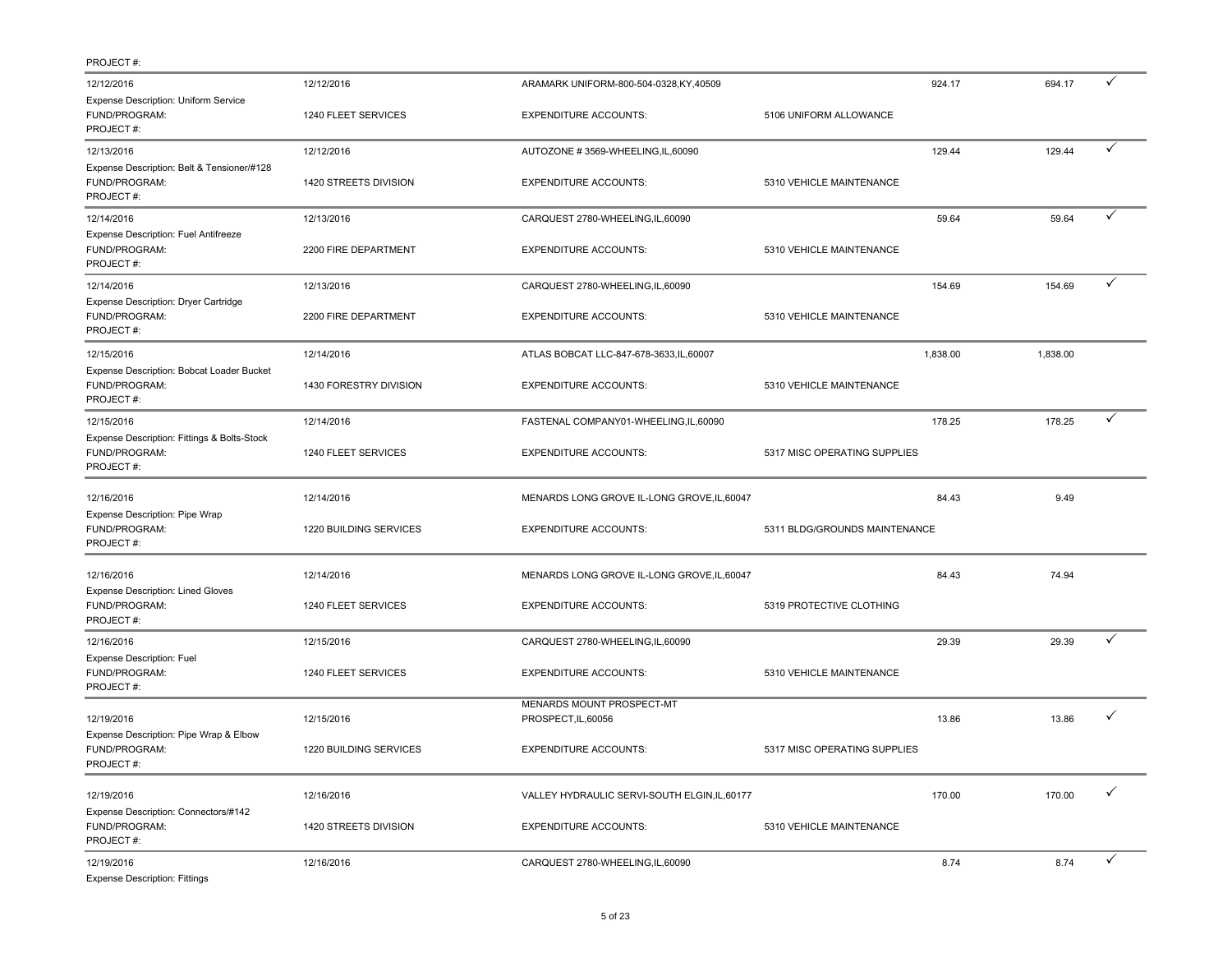PROJECT #:

| Transaction Date | Posting Date | Merchant | | Amount | Allocated | |
|---|---|---|---|---|---|---|
| 12/12/2016 | 12/12/2016 | ARAMARK UNIFORM-800-504-0328,KY,40509 | | 924.17 | 694.17 | ✓ |
| Expense Description: Uniform Service | | | | | | |
| FUND/PROGRAM: | 1240 FLEET SERVICES | EXPENDITURE ACCOUNTS: | 5106 UNIFORM ALLOWANCE | | | |
| PROJECT #: | | | | | | |
| 12/13/2016 | 12/12/2016 | AUTOZONE # 3569-WHEELING,IL,60090 | | 129.44 | 129.44 | ✓ |
| Expense Description: Belt & Tensioner/#128 | | | | | | |
| FUND/PROGRAM: | 1420 STREETS DIVISION | EXPENDITURE ACCOUNTS: | 5310 VEHICLE MAINTENANCE | | | |
| PROJECT #: | | | | | | |
| 12/14/2016 | 12/13/2016 | CARQUEST 2780-WHEELING,IL,60090 | | 59.64 | 59.64 | ✓ |
| Expense Description: Fuel Antifreeze | | | | | | |
| FUND/PROGRAM: | 2200 FIRE DEPARTMENT | EXPENDITURE ACCOUNTS: | 5310 VEHICLE MAINTENANCE | | | |
| PROJECT #: | | | | | | |
| 12/14/2016 | 12/13/2016 | CARQUEST 2780-WHEELING,IL,60090 | | 154.69 | 154.69 | ✓ |
| Expense Description: Dryer Cartridge | | | | | | |
| FUND/PROGRAM: | 2200 FIRE DEPARTMENT | EXPENDITURE ACCOUNTS: | 5310 VEHICLE MAINTENANCE | | | |
| PROJECT #: | | | | | | |
| 12/15/2016 | 12/14/2016 | ATLAS BOBCAT LLC-847-678-3633,IL,60007 | | 1,838.00 | 1,838.00 | |
| Expense Description: Bobcat Loader Bucket | | | | | | |
| FUND/PROGRAM: | 1430 FORESTRY DIVISION | EXPENDITURE ACCOUNTS: | 5310 VEHICLE MAINTENANCE | | | |
| PROJECT #: | | | | | | |
| 12/15/2016 | 12/14/2016 | FASTENAL COMPANY01-WHEELING,IL,60090 | | 178.25 | 178.25 | ✓ |
| Expense Description: Fittings & Bolts-Stock | | | | | | |
| FUND/PROGRAM: | 1240 FLEET SERVICES | EXPENDITURE ACCOUNTS: | 5317 MISC OPERATING SUPPLIES | | | |
| PROJECT #: | | | | | | |
| 12/16/2016 | 12/14/2016 | MENARDS LONG GROVE IL-LONG GROVE,IL,60047 | | 84.43 | 9.49 | |
| Expense Description: Pipe Wrap | | | | | | |
| FUND/PROGRAM: | 1220 BUILDING SERVICES | EXPENDITURE ACCOUNTS: | 5311 BLDG/GROUNDS MAINTENANCE | | | |
| PROJECT #: | | | | | | |
| 12/16/2016 | 12/14/2016 | MENARDS LONG GROVE IL-LONG GROVE,IL,60047 | | 84.43 | 74.94 | |
| Expense Description: Lined Gloves | | | | | | |
| FUND/PROGRAM: | 1240 FLEET SERVICES | EXPENDITURE ACCOUNTS: | 5319 PROTECTIVE CLOTHING | | | |
| PROJECT #: | | | | | | |
| 12/16/2016 | 12/15/2016 | CARQUEST 2780-WHEELING,IL,60090 | | 29.39 | 29.39 | ✓ |
| Expense Description: Fuel | | | | | | |
| FUND/PROGRAM: | 1240 FLEET SERVICES | EXPENDITURE ACCOUNTS: | 5310 VEHICLE MAINTENANCE | | | |
| PROJECT #: | | | | | | |
| 12/19/2016 | 12/15/2016 | MENARDS MOUNT PROSPECT-MT PROSPECT,IL,60056 | | 13.86 | 13.86 | ✓ |
| Expense Description: Pipe Wrap & Elbow | | | | | | |
| FUND/PROGRAM: | 1220 BUILDING SERVICES | EXPENDITURE ACCOUNTS: | 5317 MISC OPERATING SUPPLIES | | | |
| PROJECT #: | | | | | | |
| 12/19/2016 | 12/16/2016 | VALLEY HYDRAULIC SERVI-SOUTH ELGIN,IL,60177 | | 170.00 | 170.00 | ✓ |
| Expense Description: Connectors/#142 | | | | | | |
| FUND/PROGRAM: | 1420 STREETS DIVISION | EXPENDITURE ACCOUNTS: | 5310 VEHICLE MAINTENANCE | | | |
| PROJECT #: | | | | | | |
| 12/19/2016 | 12/16/2016 | CARQUEST 2780-WHEELING,IL,60090 | | 8.74 | 8.74 | ✓ |
| Expense Description: Fittings | | | | | | |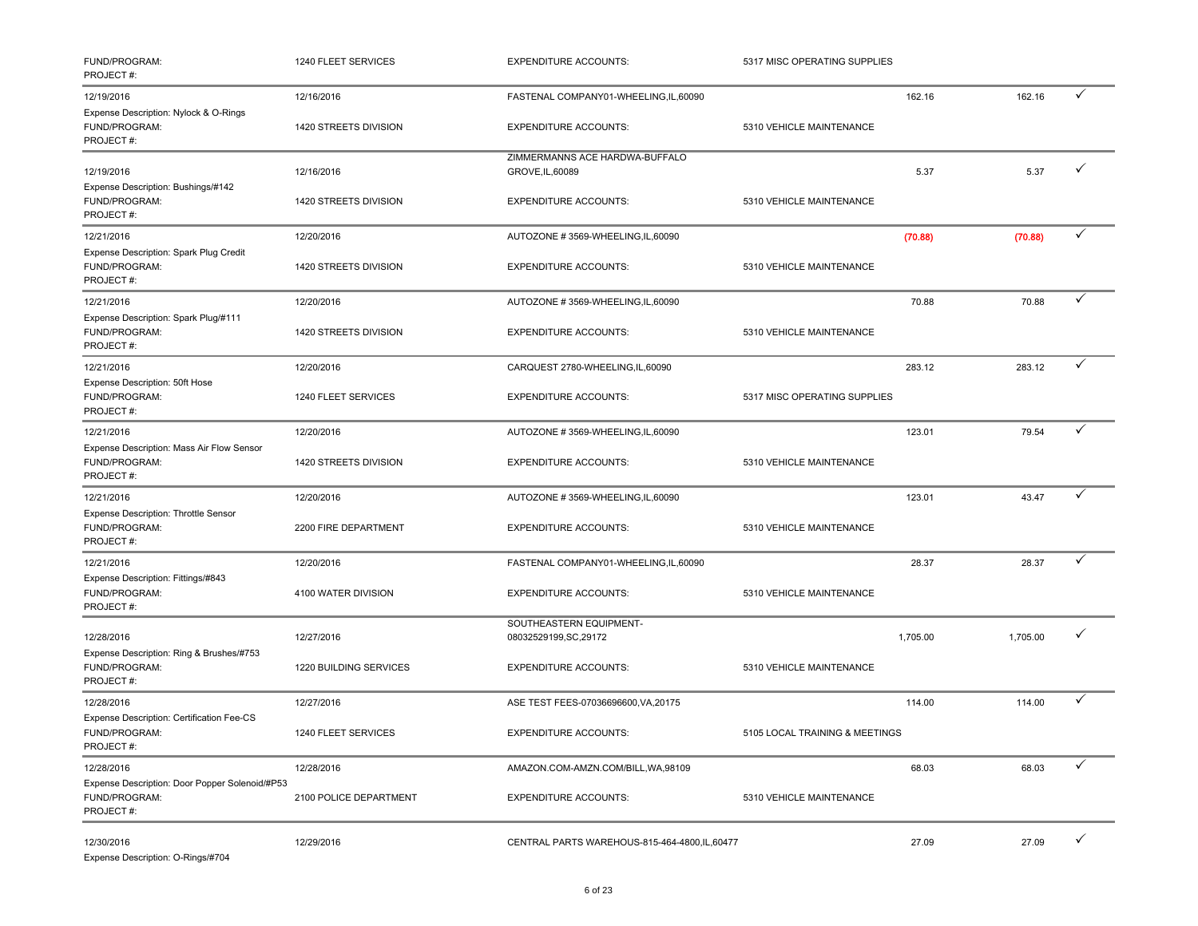| | | | | | | |
|---|---|---|---|---|---|---|
| FUND/PROGRAM: PROJECT #: | 1240 FLEET SERVICES | EXPENDITURE ACCOUNTS: | 5317 MISC OPERATING SUPPLIES | | | |
| 12/19/2016 | 12/16/2016 | FASTENAL COMPANY01-WHEELING,IL,60090 | | 162.16 | 162.16 | ✓ |
| Expense Description: Nylock & O-Rings | | | | | | |
| FUND/PROGRAM: PROJECT #: | 1420 STREETS DIVISION | EXPENDITURE ACCOUNTS: | 5310 VEHICLE MAINTENANCE | | | |
| 12/19/2016 | 12/16/2016 | ZIMMERMANNS ACE HARDWA-BUFFALO GROVE,IL,60089 | | 5.37 | 5.37 | ✓ |
| Expense Description: Bushings/#142 | | | | | | |
| FUND/PROGRAM: PROJECT #: | 1420 STREETS DIVISION | EXPENDITURE ACCOUNTS: | 5310 VEHICLE MAINTENANCE | | | |
| 12/21/2016 | 12/20/2016 | AUTOZONE # 3569-WHEELING,IL,60090 | | (70.88) | (70.88) | ✓ |
| Expense Description: Spark Plug Credit | | | | | | |
| FUND/PROGRAM: PROJECT #: | 1420 STREETS DIVISION | EXPENDITURE ACCOUNTS: | 5310 VEHICLE MAINTENANCE | | | |
| 12/21/2016 | 12/20/2016 | AUTOZONE # 3569-WHEELING,IL,60090 | | 70.88 | 70.88 | ✓ |
| Expense Description: Spark Plug/#111 | | | | | | |
| FUND/PROGRAM: PROJECT #: | 1420 STREETS DIVISION | EXPENDITURE ACCOUNTS: | 5310 VEHICLE MAINTENANCE | | | |
| 12/21/2016 | 12/20/2016 | CARQUEST 2780-WHEELING,IL,60090 | | 283.12 | 283.12 | ✓ |
| Expense Description: 50ft Hose | | | | | | |
| FUND/PROGRAM: PROJECT #: | 1240 FLEET SERVICES | EXPENDITURE ACCOUNTS: | 5317 MISC OPERATING SUPPLIES | | | |
| 12/21/2016 | 12/20/2016 | AUTOZONE # 3569-WHEELING,IL,60090 | | 123.01 | 79.54 | ✓ |
| Expense Description: Mass Air Flow Sensor | | | | | | |
| FUND/PROGRAM: PROJECT #: | 1420 STREETS DIVISION | EXPENDITURE ACCOUNTS: | 5310 VEHICLE MAINTENANCE | | | |
| 12/21/2016 | 12/20/2016 | AUTOZONE # 3569-WHEELING,IL,60090 | | 123.01 | 43.47 | ✓ |
| Expense Description: Throttle Sensor | | | | | | |
| FUND/PROGRAM: PROJECT #: | 2200 FIRE DEPARTMENT | EXPENDITURE ACCOUNTS: | 5310 VEHICLE MAINTENANCE | | | |
| 12/21/2016 | 12/20/2016 | FASTENAL COMPANY01-WHEELING,IL,60090 | | 28.37 | 28.37 | ✓ |
| Expense Description: Fittings/#843 | | | | | | |
| FUND/PROGRAM: PROJECT #: | 4100 WATER DIVISION | EXPENDITURE ACCOUNTS: | 5310 VEHICLE MAINTENANCE | | | |
| 12/28/2016 | 12/27/2016 | SOUTHEASTERN EQUIPMENT-08032529199,SC,29172 | | 1,705.00 | 1,705.00 | ✓ |
| Expense Description: Ring & Brushes/#753 | | | | | | |
| FUND/PROGRAM: PROJECT #: | 1220 BUILDING SERVICES | EXPENDITURE ACCOUNTS: | 5310 VEHICLE MAINTENANCE | | | |
| 12/28/2016 | 12/27/2016 | ASE TEST FEES-07036696600,VA,20175 | | 114.00 | 114.00 | ✓ |
| Expense Description: Certification Fee-CS | | | | | | |
| FUND/PROGRAM: PROJECT #: | 1240 FLEET SERVICES | EXPENDITURE ACCOUNTS: | 5105 LOCAL TRAINING & MEETINGS | | | |
| 12/28/2016 | 12/28/2016 | AMAZON.COM-AMZN.COM/BILL,WA,98109 | | 68.03 | 68.03 | ✓ |
| Expense Description: Door Popper Solenoid/#P53 | | | | | | |
| FUND/PROGRAM: PROJECT #: | 2100 POLICE DEPARTMENT | EXPENDITURE ACCOUNTS: | 5310 VEHICLE MAINTENANCE | | | |
| 12/30/2016 | 12/29/2016 | CENTRAL PARTS WAREHOUS-815-464-4800,IL,60477 | | 27.09 | 27.09 | ✓ |
| Expense Description: O-Rings/#704 | | | | | | |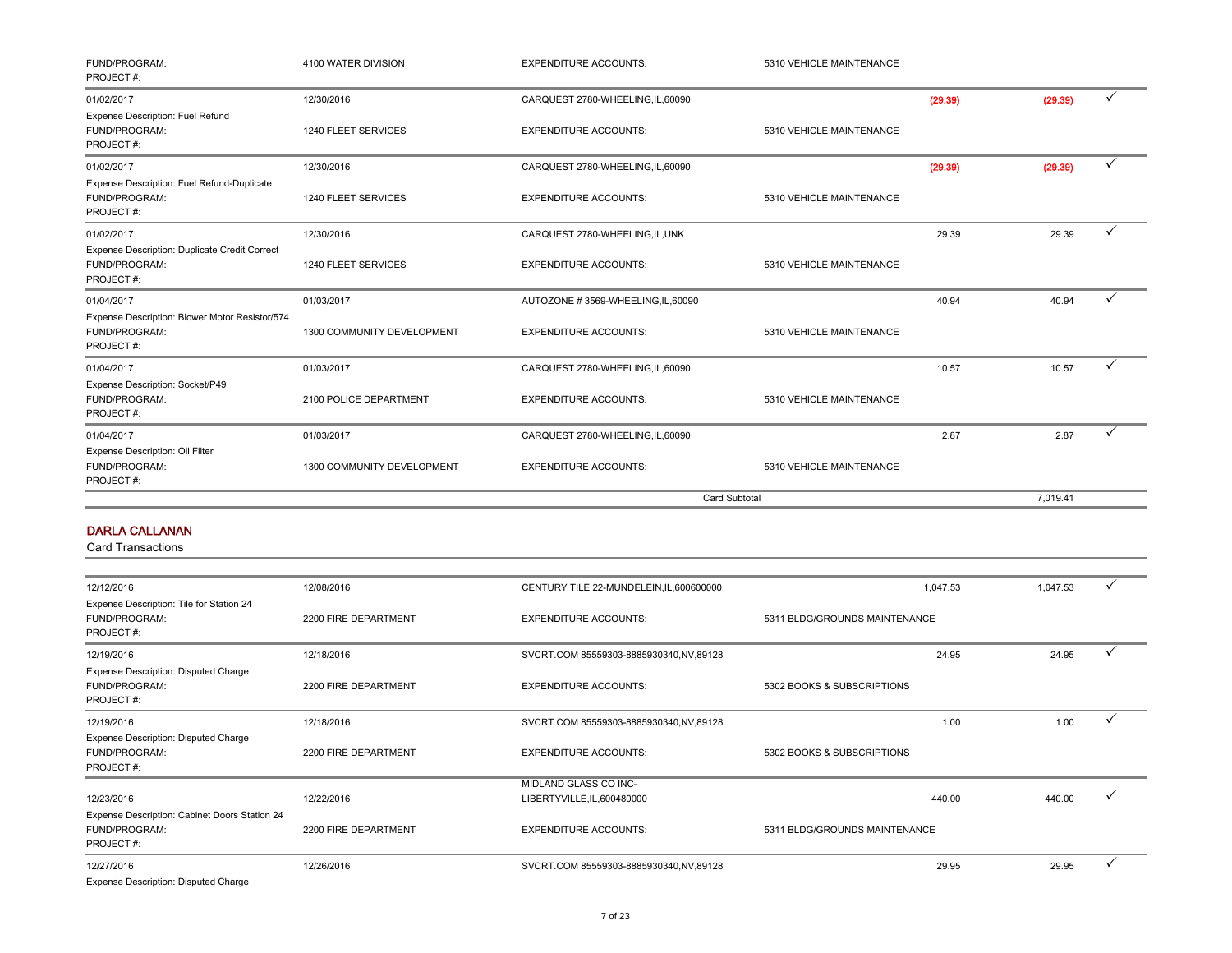| | | | | | | |
|---|---|---|---|---|---|---|
| FUND/PROGRAM: PROJECT #: | 4100 WATER DIVISION | EXPENDITURE ACCOUNTS: | 5310 VEHICLE MAINTENANCE | | | |
| 01/02/2017 | 12/30/2016 | CARQUEST 2780-WHEELING,IL,60090 | | (29.39) | (29.39) | ✓ |
| Expense Description: Fuel Refund FUND/PROGRAM: PROJECT #: | 1240 FLEET SERVICES | EXPENDITURE ACCOUNTS: | 5310 VEHICLE MAINTENANCE | | | |
| 01/02/2017 | 12/30/2016 | CARQUEST 2780-WHEELING,IL,60090 | | (29.39) | (29.39) | ✓ |
| Expense Description: Fuel Refund-Duplicate FUND/PROGRAM: PROJECT #: | 1240 FLEET SERVICES | EXPENDITURE ACCOUNTS: | 5310 VEHICLE MAINTENANCE | | | |
| 01/02/2017 | 12/30/2016 | CARQUEST 2780-WHEELING,IL,UNK | | 29.39 | 29.39 | ✓ |
| Expense Description: Duplicate Credit Correct FUND/PROGRAM: PROJECT #: | 1240 FLEET SERVICES | EXPENDITURE ACCOUNTS: | 5310 VEHICLE MAINTENANCE | | | |
| 01/04/2017 | 01/03/2017 | AUTOZONE # 3569-WHEELING,IL,60090 | | 40.94 | 40.94 | ✓ |
| Expense Description: Blower Motor Resistor/574 FUND/PROGRAM: PROJECT #: | 1300 COMMUNITY DEVELOPMENT | EXPENDITURE ACCOUNTS: | 5310 VEHICLE MAINTENANCE | | | |
| 01/04/2017 | 01/03/2017 | CARQUEST 2780-WHEELING,IL,60090 | | 10.57 | 10.57 | ✓ |
| Expense Description: Socket/P49 FUND/PROGRAM: PROJECT #: | 2100 POLICE DEPARTMENT | EXPENDITURE ACCOUNTS: | 5310 VEHICLE MAINTENANCE | | | |
| 01/04/2017 | 01/03/2017 | CARQUEST 2780-WHEELING,IL,60090 | | 2.87 | 2.87 | ✓ |
| Expense Description: Oil Filter FUND/PROGRAM: PROJECT #: | 1300 COMMUNITY DEVELOPMENT | EXPENDITURE ACCOUNTS: | 5310 VEHICLE MAINTENANCE | | | |
| | | | Card Subtotal | | 7,019.41 | |

## DARLA CALLANAN

Card Transactions

| | | | | | | |
|---|---|---|---|---|---|---|
| 12/12/2016 | 12/08/2016 | CENTURY TILE 22-MUNDELEIN,IL,600600000 | | 1,047.53 | 1,047.53 | ✓ |
| Expense Description: Tile for Station 24 FUND/PROGRAM: PROJECT #: | 2200 FIRE DEPARTMENT | EXPENDITURE ACCOUNTS: | 5311 BLDG/GROUNDS MAINTENANCE | | | |
| 12/19/2016 | 12/18/2016 | SVCRT.COM 85559303-8885930340,NV,89128 | | 24.95 | 24.95 | ✓ |
| Expense Description: Disputed Charge FUND/PROGRAM: PROJECT #: | 2200 FIRE DEPARTMENT | EXPENDITURE ACCOUNTS: | 5302 BOOKS & SUBSCRIPTIONS | | | |
| 12/19/2016 | 12/18/2016 | SVCRT.COM 85559303-8885930340,NV,89128 | | 1.00 | 1.00 | ✓ |
| Expense Description: Disputed Charge FUND/PROGRAM: PROJECT #: | 2200 FIRE DEPARTMENT | EXPENDITURE ACCOUNTS: | 5302 BOOKS & SUBSCRIPTIONS | | | |
| 12/23/2016 | 12/22/2016 | MIDLAND GLASS CO INC-LIBERTYVILLE,IL,600480000 | | 440.00 | 440.00 | ✓ |
| Expense Description: Cabinet Doors Station 24 FUND/PROGRAM: PROJECT #: | 2200 FIRE DEPARTMENT | EXPENDITURE ACCOUNTS: | 5311 BLDG/GROUNDS MAINTENANCE | | | |
| 12/27/2016 | 12/26/2016 | SVCRT.COM 85559303-8885930340,NV,89128 | | 29.95 | 29.95 | ✓ |
| Expense Description: Disputed Charge | | | | | | |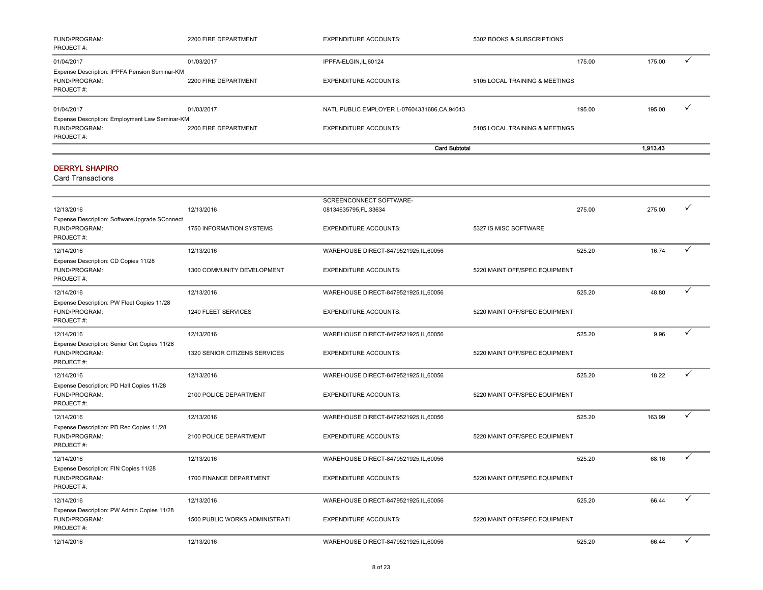| | | | | | | |
|---|---|---|---|---|---|---|
| FUND/PROGRAM: PROJECT #: | 2200 FIRE DEPARTMENT | EXPENDITURE ACCOUNTS: | 5302 BOOKS & SUBSCRIPTIONS | | | |
| 01/04/2017 | 01/03/2017 | IPPFA-ELGIN,IL,60124 | | 175.00 | 175.00 | ✓ |
| Expense Description: IPPFA Pension Seminar-KM | | | | | | |
| FUND/PROGRAM: PROJECT #: | 2200 FIRE DEPARTMENT | EXPENDITURE ACCOUNTS: | 5105 LOCAL TRAINING & MEETINGS | | | |
| 01/04/2017 | 01/03/2017 | NATL PUBLIC EMPLOYER L-07604331686,CA,94043 | | 195.00 | 195.00 | ✓ |
| Expense Description: Employment Law Seminar-KM | | | | | | |
| FUND/PROGRAM: PROJECT #: | 2200 FIRE DEPARTMENT | EXPENDITURE ACCOUNTS: | 5105 LOCAL TRAINING & MEETINGS | | | |
| | | **Card Subtotal** | | | **1,913.43** | |

## DERRYL SHAPIRO

Card Transactions

| | | | | | | |
|---|---|---|---|---|---|---|
| 12/13/2016 | 12/13/2016 | SCREENCONNECT SOFTWARE-08134635795,FL,33634 | | 275.00 | 275.00 | ✓ |
| Expense Description: SoftwareUpgrade SConnect | | | | | | |
| FUND/PROGRAM: PROJECT #: | 1750 INFORMATION SYSTEMS | EXPENDITURE ACCOUNTS: | 5327 IS MISC SOFTWARE | | | |
| 12/14/2016 | 12/13/2016 | WAREHOUSE DIRECT-8479521925,IL,60056 | | 525.20 | 16.74 | ✓ |
| Expense Description: CD Copies 11/28 | | | | | | |
| FUND/PROGRAM: PROJECT #: | 1300 COMMUNITY DEVELOPMENT | EXPENDITURE ACCOUNTS: | 5220 MAINT OFF/SPEC EQUIPMENT | | | |
| 12/14/2016 | 12/13/2016 | WAREHOUSE DIRECT-8479521925,IL,60056 | | 525.20 | 48.80 | ✓ |
| Expense Description: PW Fleet Copies 11/28 | | | | | | |
| FUND/PROGRAM: PROJECT #: | 1240 FLEET SERVICES | EXPENDITURE ACCOUNTS: | 5220 MAINT OFF/SPEC EQUIPMENT | | | |
| 12/14/2016 | 12/13/2016 | WAREHOUSE DIRECT-8479521925,IL,60056 | | 525.20 | 9.96 | ✓ |
| Expense Description: Senior Cnt Copies 11/28 | | | | | | |
| FUND/PROGRAM: PROJECT #: | 1320 SENIOR CITIZENS SERVICES | EXPENDITURE ACCOUNTS: | 5220 MAINT OFF/SPEC EQUIPMENT | | | |
| 12/14/2016 | 12/13/2016 | WAREHOUSE DIRECT-8479521925,IL,60056 | | 525.20 | 18.22 | ✓ |
| Expense Description: PD Hall Copies 11/28 | | | | | | |
| FUND/PROGRAM: PROJECT #: | 2100 POLICE DEPARTMENT | EXPENDITURE ACCOUNTS: | 5220 MAINT OFF/SPEC EQUIPMENT | | | |
| 12/14/2016 | 12/13/2016 | WAREHOUSE DIRECT-8479521925,IL,60056 | | 525.20 | 163.99 | ✓ |
| Expense Description: PD Rec Copies 11/28 | | | | | | |
| FUND/PROGRAM: PROJECT #: | 2100 POLICE DEPARTMENT | EXPENDITURE ACCOUNTS: | 5220 MAINT OFF/SPEC EQUIPMENT | | | |
| 12/14/2016 | 12/13/2016 | WAREHOUSE DIRECT-8479521925,IL,60056 | | 525.20 | 68.16 | ✓ |
| Expense Description: FIN Copies 11/28 | | | | | | |
| FUND/PROGRAM: PROJECT #: | 1700 FINANCE DEPARTMENT | EXPENDITURE ACCOUNTS: | 5220 MAINT OFF/SPEC EQUIPMENT | | | |
| 12/14/2016 | 12/13/2016 | WAREHOUSE DIRECT-8479521925,IL,60056 | | 525.20 | 66.44 | ✓ |
| Expense Description: PW Admin Copies 11/28 | | | | | | |
| FUND/PROGRAM: PROJECT #: | 1500 PUBLIC WORKS ADMINISTRATI | EXPENDITURE ACCOUNTS: | 5220 MAINT OFF/SPEC EQUIPMENT | | | |
| 12/14/2016 | 12/13/2016 | WAREHOUSE DIRECT-8479521925,IL,60056 | | 525.20 | 66.44 | ✓ |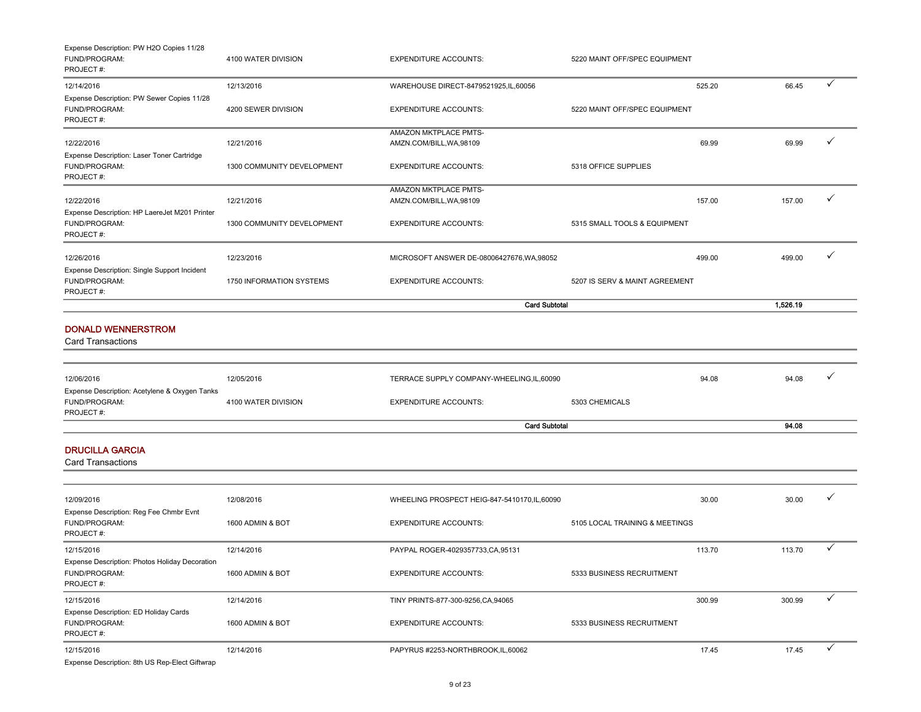| | | | | | | |
|---|---|---|---|---|---|---|
| Expense Description: PW H2O Copies 11/28 | | | | | | |
| FUND/PROGRAM: | 4100 WATER DIVISION | EXPENDITURE ACCOUNTS: | 5220 MAINT OFF/SPEC EQUIPMENT | | | |
| PROJECT #: | | | | | | |
| 12/14/2016 | 12/13/2016 | WAREHOUSE DIRECT-8479521925,IL,60056 | | 525.20 | 66.45 | ✓ |
| Expense Description: PW Sewer Copies 11/28 | | | | | | |
| FUND/PROGRAM: | 4200 SEWER DIVISION | EXPENDITURE ACCOUNTS: | 5220 MAINT OFF/SPEC EQUIPMENT | | | |
| PROJECT #: | | | | | | |
| 12/22/2016 | 12/21/2016 | AMAZON MKTPLACE PMTS-AMZN.COM/BILL,WA,98109 | | 69.99 | 69.99 | ✓ |
| Expense Description: Laser Toner Cartridge | | | | | | |
| FUND/PROGRAM: | 1300 COMMUNITY DEVELOPMENT | EXPENDITURE ACCOUNTS: | 5318 OFFICE SUPPLIES | | | |
| PROJECT #: | | | | | | |
| 12/22/2016 | 12/21/2016 | AMAZON MKTPLACE PMTS-AMZN.COM/BILL,WA,98109 | | 157.00 | 157.00 | ✓ |
| Expense Description: HP LaereJet M201 Printer | | | | | | |
| FUND/PROGRAM: | 1300 COMMUNITY DEVELOPMENT | EXPENDITURE ACCOUNTS: | 5315 SMALL TOOLS & EQUIPMENT | | | |
| PROJECT #: | | | | | | |
| 12/26/2016 | 12/23/2016 | MICROSOFT ANSWER DE-08006427676,WA,98052 | | 499.00 | 499.00 | ✓ |
| Expense Description: Single Support Incident | | | | | | |
| FUND/PROGRAM: | 1750 INFORMATION SYSTEMS | EXPENDITURE ACCOUNTS: | 5207 IS SERV & MAINT AGREEMENT | | | |
| PROJECT #: | | | | | | |
| | | **Card Subtotal** | | | **1,526.19** | |

## DONALD WENNERSTROM

Card Transactions

| | | | | | | |
|---|---|---|---|---|---|---|
| 12/06/2016 | 12/05/2016 | TERRACE SUPPLY COMPANY-WHEELING,IL,60090 | | 94.08 | 94.08 | ✓ |
| Expense Description: Acetylene & Oxygen Tanks | | | | | | |
| FUND/PROGRAM: | 4100 WATER DIVISION | EXPENDITURE ACCOUNTS: | 5303 CHEMICALS | | | |
| PROJECT #: | | | | | | |
| | | **Card Subtotal** | | | **94.08** | |

## DRUCILLA GARCIA

Card Transactions

| | | | | | | |
|---|---|---|---|---|---|---|
| 12/09/2016 | 12/08/2016 | WHEELING PROSPECT HEIG-847-5410170,IL,60090 | | 30.00 | 30.00 | ✓ |
| Expense Description: Reg Fee Chmbr Evnt | | | | | | |
| FUND/PROGRAM: | 1600 ADMIN & BOT | EXPENDITURE ACCOUNTS: | 5105 LOCAL TRAINING & MEETINGS | | | |
| PROJECT #: | | | | | | |
| 12/15/2016 | 12/14/2016 | PAYPAL ROGER-4029357733,CA,95131 | | 113.70 | 113.70 | ✓ |
| Expense Description: Photos Holiday Decoration | | | | | | |
| FUND/PROGRAM: | 1600 ADMIN & BOT | EXPENDITURE ACCOUNTS: | 5333 BUSINESS RECRUITMENT | | | |
| PROJECT #: | | | | | | |
| 12/15/2016 | 12/14/2016 | TINY PRINTS-877-300-9256,CA,94065 | | 300.99 | 300.99 | ✓ |
| Expense Description: ED Holiday Cards | | | | | | |
| FUND/PROGRAM: | 1600 ADMIN & BOT | EXPENDITURE ACCOUNTS: | 5333 BUSINESS RECRUITMENT | | | |
| PROJECT #: | | | | | | |
| 12/15/2016 | 12/14/2016 | PAPYRUS #2253-NORTHBROOK,IL,60062 | | 17.45 | 17.45 | ✓ |
| Expense Description: 8th US Rep-Elect Giftwrap | | | | | | |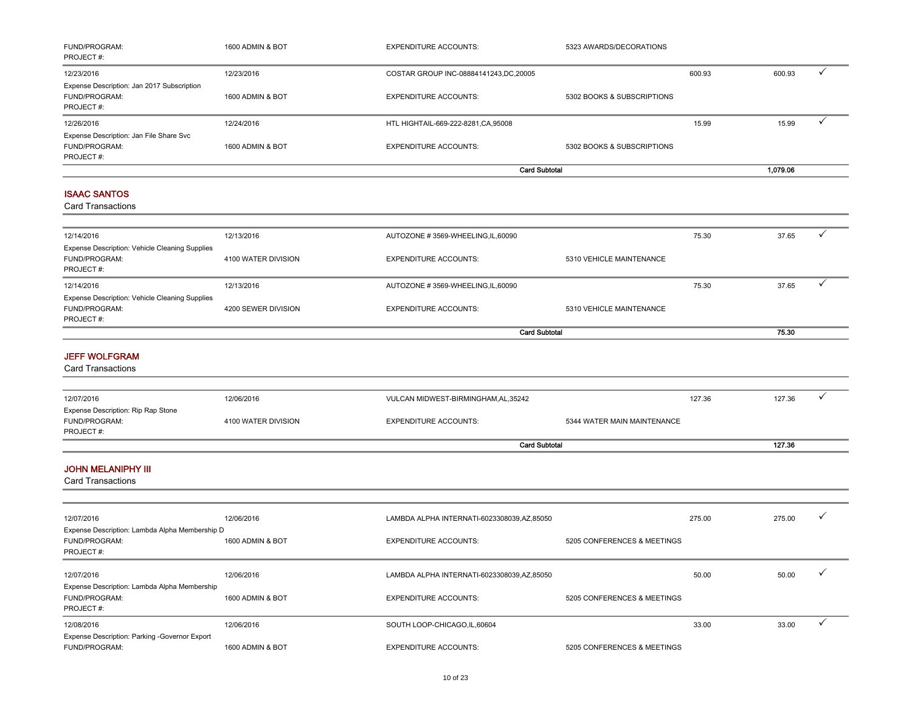| | | | | | | |
|---|---|---|---|---|---|---|
| FUND/PROGRAM:<br>PROJECT #: | 1600 ADMIN & BOT | EXPENDITURE ACCOUNTS: | 5323 AWARDS/DECORATIONS | | | |
| 12/23/2016<br>Expense Description: Jan 2017 Subscription | 12/23/2016 | COSTAR GROUP INC-08884141243,DC,20005 | | 600.93 | 600.93 | ✓ |
| FUND/PROGRAM:<br>PROJECT #: | 1600 ADMIN & BOT | EXPENDITURE ACCOUNTS: | 5302 BOOKS & SUBSCRIPTIONS | | | |
| 12/26/2016<br>Expense Description: Jan File Share Svc | 12/24/2016 | HTL HIGHTAIL-669-222-8281,CA,95008 | | 15.99 | 15.99 | ✓ |
| FUND/PROGRAM:<br>PROJECT #: | 1600 ADMIN & BOT | EXPENDITURE ACCOUNTS: | 5302 BOOKS & SUBSCRIPTIONS | | | |
| | | **Card Subtotal** | | | **1,079.06** | |

## ISAAC SANTOS

Card Transactions

| | | | | | | |
|---|---|---|---|---|---|---|
| 12/14/2016<br>Expense Description: Vehicle Cleaning Supplies | 12/13/2016 | AUTOZONE # 3569-WHEELING,IL,60090 | | 75.30 | 37.65 | ✓ |
| FUND/PROGRAM:<br>PROJECT #: | 4100 WATER DIVISION | EXPENDITURE ACCOUNTS: | 5310 VEHICLE MAINTENANCE | | | |
| 12/14/2016<br>Expense Description: Vehicle Cleaning Supplies | 12/13/2016 | AUTOZONE # 3569-WHEELING,IL,60090 | | 75.30 | 37.65 | ✓ |
| FUND/PROGRAM:<br>PROJECT #: | 4200 SEWER DIVISION | EXPENDITURE ACCOUNTS: | 5310 VEHICLE MAINTENANCE | | | |
| | | **Card Subtotal** | | | **75.30** | |

## JEFF WOLFGRAM

Card Transactions

| | | | | | | |
|---|---|---|---|---|---|---|
| 12/07/2016<br>Expense Description: Rip Rap Stone | 12/06/2016 | VULCAN MIDWEST-BIRMINGHAM,AL,35242 | | 127.36 | 127.36 | ✓ |
| FUND/PROGRAM:<br>PROJECT #: | 4100 WATER DIVISION | EXPENDITURE ACCOUNTS: | 5344 WATER MAIN MAINTENANCE | | | |
| | | **Card Subtotal** | | | **127.36** | |

## JOHN MELANIPHY III

Card Transactions

| | | | | | | |
|---|---|---|---|---|---|---|
| 12/07/2016<br>Expense Description: Lambda Alpha Membership D | 12/06/2016 | LAMBDA ALPHA INTERNATI-6023308039,AZ,85050 | | 275.00 | 275.00 | ✓ |
| FUND/PROGRAM:<br>PROJECT #: | 1600 ADMIN & BOT | EXPENDITURE ACCOUNTS: | 5205 CONFERENCES & MEETINGS | | | |
| 12/07/2016<br>Expense Description: Lambda Alpha Membership | 12/06/2016 | LAMBDA ALPHA INTERNATI-6023308039,AZ,85050 | | 50.00 | 50.00 | ✓ |
| FUND/PROGRAM:<br>PROJECT #: | 1600 ADMIN & BOT | EXPENDITURE ACCOUNTS: | 5205 CONFERENCES & MEETINGS | | | |
| 12/08/2016<br>Expense Description: Parking -Governor Export | 12/06/2016 | SOUTH LOOP-CHICAGO,IL,60604 | | 33.00 | 33.00 | ✓ |
| FUND/PROGRAM: | 1600 ADMIN & BOT | EXPENDITURE ACCOUNTS: | 5205 CONFERENCES & MEETINGS | | | |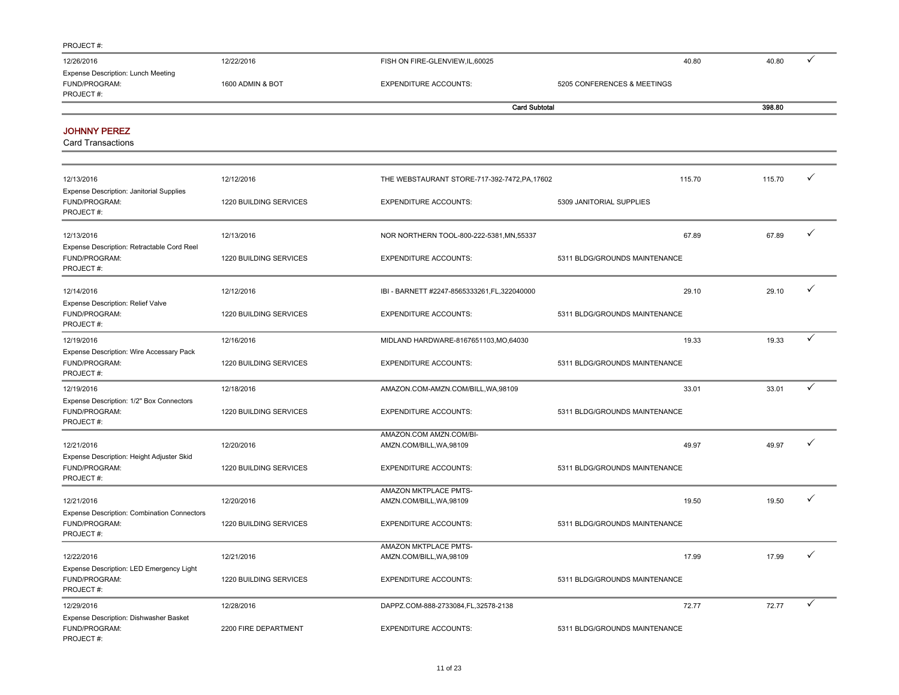PROJECT #:

| Posting Date | Transaction Date | Merchant | | Amount | Approved |
|---|---|---|---|---|---|
| 12/26/2016 | 12/22/2016 | FISH ON FIRE-GLENVIEW,IL,60025 | 40.80 | 40.80 | ✓ |
| Expense Description: Lunch Meeting | | | | | |
| FUND/PROGRAM: | 1600 ADMIN & BOT | EXPENDITURE ACCOUNTS: | 5205 CONFERENCES & MEETINGS | | |
| PROJECT #: | | | | | |
| | | **Card Subtotal** | | **398.80** | |

## JOHNNY PEREZ

Card Transactions

| Posting Date | Transaction Date | Merchant | | Amount | Approved |
|---|---|---|---|---|---|
| 12/13/2016 | 12/12/2016 | THE WEBSTAURANT STORE-717-392-7472,PA,17602 | 115.70 | 115.70 | ✓ |
| Expense Description: Janitorial Supplies | | | | | |
| FUND/PROGRAM: | 1220 BUILDING SERVICES | EXPENDITURE ACCOUNTS: | 5309 JANITORIAL SUPPLIES | | |
| PROJECT #: | | | | | |
| 12/13/2016 | 12/13/2016 | NOR NORTHERN TOOL-800-222-5381,MN,55337 | 67.89 | 67.89 | ✓ |
| Expense Description: Retractable Cord Reel | | | | | |
| FUND/PROGRAM: | 1220 BUILDING SERVICES | EXPENDITURE ACCOUNTS: | 5311 BLDG/GROUNDS MAINTENANCE | | |
| PROJECT #: | | | | | |
| 12/14/2016 | 12/12/2016 | IBI - BARNETT #2247-8565333261,FL,322040000 | 29.10 | 29.10 | ✓ |
| Expense Description: Relief Valve | | | | | |
| FUND/PROGRAM: | 1220 BUILDING SERVICES | EXPENDITURE ACCOUNTS: | 5311 BLDG/GROUNDS MAINTENANCE | | |
| PROJECT #: | | | | | |
| 12/19/2016 | 12/16/2016 | MIDLAND HARDWARE-8167651103,MO,64030 | 19.33 | 19.33 | ✓ |
| Expense Description: Wire Accessary Pack | | | | | |
| FUND/PROGRAM: | 1220 BUILDING SERVICES | EXPENDITURE ACCOUNTS: | 5311 BLDG/GROUNDS MAINTENANCE | | |
| PROJECT #: | | | | | |
| 12/19/2016 | 12/18/2016 | AMAZON.COM-AMZN.COM/BILL,WA,98109 | 33.01 | 33.01 | ✓ |
| Expense Description: 1/2" Box Connectors | | | | | |
| FUND/PROGRAM: | 1220 BUILDING SERVICES | EXPENDITURE ACCOUNTS: | 5311 BLDG/GROUNDS MAINTENANCE | | |
| PROJECT #: | | | | | |
| 12/21/2016 | 12/20/2016 | AMAZON.COM AMZN.COM/BI-AMZN.COM/BILL,WA,98109 | 49.97 | 49.97 | ✓ |
| Expense Description: Height Adjuster Skid | | | | | |
| FUND/PROGRAM: | 1220 BUILDING SERVICES | EXPENDITURE ACCOUNTS: | 5311 BLDG/GROUNDS MAINTENANCE | | |
| PROJECT #: | | | | | |
| 12/21/2016 | 12/20/2016 | AMAZON MKTPLACE PMTS-AMZN.COM/BILL,WA,98109 | 19.50 | 19.50 | ✓ |
| Expense Description: Combination Connectors | | | | | |
| FUND/PROGRAM: | 1220 BUILDING SERVICES | EXPENDITURE ACCOUNTS: | 5311 BLDG/GROUNDS MAINTENANCE | | |
| PROJECT #: | | | | | |
| 12/22/2016 | 12/21/2016 | AMAZON MKTPLACE PMTS-AMZN.COM/BILL,WA,98109 | 17.99 | 17.99 | ✓ |
| Expense Description: LED Emergency Light | | | | | |
| FUND/PROGRAM: | 1220 BUILDING SERVICES | EXPENDITURE ACCOUNTS: | 5311 BLDG/GROUNDS MAINTENANCE | | |
| PROJECT #: | | | | | |
| 12/29/2016 | 12/28/2016 | DAPPZ.COM-888-2733084,FL,32578-2138 | 72.77 | 72.77 | ✓ |
| Expense Description: Dishwasher Basket | | | | | |
| FUND/PROGRAM: | 2200 FIRE DEPARTMENT | EXPENDITURE ACCOUNTS: | 5311 BLDG/GROUNDS MAINTENANCE | | |
| PROJECT #: | | | | | |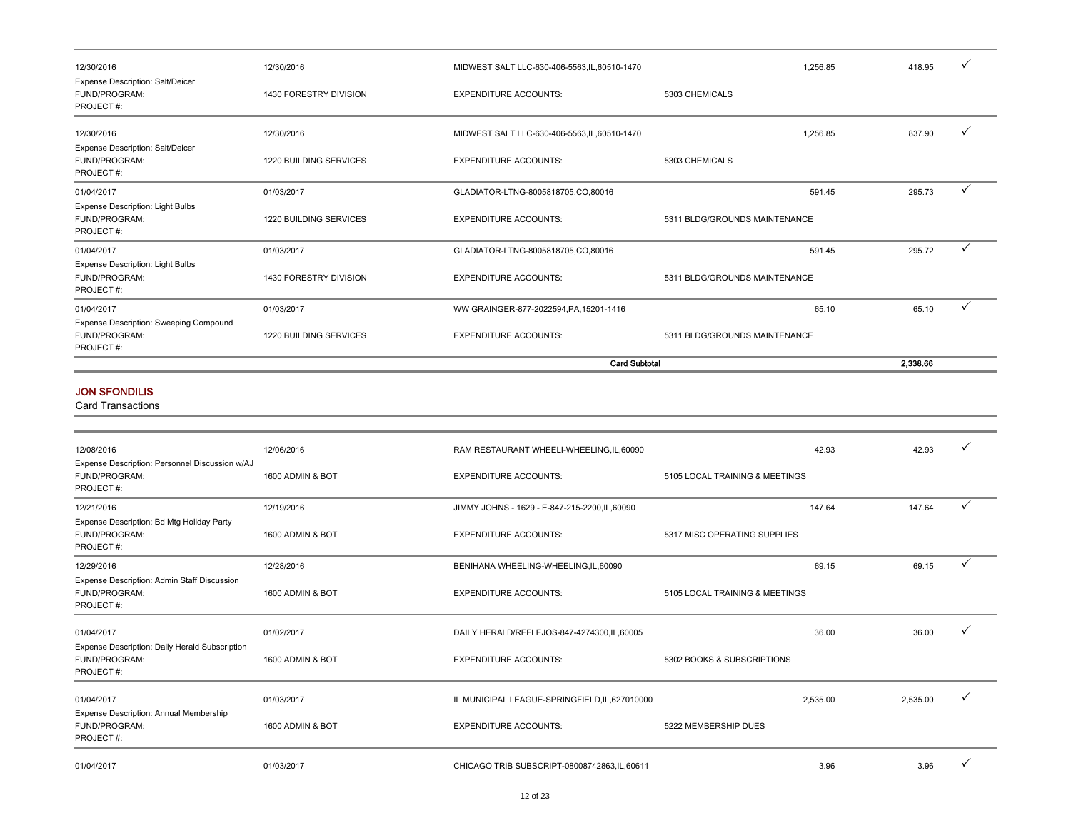| | | | | | | |
|---|---|---|---|---|---|---|
| 12/30/2016 | 12/30/2016 | MIDWEST SALT LLC-630-406-5563,IL,60510-1470 | | 1,256.85 | 418.95 | ✓ |
| Expense Description: Salt/Deicer<br>FUND/PROGRAM:<br>PROJECT #: | 1430 FORESTRY DIVISION | EXPENDITURE ACCOUNTS: | 5303 CHEMICALS | | | |
| 12/30/2016 | 12/30/2016 | MIDWEST SALT LLC-630-406-5563,IL,60510-1470 | | 1,256.85 | 837.90 | ✓ |
| Expense Description: Salt/Deicer<br>FUND/PROGRAM:<br>PROJECT #: | 1220 BUILDING SERVICES | EXPENDITURE ACCOUNTS: | 5303 CHEMICALS | | | |
| 01/04/2017 | 01/03/2017 | GLADIATOR-LTNG-8005818705,CO,80016 | | 591.45 | 295.73 | ✓ |
| Expense Description: Light Bulbs<br>FUND/PROGRAM:<br>PROJECT #: | 1220 BUILDING SERVICES | EXPENDITURE ACCOUNTS: | 5311 BLDG/GROUNDS MAINTENANCE | | | |
| 01/04/2017 | 01/03/2017 | GLADIATOR-LTNG-8005818705,CO,80016 | | 591.45 | 295.72 | ✓ |
| Expense Description: Light Bulbs<br>FUND/PROGRAM:<br>PROJECT #: | 1430 FORESTRY DIVISION | EXPENDITURE ACCOUNTS: | 5311 BLDG/GROUNDS MAINTENANCE | | | |
| 01/04/2017 | 01/03/2017 | WW GRAINGER-877-2022594,PA,15201-1416 | | 65.10 | 65.10 | ✓ |
| Expense Description: Sweeping Compound<br>FUND/PROGRAM:<br>PROJECT #: | 1220 BUILDING SERVICES | EXPENDITURE ACCOUNTS: | 5311 BLDG/GROUNDS MAINTENANCE | | | |
| | | **Card Subtotal** | | | **2,338.66** | |

## JON SFONDILIS

Card Transactions

| | | | | | | |
|---|---|---|---|---|---|---|
| 12/08/2016 | 12/06/2016 | RAM RESTAURANT WHEELI-WHEELING,IL,60090 | | 42.93 | 42.93 | ✓ |
| Expense Description: Personnel Discussion w/AJ<br>FUND/PROGRAM:<br>PROJECT #: | 1600 ADMIN & BOT | EXPENDITURE ACCOUNTS: | 5105 LOCAL TRAINING & MEETINGS | | | |
| 12/21/2016 | 12/19/2016 | JIMMY JOHNS - 1629 - E-847-215-2200,IL,60090 | | 147.64 | 147.64 | ✓ |
| Expense Description: Bd Mtg Holiday Party<br>FUND/PROGRAM:<br>PROJECT #: | 1600 ADMIN & BOT | EXPENDITURE ACCOUNTS: | 5317 MISC OPERATING SUPPLIES | | | |
| 12/29/2016 | 12/28/2016 | BENIHANA WHEELING-WHEELING,IL,60090 | | 69.15 | 69.15 | ✓ |
| Expense Description: Admin Staff Discussion<br>FUND/PROGRAM:<br>PROJECT #: | 1600 ADMIN & BOT | EXPENDITURE ACCOUNTS: | 5105 LOCAL TRAINING & MEETINGS | | | |
| 01/04/2017 | 01/02/2017 | DAILY HERALD/REFLEJOS-847-4274300,IL,60005 | | 36.00 | 36.00 | ✓ |
| Expense Description: Daily Herald Subscription<br>FUND/PROGRAM:<br>PROJECT #: | 1600 ADMIN & BOT | EXPENDITURE ACCOUNTS: | 5302 BOOKS & SUBSCRIPTIONS | | | |
| 01/04/2017 | 01/03/2017 | IL MUNICIPAL LEAGUE-SPRINGFIELD,IL,627010000 | | 2,535.00 | 2,535.00 | ✓ |
| Expense Description: Annual Membership<br>FUND/PROGRAM:<br>PROJECT #: | 1600 ADMIN & BOT | EXPENDITURE ACCOUNTS: | 5222 MEMBERSHIP DUES | | | |
| 01/04/2017 | 01/03/2017 | CHICAGO TRIB SUBSCRIPT-08008742863,IL,60611 | | 3.96 | 3.96 | ✓ |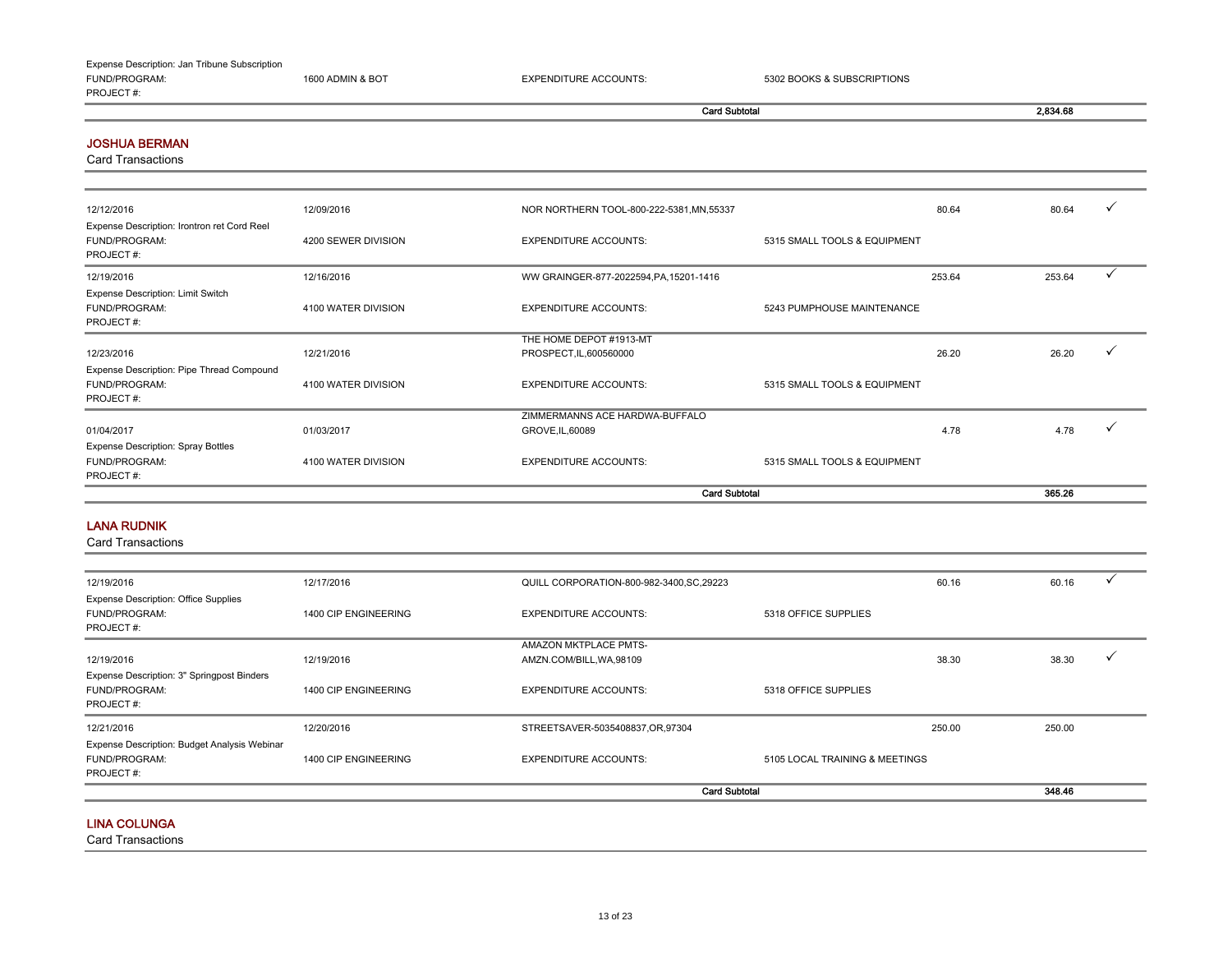Expense Description: Jan Tribune Subscription

| | | | | | |
|---|---|---|---|---|---|
| FUND/PROGRAM: | 1600 ADMIN & BOT | EXPENDITURE ACCOUNTS: | 5302 BOOKS & SUBSCRIPTIONS | | |
| PROJECT #: | | | | | |
| | | **Card Subtotal** | | | **2,834.68** |

## JOSHUA BERMAN

Card Transactions

| | | | | | | |
|---|---|---|---|---|---|---|
| 12/12/2016 | 12/09/2016 | NOR NORTHERN TOOL-800-222-5381,MN,55337 | | 80.64 | 80.64 | ✓ |
| Expense Description: Irontron ret Cord Reel | | | | | | |
| FUND/PROGRAM: | 4200 SEWER DIVISION | EXPENDITURE ACCOUNTS: | 5315 SMALL TOOLS & EQUIPMENT | | | |
| PROJECT #: | | | | | | |
| 12/19/2016 | 12/16/2016 | WW GRAINGER-877-2022594,PA,15201-1416 | | 253.64 | 253.64 | ✓ |
| Expense Description: Limit Switch | | | | | | |
| FUND/PROGRAM: | 4100 WATER DIVISION | EXPENDITURE ACCOUNTS: | 5243 PUMPHOUSE MAINTENANCE | | | |
| PROJECT #: | | | | | | |
| 12/23/2016 | 12/21/2016 | THE HOME DEPOT #1913-MT PROSPECT,IL,600560000 | | 26.20 | 26.20 | ✓ |
| Expense Description: Pipe Thread Compound | | | | | | |
| FUND/PROGRAM: | 4100 WATER DIVISION | EXPENDITURE ACCOUNTS: | 5315 SMALL TOOLS & EQUIPMENT | | | |
| PROJECT #: | | | | | | |
| 01/04/2017 | 01/03/2017 | ZIMMERMANNS ACE HARDWA-BUFFALO GROVE,IL,60089 | | 4.78 | 4.78 | ✓ |
| Expense Description: Spray Bottles | | | | | | |
| FUND/PROGRAM: | 4100 WATER DIVISION | EXPENDITURE ACCOUNTS: | 5315 SMALL TOOLS & EQUIPMENT | | | |
| PROJECT #: | | | | | | |
| | | **Card Subtotal** | | | **365.26** | |

## LANA RUDNIK

Card Transactions

| | | | | | | |
|---|---|---|---|---|---|---|
| 12/19/2016 | 12/17/2016 | QUILL CORPORATION-800-982-3400,SC,29223 | | 60.16 | 60.16 | ✓ |
| Expense Description: Office Supplies | | | | | | |
| FUND/PROGRAM: | 1400 CIP ENGINEERING | EXPENDITURE ACCOUNTS: | 5318 OFFICE SUPPLIES | | | |
| PROJECT #: | | | | | | |
| 12/19/2016 | 12/19/2016 | AMAZON MKTPLACE PMTS-AMZN.COM/BILL,WA,98109 | | 38.30 | 38.30 | ✓ |
| Expense Description: 3" Springpost Binders | | | | | | |
| FUND/PROGRAM: | 1400 CIP ENGINEERING | EXPENDITURE ACCOUNTS: | 5318 OFFICE SUPPLIES | | | |
| PROJECT #: | | | | | | |
| 12/21/2016 | 12/20/2016 | STREETSAVER-5035408837,OR,97304 | | 250.00 | 250.00 | |
| Expense Description: Budget Analysis Webinar | | | | | | |
| FUND/PROGRAM: | 1400 CIP ENGINEERING | EXPENDITURE ACCOUNTS: | 5105 LOCAL TRAINING & MEETINGS | | | |
| PROJECT #: | | | | | | |
| | | **Card Subtotal** | | | **348.46** | |

## LINA COLUNGA

Card Transactions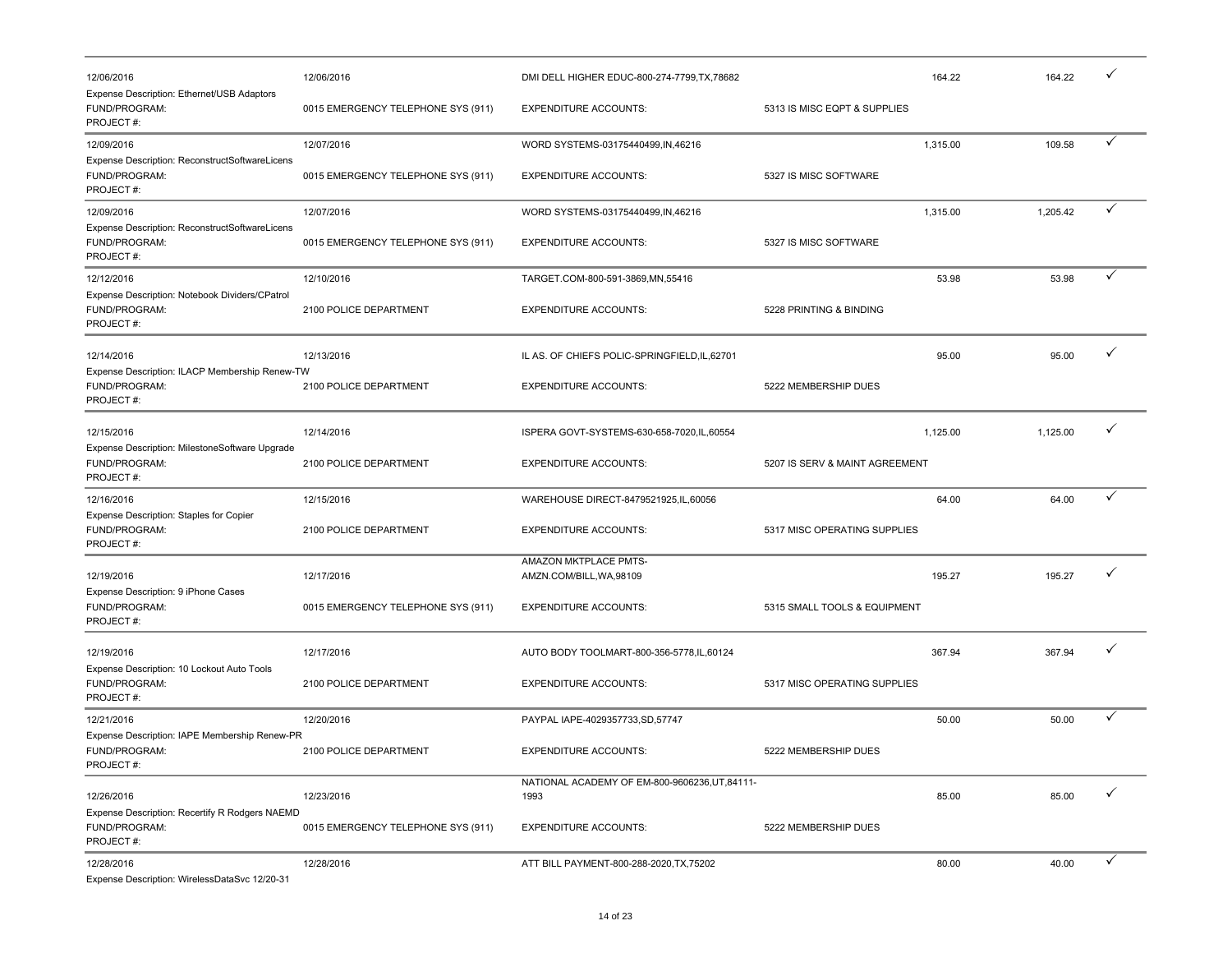| Posting Date | Transaction Date | Merchant | Account | Transaction Amount | Allocated Amount | |
|---|---|---|---|---|---|---|
| 12/06/2016 | 12/06/2016 | DMI DELL HIGHER EDUC-800-274-7799,TX,78682 | | 164.22 | 164.22 | ✓ |
| Expense Description: Ethernet/USB Adaptors | | | | | | |
| FUND/PROGRAM: | 0015 EMERGENCY TELEPHONE SYS (911) | EXPENDITURE ACCOUNTS: | 5313 IS MISC EQPT & SUPPLIES | | | |
| PROJECT #: | | | | | | |
| 12/09/2016 | 12/07/2016 | WORD SYSTEMS-03175440499,IN,46216 | | 1,315.00 | 109.58 | ✓ |
| Expense Description: ReconstructSoftwareLicens | | | | | | |
| FUND/PROGRAM: | 0015 EMERGENCY TELEPHONE SYS (911) | EXPENDITURE ACCOUNTS: | 5327 IS MISC SOFTWARE | | | |
| PROJECT #: | | | | | | |
| 12/09/2016 | 12/07/2016 | WORD SYSTEMS-03175440499,IN,46216 | | 1,315.00 | 1,205.42 | ✓ |
| Expense Description: ReconstructSoftwareLicens | | | | | | |
| FUND/PROGRAM: | 0015 EMERGENCY TELEPHONE SYS (911) | EXPENDITURE ACCOUNTS: | 5327 IS MISC SOFTWARE | | | |
| PROJECT #: | | | | | | |
| 12/12/2016 | 12/10/2016 | TARGET.COM-800-591-3869,MN,55416 | | 53.98 | 53.98 | ✓ |
| Expense Description: Notebook Dividers/CPatrol | | | | | | |
| FUND/PROGRAM: | 2100 POLICE DEPARTMENT | EXPENDITURE ACCOUNTS: | 5228 PRINTING & BINDING | | | |
| PROJECT #: | | | | | | |
| 12/14/2016 | 12/13/2016 | IL AS. OF CHIEFS POLIC-SPRINGFIELD,IL,62701 | | 95.00 | 95.00 | ✓ |
| Expense Description: ILACP Membership Renew-TW | | | | | | |
| FUND/PROGRAM: | 2100 POLICE DEPARTMENT | EXPENDITURE ACCOUNTS: | 5222 MEMBERSHIP DUES | | | |
| PROJECT #: | | | | | | |
| 12/15/2016 | 12/14/2016 | ISPERA GOVT-SYSTEMS-630-658-7020,IL,60554 | | 1,125.00 | 1,125.00 | ✓ |
| Expense Description: MilestoneSoftware Upgrade | | | | | | |
| FUND/PROGRAM: | 2100 POLICE DEPARTMENT | EXPENDITURE ACCOUNTS: | 5207 IS SERV & MAINT AGREEMENT | | | |
| PROJECT #: | | | | | | |
| 12/16/2016 | 12/15/2016 | WAREHOUSE DIRECT-8479521925,IL,60056 | | 64.00 | 64.00 | ✓ |
| Expense Description: Staples for Copier | | | | | | |
| FUND/PROGRAM: | 2100 POLICE DEPARTMENT | EXPENDITURE ACCOUNTS: | 5317 MISC OPERATING SUPPLIES | | | |
| PROJECT #: | | | | | | |
| 12/19/2016 | 12/17/2016 | AMAZON MKTPLACE PMTS-AMZN.COM/BILL,WA,98109 | | 195.27 | 195.27 | ✓ |
| Expense Description: 9 iPhone Cases | | | | | | |
| FUND/PROGRAM: | 0015 EMERGENCY TELEPHONE SYS (911) | EXPENDITURE ACCOUNTS: | 5315 SMALL TOOLS & EQUIPMENT | | | |
| PROJECT #: | | | | | | |
| 12/19/2016 | 12/17/2016 | AUTO BODY TOOLMART-800-356-5778,IL,60124 | | 367.94 | 367.94 | ✓ |
| Expense Description: 10 Lockout Auto Tools | | | | | | |
| FUND/PROGRAM: | 2100 POLICE DEPARTMENT | EXPENDITURE ACCOUNTS: | 5317 MISC OPERATING SUPPLIES | | | |
| PROJECT #: | | | | | | |
| 12/21/2016 | 12/20/2016 | PAYPAL IAPE-4029357733,SD,57747 | | 50.00 | 50.00 | ✓ |
| Expense Description: IAPE Membership Renew-PR | | | | | | |
| FUND/PROGRAM: | 2100 POLICE DEPARTMENT | EXPENDITURE ACCOUNTS: | 5222 MEMBERSHIP DUES | | | |
| PROJECT #: | | | | | | |
| 12/26/2016 | 12/23/2016 | NATIONAL ACADEMY OF EM-800-9606236,UT,84111-1993 | | 85.00 | 85.00 | ✓ |
| Expense Description: Recertify R Rodgers NAEMD | | | | | | |
| FUND/PROGRAM: | 0015 EMERGENCY TELEPHONE SYS (911) | EXPENDITURE ACCOUNTS: | 5222 MEMBERSHIP DUES | | | |
| PROJECT #: | | | | | | |
| 12/28/2016 | 12/28/2016 | ATT BILL PAYMENT-800-288-2020,TX,75202 | | 80.00 | 40.00 | ✓ |
| Expense Description: WirelessDataSvc 12/20-31 | | | | | | |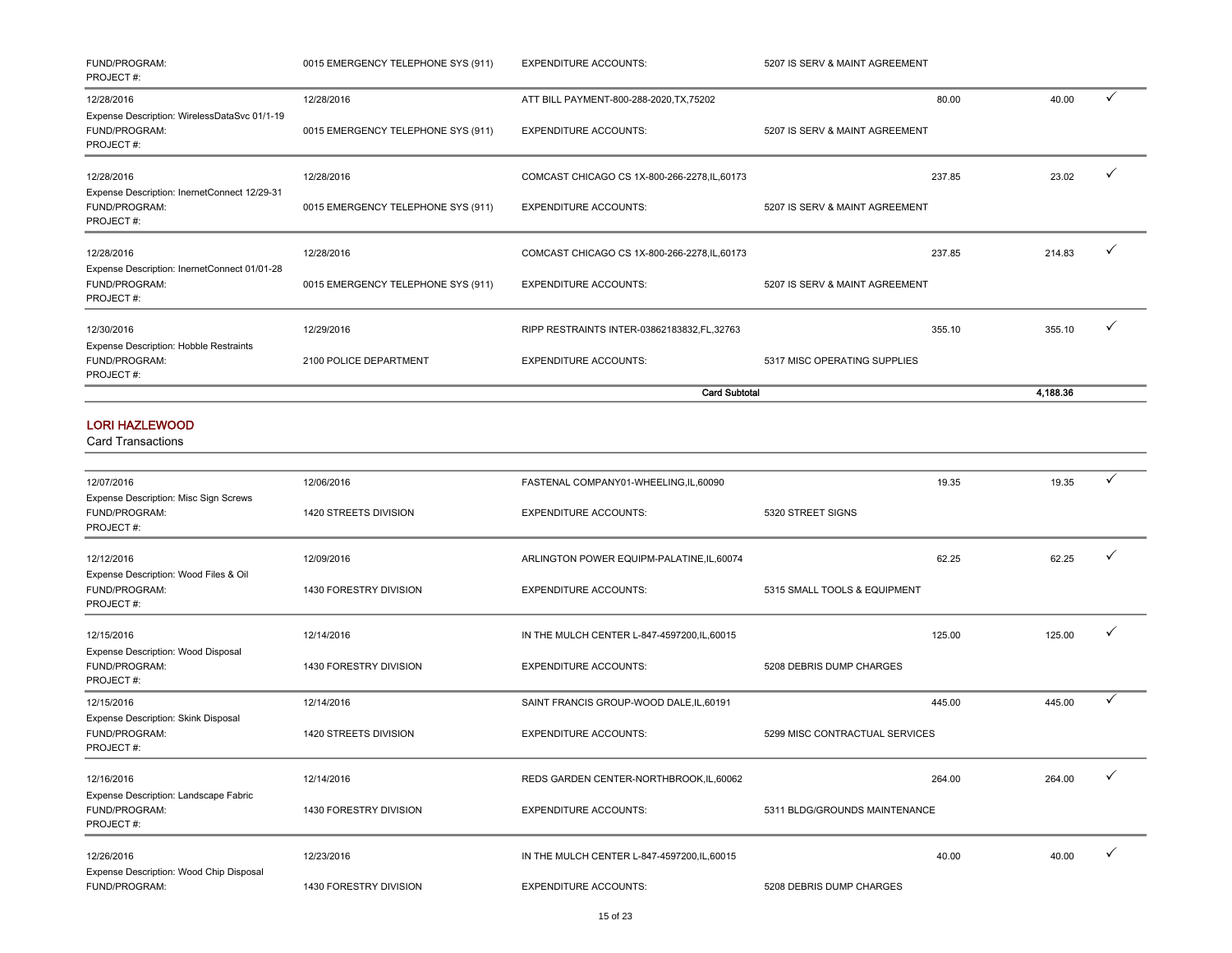| | | | | | | |
|---|---|---|---|---|---|---|
| FUND/PROGRAM: PROJECT #: | 0015 EMERGENCY TELEPHONE SYS (911) | EXPENDITURE ACCOUNTS: | 5207 IS SERV & MAINT AGREEMENT | | | |
| 12/28/2016 | 12/28/2016 | ATT BILL PAYMENT-800-288-2020,TX,75202 | | 80.00 | 40.00 | ✓ |
| Expense Description: WirelessDataSvc 01/1-19 FUND/PROGRAM: PROJECT #: | 0015 EMERGENCY TELEPHONE SYS (911) | EXPENDITURE ACCOUNTS: | 5207 IS SERV & MAINT AGREEMENT | | | |
| 12/28/2016 | 12/28/2016 | COMCAST CHICAGO CS 1X-800-266-2278,IL,60173 | | 237.85 | 23.02 | ✓ |
| Expense Description: InernetConnect 12/29-31 FUND/PROGRAM: PROJECT #: | 0015 EMERGENCY TELEPHONE SYS (911) | EXPENDITURE ACCOUNTS: | 5207 IS SERV & MAINT AGREEMENT | | | |
| 12/28/2016 | 12/28/2016 | COMCAST CHICAGO CS 1X-800-266-2278,IL,60173 | | 237.85 | 214.83 | ✓ |
| Expense Description: InernetConnect 01/01-28 FUND/PROGRAM: PROJECT #: | 0015 EMERGENCY TELEPHONE SYS (911) | EXPENDITURE ACCOUNTS: | 5207 IS SERV & MAINT AGREEMENT | | | |
| 12/30/2016 | 12/29/2016 | RIPP RESTRAINTS INTER-03862183832,FL,32763 | | 355.10 | 355.10 | ✓ |
| Expense Description: Hobble Restraints FUND/PROGRAM: PROJECT #: | 2100 POLICE DEPARTMENT | EXPENDITURE ACCOUNTS: | 5317 MISC OPERATING SUPPLIES | | | |
| | | **Card Subtotal** | | | **4,188.36** | |

## LORI HAZLEWOOD

Card Transactions

| | | | | | | |
|---|---|---|---|---|---|---|
| 12/07/2016 | 12/06/2016 | FASTENAL COMPANY01-WHEELING,IL,60090 | | 19.35 | 19.35 | ✓ |
| Expense Description: Misc Sign Screws FUND/PROGRAM: PROJECT #: | 1420 STREETS DIVISION | EXPENDITURE ACCOUNTS: | 5320 STREET SIGNS | | | |
| 12/12/2016 | 12/09/2016 | ARLINGTON POWER EQUIPM-PALATINE,IL,60074 | | 62.25 | 62.25 | ✓ |
| Expense Description: Wood Files & Oil FUND/PROGRAM: PROJECT #: | 1430 FORESTRY DIVISION | EXPENDITURE ACCOUNTS: | 5315 SMALL TOOLS & EQUIPMENT | | | |
| 12/15/2016 | 12/14/2016 | IN THE MULCH CENTER L-847-4597200,IL,60015 | | 125.00 | 125.00 | ✓ |
| Expense Description: Wood Disposal FUND/PROGRAM: PROJECT #: | 1430 FORESTRY DIVISION | EXPENDITURE ACCOUNTS: | 5208 DEBRIS DUMP CHARGES | | | |
| 12/15/2016 | 12/14/2016 | SAINT FRANCIS GROUP-WOOD DALE,IL,60191 | | 445.00 | 445.00 | ✓ |
| Expense Description: Skink Disposal FUND/PROGRAM: PROJECT #: | 1420 STREETS DIVISION | EXPENDITURE ACCOUNTS: | 5299 MISC CONTRACTUAL SERVICES | | | |
| 12/16/2016 | 12/14/2016 | REDS GARDEN CENTER-NORTHBROOK,IL,60062 | | 264.00 | 264.00 | ✓ |
| Expense Description: Landscape Fabric FUND/PROGRAM: PROJECT #: | 1430 FORESTRY DIVISION | EXPENDITURE ACCOUNTS: | 5311 BLDG/GROUNDS MAINTENANCE | | | |
| 12/26/2016 | 12/23/2016 | IN THE MULCH CENTER L-847-4597200,IL,60015 | | 40.00 | 40.00 | ✓ |
| Expense Description: Wood Chip Disposal FUND/PROGRAM: | 1430 FORESTRY DIVISION | EXPENDITURE ACCOUNTS: | 5208 DEBRIS DUMP CHARGES | | | |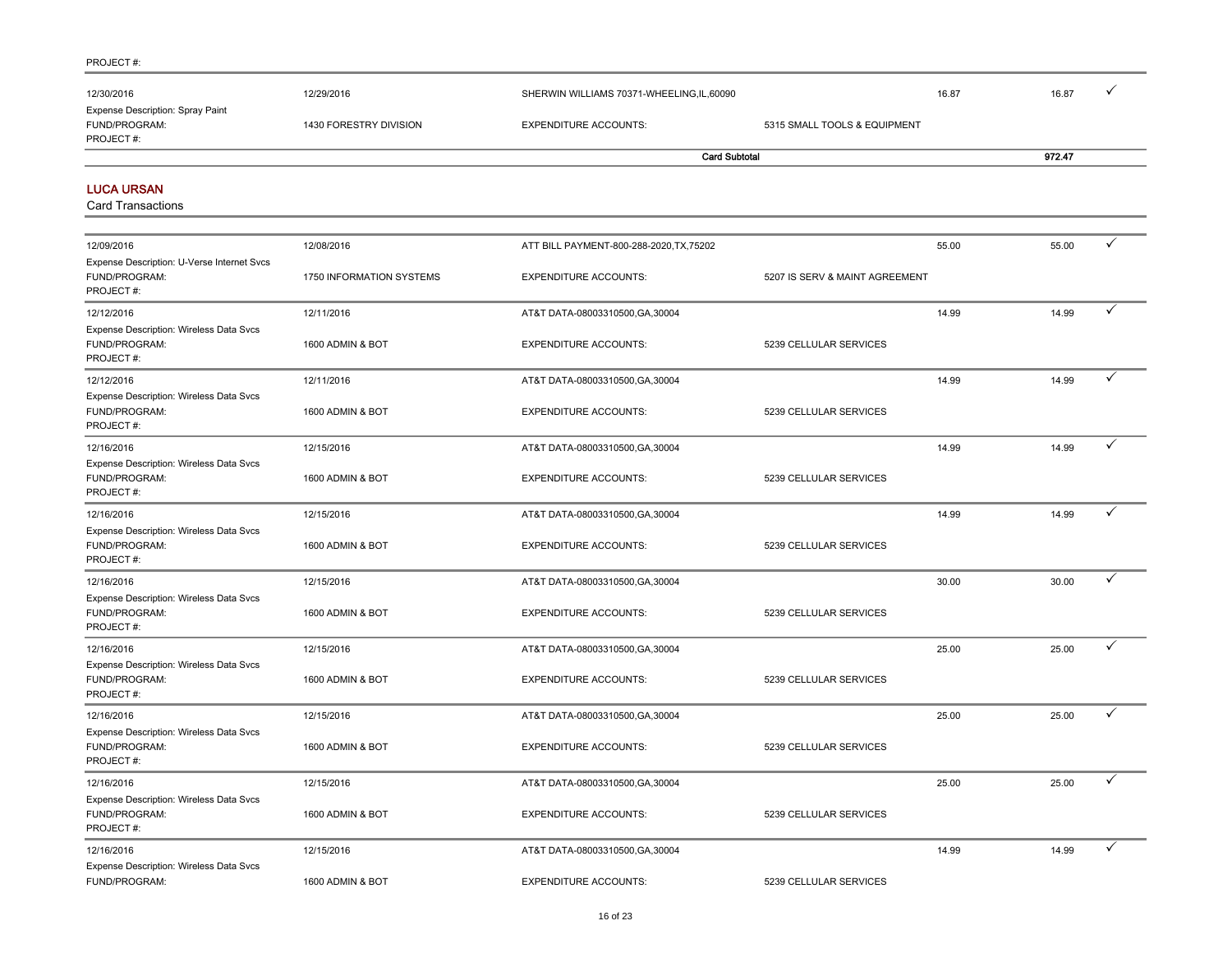PROJECT #:

| | | | | | | |
|---|---|---|---|---|---|---|
| 12/30/2016 | 12/29/2016 | SHERWIN WILLIAMS 70371-WHEELING,IL,60090 | | 16.87 | 16.87 | ✓ |
| Expense Description: Spray Paint<br>FUND/PROGRAM:<br>PROJECT #: | 1430 FORESTRY DIVISION | EXPENDITURE ACCOUNTS: | 5315 SMALL TOOLS & EQUIPMENT | | | |
| | | | **Card Subtotal** | | **972.47** | |

## LUCA URSAN

Card Transactions

| | | | | | | |
|---|---|---|---|---|---|---|
| 12/09/2016 | 12/08/2016 | ATT BILL PAYMENT-800-288-2020,TX,75202 | | 55.00 | 55.00 | ✓ |
| Expense Description: U-Verse Internet Svcs<br>FUND/PROGRAM:<br>PROJECT #: | 1750 INFORMATION SYSTEMS | EXPENDITURE ACCOUNTS: | 5207 IS SERV & MAINT AGREEMENT | | | |
| 12/12/2016 | 12/11/2016 | AT&T DATA-08003310500,GA,30004 | | 14.99 | 14.99 | ✓ |
| Expense Description: Wireless Data Svcs<br>FUND/PROGRAM:<br>PROJECT #: | 1600 ADMIN & BOT | EXPENDITURE ACCOUNTS: | 5239 CELLULAR SERVICES | | | |
| 12/12/2016 | 12/11/2016 | AT&T DATA-08003310500,GA,30004 | | 14.99 | 14.99 | ✓ |
| Expense Description: Wireless Data Svcs<br>FUND/PROGRAM:<br>PROJECT #: | 1600 ADMIN & BOT | EXPENDITURE ACCOUNTS: | 5239 CELLULAR SERVICES | | | |
| 12/16/2016 | 12/15/2016 | AT&T DATA-08003310500,GA,30004 | | 14.99 | 14.99 | ✓ |
| Expense Description: Wireless Data Svcs<br>FUND/PROGRAM:<br>PROJECT #: | 1600 ADMIN & BOT | EXPENDITURE ACCOUNTS: | 5239 CELLULAR SERVICES | | | |
| 12/16/2016 | 12/15/2016 | AT&T DATA-08003310500,GA,30004 | | 14.99 | 14.99 | ✓ |
| Expense Description: Wireless Data Svcs<br>FUND/PROGRAM:<br>PROJECT #: | 1600 ADMIN & BOT | EXPENDITURE ACCOUNTS: | 5239 CELLULAR SERVICES | | | |
| 12/16/2016 | 12/15/2016 | AT&T DATA-08003310500,GA,30004 | | 30.00 | 30.00 | ✓ |
| Expense Description: Wireless Data Svcs<br>FUND/PROGRAM:<br>PROJECT #: | 1600 ADMIN & BOT | EXPENDITURE ACCOUNTS: | 5239 CELLULAR SERVICES | | | |
| 12/16/2016 | 12/15/2016 | AT&T DATA-08003310500,GA,30004 | | 25.00 | 25.00 | ✓ |
| Expense Description: Wireless Data Svcs<br>FUND/PROGRAM:<br>PROJECT #: | 1600 ADMIN & BOT | EXPENDITURE ACCOUNTS: | 5239 CELLULAR SERVICES | | | |
| 12/16/2016 | 12/15/2016 | AT&T DATA-08003310500,GA,30004 | | 25.00 | 25.00 | ✓ |
| Expense Description: Wireless Data Svcs<br>FUND/PROGRAM:<br>PROJECT #: | 1600 ADMIN & BOT | EXPENDITURE ACCOUNTS: | 5239 CELLULAR SERVICES | | | |
| 12/16/2016 | 12/15/2016 | AT&T DATA-08003310500,GA,30004 | | 25.00 | 25.00 | ✓ |
| Expense Description: Wireless Data Svcs<br>FUND/PROGRAM:<br>PROJECT #: | 1600 ADMIN & BOT | EXPENDITURE ACCOUNTS: | 5239 CELLULAR SERVICES | | | |
| 12/16/2016 | 12/15/2016 | AT&T DATA-08003310500,GA,30004 | | 14.99 | 14.99 | ✓ |
| Expense Description: Wireless Data Svcs<br>FUND/PROGRAM: | 1600 ADMIN & BOT | EXPENDITURE ACCOUNTS: | 5239 CELLULAR SERVICES | | | |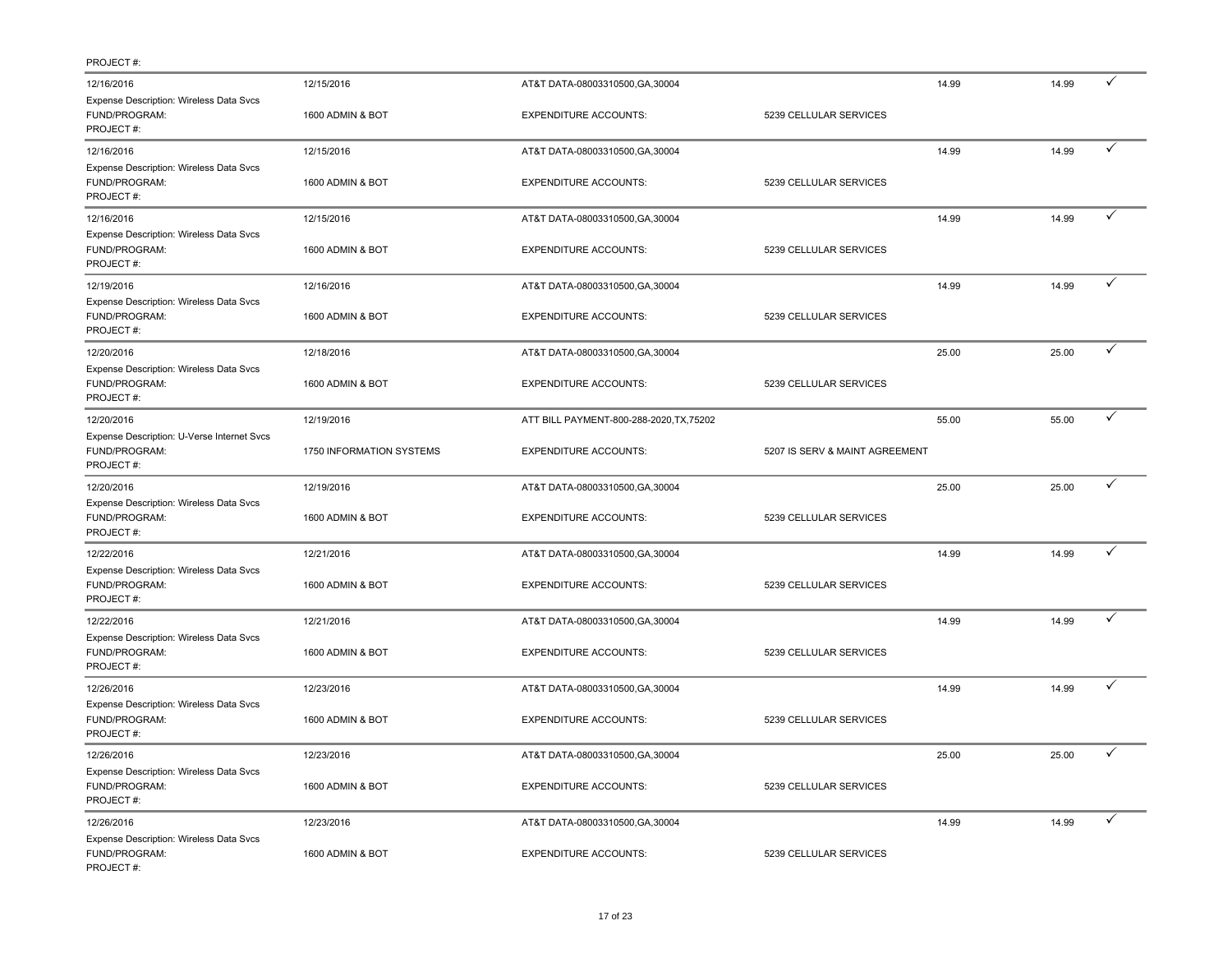PROJECT #:

| Transaction Date | Posting Date | Merchant | | Amount | Amount | |
|---|---|---|---|---|---|---|
| 12/16/2016 | 12/15/2016 | AT&T DATA-08003310500,GA,30004 | | 14.99 | 14.99 | ✓ |
| Expense Description: Wireless Data Svcs | | | | | | |
| FUND/PROGRAM: | 1600 ADMIN & BOT | EXPENDITURE ACCOUNTS: | 5239 CELLULAR SERVICES | | | |
| PROJECT #: | | | | | | |
| 12/16/2016 | 12/15/2016 | AT&T DATA-08003310500,GA,30004 | | 14.99 | 14.99 | ✓ |
| Expense Description: Wireless Data Svcs | | | | | | |
| FUND/PROGRAM: | 1600 ADMIN & BOT | EXPENDITURE ACCOUNTS: | 5239 CELLULAR SERVICES | | | |
| PROJECT #: | | | | | | |
| 12/16/2016 | 12/15/2016 | AT&T DATA-08003310500,GA,30004 | | 14.99 | 14.99 | ✓ |
| Expense Description: Wireless Data Svcs | | | | | | |
| FUND/PROGRAM: | 1600 ADMIN & BOT | EXPENDITURE ACCOUNTS: | 5239 CELLULAR SERVICES | | | |
| PROJECT #: | | | | | | |
| 12/19/2016 | 12/16/2016 | AT&T DATA-08003310500,GA,30004 | | 14.99 | 14.99 | ✓ |
| Expense Description: Wireless Data Svcs | | | | | | |
| FUND/PROGRAM: | 1600 ADMIN & BOT | EXPENDITURE ACCOUNTS: | 5239 CELLULAR SERVICES | | | |
| PROJECT #: | | | | | | |
| 12/20/2016 | 12/18/2016 | AT&T DATA-08003310500,GA,30004 | | 25.00 | 25.00 | ✓ |
| Expense Description: Wireless Data Svcs | | | | | | |
| FUND/PROGRAM: | 1600 ADMIN & BOT | EXPENDITURE ACCOUNTS: | 5239 CELLULAR SERVICES | | | |
| PROJECT #: | | | | | | |
| 12/20/2016 | 12/19/2016 | ATT BILL PAYMENT-800-288-2020,TX,75202 | | 55.00 | 55.00 | ✓ |
| Expense Description: U-Verse Internet Svcs | | | | | | |
| FUND/PROGRAM: | 1750 INFORMATION SYSTEMS | EXPENDITURE ACCOUNTS: | 5207 IS SERV & MAINT AGREEMENT | | | |
| PROJECT #: | | | | | | |
| 12/20/2016 | 12/19/2016 | AT&T DATA-08003310500,GA,30004 | | 25.00 | 25.00 | ✓ |
| Expense Description: Wireless Data Svcs | | | | | | |
| FUND/PROGRAM: | 1600 ADMIN & BOT | EXPENDITURE ACCOUNTS: | 5239 CELLULAR SERVICES | | | |
| PROJECT #: | | | | | | |
| 12/22/2016 | 12/21/2016 | AT&T DATA-08003310500,GA,30004 | | 14.99 | 14.99 | ✓ |
| Expense Description: Wireless Data Svcs | | | | | | |
| FUND/PROGRAM: | 1600 ADMIN & BOT | EXPENDITURE ACCOUNTS: | 5239 CELLULAR SERVICES | | | |
| PROJECT #: | | | | | | |
| 12/22/2016 | 12/21/2016 | AT&T DATA-08003310500,GA,30004 | | 14.99 | 14.99 | ✓ |
| Expense Description: Wireless Data Svcs | | | | | | |
| FUND/PROGRAM: | 1600 ADMIN & BOT | EXPENDITURE ACCOUNTS: | 5239 CELLULAR SERVICES | | | |
| PROJECT #: | | | | | | |
| 12/26/2016 | 12/23/2016 | AT&T DATA-08003310500,GA,30004 | | 14.99 | 14.99 | ✓ |
| Expense Description: Wireless Data Svcs | | | | | | |
| FUND/PROGRAM: | 1600 ADMIN & BOT | EXPENDITURE ACCOUNTS: | 5239 CELLULAR SERVICES | | | |
| PROJECT #: | | | | | | |
| 12/26/2016 | 12/23/2016 | AT&T DATA-08003310500,GA,30004 | | 25.00 | 25.00 | ✓ |
| Expense Description: Wireless Data Svcs | | | | | | |
| FUND/PROGRAM: | 1600 ADMIN & BOT | EXPENDITURE ACCOUNTS: | 5239 CELLULAR SERVICES | | | |
| PROJECT #: | | | | | | |
| 12/26/2016 | 12/23/2016 | AT&T DATA-08003310500,GA,30004 | | 14.99 | 14.99 | ✓ |
| Expense Description: Wireless Data Svcs | | | | | | |
| FUND/PROGRAM: | 1600 ADMIN & BOT | EXPENDITURE ACCOUNTS: | 5239 CELLULAR SERVICES | | | |
| PROJECT #: | | | | | | |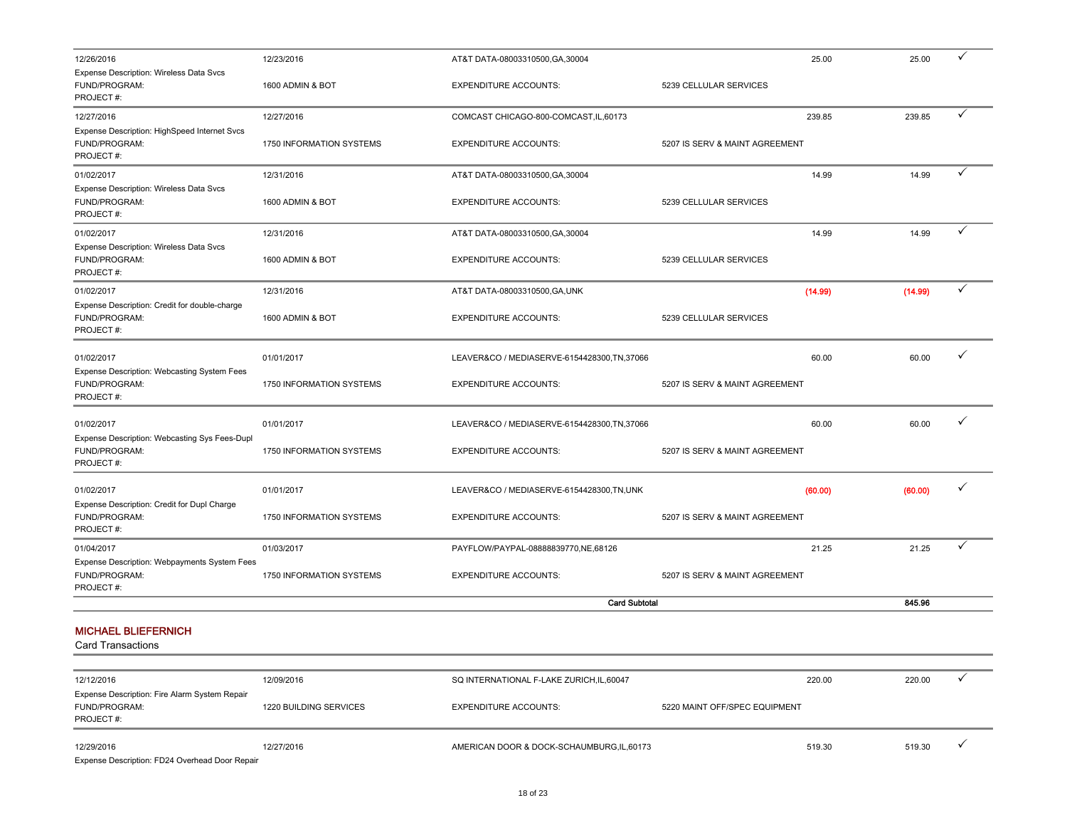| Posting Date | Transaction Date | Merchant | Expenditure Account | Amount | Amount | |
|---|---|---|---|---|---|---|
| 12/26/2016 | 12/23/2016 | AT&T DATA-08003310500,GA,30004 | | 25.00 | 25.00 | ✓ |
| Expense Description: Wireless Data Svcs | | | | | | |
| FUND/PROGRAM: | 1600 ADMIN & BOT | EXPENDITURE ACCOUNTS: | 5239 CELLULAR SERVICES | | | |
| PROJECT #: | | | | | | |
| 12/27/2016 | 12/27/2016 | COMCAST CHICAGO-800-COMCAST,IL,60173 | | 239.85 | 239.85 | ✓ |
| Expense Description: HighSpeed Internet Svcs | | | | | | |
| FUND/PROGRAM: | 1750 INFORMATION SYSTEMS | EXPENDITURE ACCOUNTS: | 5207 IS SERV & MAINT AGREEMENT | | | |
| PROJECT #: | | | | | | |
| 01/02/2017 | 12/31/2016 | AT&T DATA-08003310500,GA,30004 | | 14.99 | 14.99 | ✓ |
| Expense Description: Wireless Data Svcs | | | | | | |
| FUND/PROGRAM: | 1600 ADMIN & BOT | EXPENDITURE ACCOUNTS: | 5239 CELLULAR SERVICES | | | |
| PROJECT #: | | | | | | |
| 01/02/2017 | 12/31/2016 | AT&T DATA-08003310500,GA,30004 | | 14.99 | 14.99 | ✓ |
| Expense Description: Wireless Data Svcs | | | | | | |
| FUND/PROGRAM: | 1600 ADMIN & BOT | EXPENDITURE ACCOUNTS: | 5239 CELLULAR SERVICES | | | |
| PROJECT #: | | | | | | |
| 01/02/2017 | 12/31/2016 | AT&T DATA-08003310500,GA,UNK | | (14.99) | (14.99) | ✓ |
| Expense Description: Credit for double-charge | | | | | | |
| FUND/PROGRAM: | 1600 ADMIN & BOT | EXPENDITURE ACCOUNTS: | 5239 CELLULAR SERVICES | | | |
| PROJECT #: | | | | | | |
| 01/02/2017 | 01/01/2017 | LEAVER&CO / MEDIASERVE-6154428300,TN,37066 | | 60.00 | 60.00 | ✓ |
| Expense Description: Webcasting System Fees | | | | | | |
| FUND/PROGRAM: | 1750 INFORMATION SYSTEMS | EXPENDITURE ACCOUNTS: | 5207 IS SERV & MAINT AGREEMENT | | | |
| PROJECT #: | | | | | | |
| 01/02/2017 | 01/01/2017 | LEAVER&CO / MEDIASERVE-6154428300,TN,37066 | | 60.00 | 60.00 | ✓ |
| Expense Description: Webcasting Sys Fees-Dupl | | | | | | |
| FUND/PROGRAM: | 1750 INFORMATION SYSTEMS | EXPENDITURE ACCOUNTS: | 5207 IS SERV & MAINT AGREEMENT | | | |
| PROJECT #: | | | | | | |
| 01/02/2017 | 01/01/2017 | LEAVER&CO / MEDIASERVE-6154428300,TN,UNK | | (60.00) | (60.00) | ✓ |
| Expense Description: Credit for Dupl Charge | | | | | | |
| FUND/PROGRAM: | 1750 INFORMATION SYSTEMS | EXPENDITURE ACCOUNTS: | 5207 IS SERV & MAINT AGREEMENT | | | |
| PROJECT #: | | | | | | |
| 01/04/2017 | 01/03/2017 | PAYFLOW/PAYPAL-08888839770,NE,68126 | | 21.25 | 21.25 | ✓ |
| Expense Description: Webpayments System Fees | | | | | | |
| FUND/PROGRAM: | 1750 INFORMATION SYSTEMS | EXPENDITURE ACCOUNTS: | 5207 IS SERV & MAINT AGREEMENT | | | |
| PROJECT #: | | | | | | |
| | | **Card Subtotal** | | | **845.96** | |

## MICHAEL BLIEFERNICH

Card Transactions

| Posting Date | Transaction Date | Merchant | Expenditure Account | Amount | Amount | |
|---|---|---|---|---|---|---|
| 12/12/2016 | 12/09/2016 | SQ INTERNATIONAL F-LAKE ZURICH,IL,60047 | | 220.00 | 220.00 | ✓ |
| Expense Description: Fire Alarm System Repair | | | | | | |
| FUND/PROGRAM: | 1220 BUILDING SERVICES | EXPENDITURE ACCOUNTS: | 5220 MAINT OFF/SPEC EQUIPMENT | | | |
| PROJECT #: | | | | | | |
| 12/29/2016 | 12/27/2016 | AMERICAN DOOR & DOCK-SCHAUMBURG,IL,60173 | | 519.30 | 519.30 | ✓ |
| Expense Description: FD24 Overhead Door Repair | | | | | | |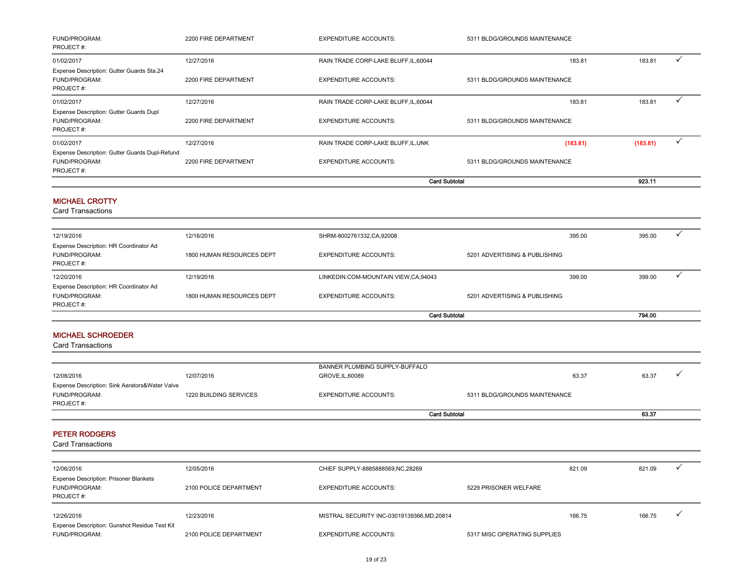| | | | | | | |
|---|---|---|---|---|---|---|
| FUND/PROGRAM: PROJECT #: | 2200 FIRE DEPARTMENT | EXPENDITURE ACCOUNTS: | 5311 BLDG/GROUNDS MAINTENANCE | | | |
| 01/02/2017 | 12/27/2016 | RAIN TRADE CORP-LAKE BLUFF,IL,60044 | | 183.81 | 183.81 | ✓ |
| Expense Description: Gutter Guards Sta.24 FUND/PROGRAM: PROJECT #: | 2200 FIRE DEPARTMENT | EXPENDITURE ACCOUNTS: | 5311 BLDG/GROUNDS MAINTENANCE | | | |
| 01/02/2017 | 12/27/2016 | RAIN TRADE CORP-LAKE BLUFF,IL,60044 | | 183.81 | 183.81 | ✓ |
| Expense Description: Gutter Guards Dupl FUND/PROGRAM: PROJECT #: | 2200 FIRE DEPARTMENT | EXPENDITURE ACCOUNTS: | 5311 BLDG/GROUNDS MAINTENANCE | | | |
| 01/02/2017 | 12/27/2016 | RAIN TRADE CORP-LAKE BLUFF,IL,UNK | | (183.81) | (183.81) | ✓ |
| Expense Description: Gutter Guards Dupl-Refund FUND/PROGRAM: PROJECT #: | 2200 FIRE DEPARTMENT | EXPENDITURE ACCOUNTS: | 5311 BLDG/GROUNDS MAINTENANCE | | | |
| | | **Card Subtotal** | | | **923.11** | |

## MICHAEL CROTTY

Card Transactions

| | | | | | | |
|---|---|---|---|---|---|---|
| 12/19/2016 | 12/16/2016 | SHRM-8002761332,CA,92008 | | 395.00 | 395.00 | ✓ |
| Expense Description: HR Coordinator Ad FUND/PROGRAM: PROJECT #: | 1800 HUMAN RESOURCES DEPT | EXPENDITURE ACCOUNTS: | 5201 ADVERTISING & PUBLISHING | | | |
| 12/20/2016 | 12/19/2016 | LINKEDIN.COM-MOUNTAIN VIEW,CA,94043 | | 399.00 | 399.00 | ✓ |
| Expense Description: HR Coordinator Ad FUND/PROGRAM: PROJECT #: | 1800 HUMAN RESOURCES DEPT | EXPENDITURE ACCOUNTS: | 5201 ADVERTISING & PUBLISHING | | | |
| | | **Card Subtotal** | | | **794.00** | |

## MICHAEL SCHROEDER

Card Transactions

| | | | | | | |
|---|---|---|---|---|---|---|
| 12/08/2016 | 12/07/2016 | BANNER PLUMBING SUPPLY-BUFFALO GROVE,IL,60089 | | 63.37 | 63.37 | ✓ |
| Expense Description: Sink Aerators&Water Valve FUND/PROGRAM: PROJECT #: | 1220 BUILDING SERVICES | EXPENDITURE ACCOUNTS: | 5311 BLDG/GROUNDS MAINTENANCE | | | |
| | | **Card Subtotal** | | | **63.37** | |

## PETER RODGERS

Card Transactions

| | | | | | | |
|---|---|---|---|---|---|---|
| 12/06/2016 | 12/05/2016 | CHIEF SUPPLY-8885888569,NC,28269 | | 821.09 | 821.09 | ✓ |
| Expense Description: Prisoner Blankets FUND/PROGRAM: PROJECT #: | 2100 POLICE DEPARTMENT | EXPENDITURE ACCOUNTS: | 5229 PRISONER WELFARE | | | |
| 12/26/2016 | 12/23/2016 | MISTRAL SECURITY INC-03019139366,MD,20814 | | 166.75 | 166.75 | ✓ |
| Expense Description: Gunshot Residue Test Kit FUND/PROGRAM: | 2100 POLICE DEPARTMENT | EXPENDITURE ACCOUNTS: | 5317 MISC OPERATING SUPPLIES | | | |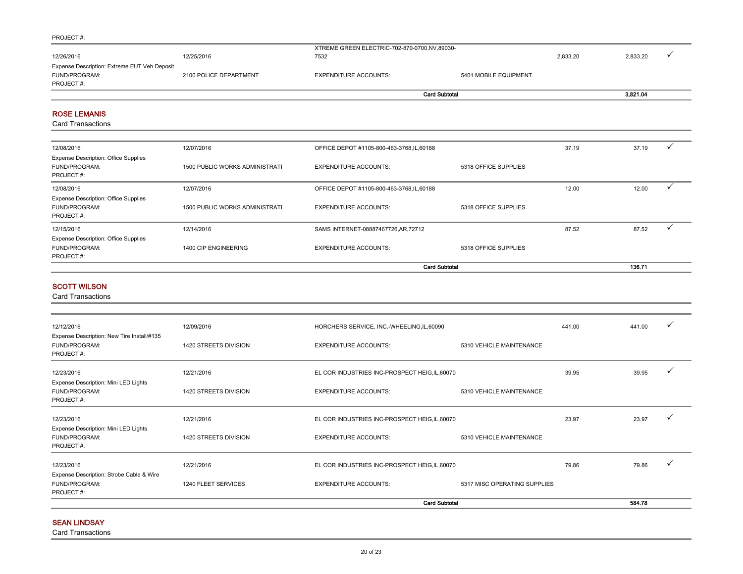PROJECT #:

| | | | | | | |
|---|---|---|---|---|---|---|
| 12/26/2016 | 12/25/2016 | XTREME GREEN ELECTRIC-702-870-0700,NV,89030-7532 | | 2,833.20 | 2,833.20 | ✓ |
| Expense Description: Extreme EUT Veh Deposit | | | | | | |
| FUND/PROGRAM: | 2100 POLICE DEPARTMENT | EXPENDITURE ACCOUNTS: | 5401 MOBILE EQUIPMENT | | | |
| PROJECT #: | | | | | | |
| | | **Card Subtotal** | | | **3,821.04** | |

## ROSE LEMANIS

Card Transactions

| | | | | | | |
|---|---|---|---|---|---|---|
| 12/08/2016 | 12/07/2016 | OFFICE DEPOT #1105-800-463-3768,IL,60188 | | 37.19 | 37.19 | ✓ |
| Expense Description: Office Supplies | | | | | | |
| FUND/PROGRAM: | 1500 PUBLIC WORKS ADMINISTRATI | EXPENDITURE ACCOUNTS: | 5318 OFFICE SUPPLIES | | | |
| PROJECT #: | | | | | | |
| 12/08/2016 | 12/07/2016 | OFFICE DEPOT #1105-800-463-3768,IL,60188 | | 12.00 | 12.00 | ✓ |
| Expense Description: Office Supplies | | | | | | |
| FUND/PROGRAM: | 1500 PUBLIC WORKS ADMINISTRATI | EXPENDITURE ACCOUNTS: | 5318 OFFICE SUPPLIES | | | |
| PROJECT #: | | | | | | |
| 12/15/2016 | 12/14/2016 | SAMS INTERNET-08887467726,AR,72712 | | 87.52 | 87.52 | ✓ |
| Expense Description: Office Supplies | | | | | | |
| FUND/PROGRAM: | 1400 CIP ENGINEERING | EXPENDITURE ACCOUNTS: | 5318 OFFICE SUPPLIES | | | |
| PROJECT #: | | | | | | |
| | | **Card Subtotal** | | | **136.71** | |

## SCOTT WILSON

Card Transactions

| | | | | | | |
|---|---|---|---|---|---|---|
| 12/12/2016 | 12/09/2016 | HORCHERS SERVICE, INC.-WHEELING,IL,60090 | | 441.00 | 441.00 | ✓ |
| Expense Description: New Tire Install/#135 | | | | | | |
| FUND/PROGRAM: | 1420 STREETS DIVISION | EXPENDITURE ACCOUNTS: | 5310 VEHICLE MAINTENANCE | | | |
| PROJECT #: | | | | | | |
| 12/23/2016 | 12/21/2016 | EL COR INDUSTRIES INC-PROSPECT HEIG,IL,60070 | | 39.95 | 39.95 | ✓ |
| Expense Description: Mini LED Lights | | | | | | |
| FUND/PROGRAM: | 1420 STREETS DIVISION | EXPENDITURE ACCOUNTS: | 5310 VEHICLE MAINTENANCE | | | |
| PROJECT #: | | | | | | |
| 12/23/2016 | 12/21/2016 | EL COR INDUSTRIES INC-PROSPECT HEIG,IL,60070 | | 23.97 | 23.97 | ✓ |
| Expense Description: Mini LED Lights | | | | | | |
| FUND/PROGRAM: | 1420 STREETS DIVISION | EXPENDITURE ACCOUNTS: | 5310 VEHICLE MAINTENANCE | | | |
| PROJECT #: | | | | | | |
| 12/23/2016 | 12/21/2016 | EL COR INDUSTRIES INC-PROSPECT HEIG,IL,60070 | | 79.86 | 79.86 | ✓ |
| Expense Description: Strobe Cable & Wire | | | | | | |
| FUND/PROGRAM: | 1240 FLEET SERVICES | EXPENDITURE ACCOUNTS: | 5317 MISC OPERATING SUPPLIES | | | |
| PROJECT #: | | | | | | |
| | | **Card Subtotal** | | | **584.78** | |

## SEAN LINDSAY

Card Transactions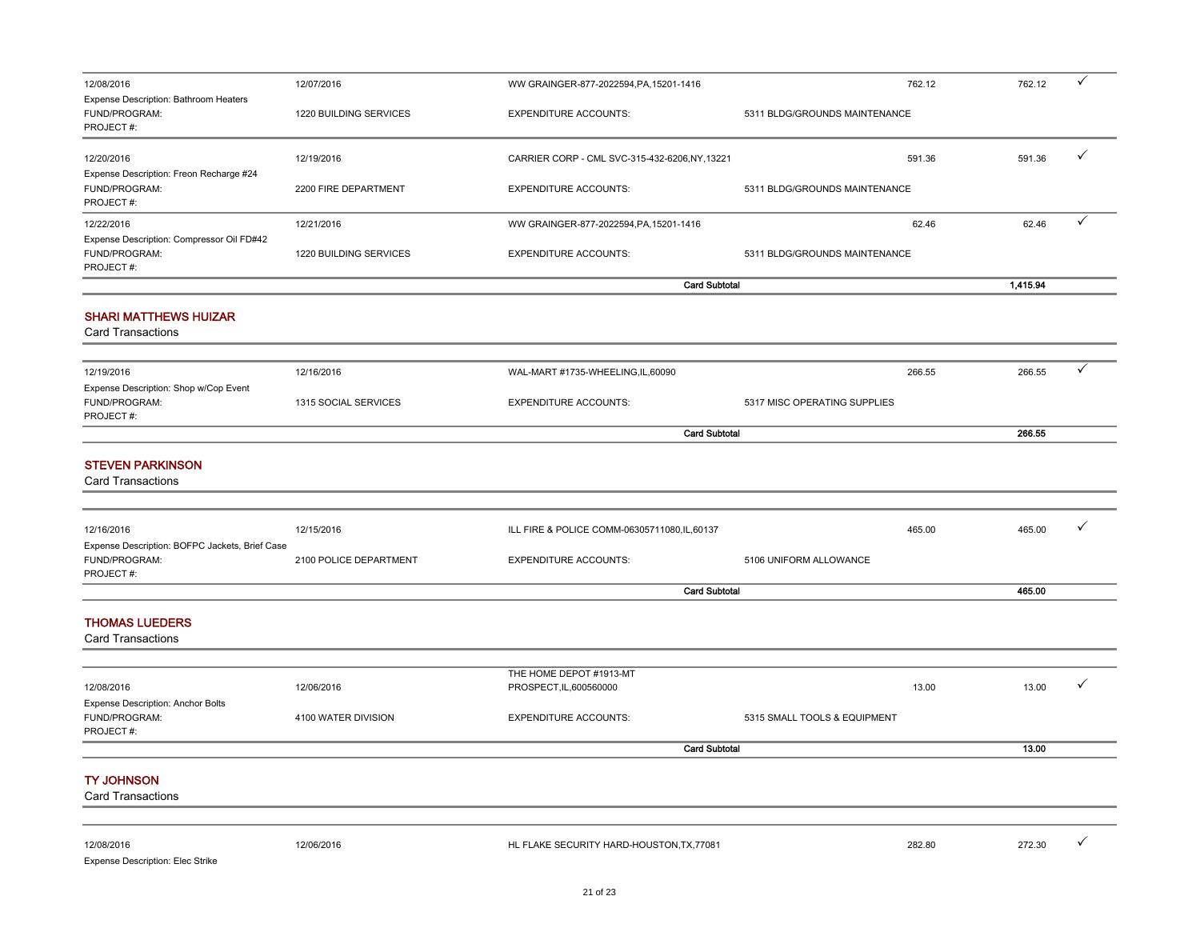| | | | | | | |
|---|---|---|---|---|---|---|
| 12/08/2016 | 12/07/2016 | WW GRAINGER-877-2022594,PA,15201-1416 | | 762.12 | 762.12 | ✓ |
| Expense Description: Bathroom Heaters | | | | | | |
| FUND/PROGRAM: | 1220 BUILDING SERVICES | EXPENDITURE ACCOUNTS: | 5311 BLDG/GROUNDS MAINTENANCE | | | |
| PROJECT #: | | | | | | |
| 12/20/2016 | 12/19/2016 | CARRIER CORP - CML SVC-315-432-6206,NY,13221 | | 591.36 | 591.36 | ✓ |
| Expense Description: Freon Recharge #24 | | | | | | |
| FUND/PROGRAM: | 2200 FIRE DEPARTMENT | EXPENDITURE ACCOUNTS: | 5311 BLDG/GROUNDS MAINTENANCE | | | |
| PROJECT #: | | | | | | |
| 12/22/2016 | 12/21/2016 | WW GRAINGER-877-2022594,PA,15201-1416 | | 62.46 | 62.46 | ✓ |
| Expense Description: Compressor Oil FD#42 | | | | | | |
| FUND/PROGRAM: | 1220 BUILDING SERVICES | EXPENDITURE ACCOUNTS: | 5311 BLDG/GROUNDS MAINTENANCE | | | |
| PROJECT #: | | | | | | |
| | | **Card Subtotal** | | | **1,415.94** | |

## SHARI MATTHEWS HUIZAR

Card Transactions

| | | | | | | |
|---|---|---|---|---|---|---|
| 12/19/2016 | 12/16/2016 | WAL-MART #1735-WHEELING,IL,60090 | | 266.55 | 266.55 | ✓ |
| Expense Description: Shop w/Cop Event | | | | | | |
| FUND/PROGRAM: | 1315 SOCIAL SERVICES | EXPENDITURE ACCOUNTS: | 5317 MISC OPERATING SUPPLIES | | | |
| PROJECT #: | | | | | | |
| | | **Card Subtotal** | | | **266.55** | |

## STEVEN PARKINSON

Card Transactions

| | | | | | | |
|---|---|---|---|---|---|---|
| 12/16/2016 | 12/15/2016 | ILL FIRE & POLICE COMM-06305711080,IL,60137 | | 465.00 | 465.00 | ✓ |
| Expense Description: BOFPC Jackets, Brief Case | | | | | | |
| FUND/PROGRAM: | 2100 POLICE DEPARTMENT | EXPENDITURE ACCOUNTS: | 5106 UNIFORM ALLOWANCE | | | |
| PROJECT #: | | | | | | |
| | | **Card Subtotal** | | | **465.00** | |

## THOMAS LUEDERS

Card Transactions

| | | | | | | |
|---|---|---|---|---|---|---|
| 12/08/2016 | 12/06/2016 | THE HOME DEPOT #1913-MT PROSPECT,IL,600560000 | | 13.00 | 13.00 | ✓ |
| Expense Description: Anchor Bolts | | | | | | |
| FUND/PROGRAM: | 4100 WATER DIVISION | EXPENDITURE ACCOUNTS: | 5315 SMALL TOOLS & EQUIPMENT | | | |
| PROJECT #: | | | | | | |
| | | **Card Subtotal** | | | **13.00** | |

## TY JOHNSON

Card Transactions

| | | | | | | |
|---|---|---|---|---|---|---|
| 12/08/2016 | 12/06/2016 | HL FLAKE SECURITY HARD-HOUSTON,TX,77081 | | 282.80 | 272.30 | ✓ |
| Expense Description: Elec Strike | | | | | | |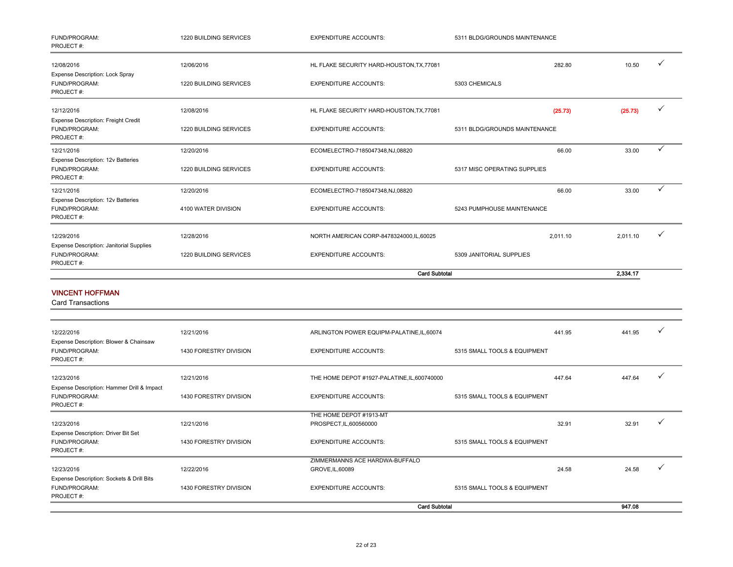| | | | | | | |
|---|---|---|---|---|---|---|
| FUND/PROGRAM: PROJECT #: | 1220 BUILDING SERVICES | EXPENDITURE ACCOUNTS: | 5311 BLDG/GROUNDS MAINTENANCE | | | |
| 12/08/2016 Expense Description: Lock Spray | 12/06/2016 | HL FLAKE SECURITY HARD-HOUSTON,TX,77081 | | 282.80 | 10.50 | ✓ |
| FUND/PROGRAM: PROJECT #: | 1220 BUILDING SERVICES | EXPENDITURE ACCOUNTS: | 5303 CHEMICALS | | | |
| 12/12/2016 Expense Description: Freight Credit | 12/08/2016 | HL FLAKE SECURITY HARD-HOUSTON,TX,77081 | | (25.73) | (25.73) | ✓ |
| FUND/PROGRAM: PROJECT #: | 1220 BUILDING SERVICES | EXPENDITURE ACCOUNTS: | 5311 BLDG/GROUNDS MAINTENANCE | | | |
| 12/21/2016 Expense Description: 12v Batteries | 12/20/2016 | ECOMELECTRO-7185047348,NJ,08820 | | 66.00 | 33.00 | ✓ |
| FUND/PROGRAM: PROJECT #: | 1220 BUILDING SERVICES | EXPENDITURE ACCOUNTS: | 5317 MISC OPERATING SUPPLIES | | | |
| 12/21/2016 Expense Description: 12v Batteries | 12/20/2016 | ECOMELECTRO-7185047348,NJ,08820 | | 66.00 | 33.00 | ✓ |
| FUND/PROGRAM: PROJECT #: | 4100 WATER DIVISION | EXPENDITURE ACCOUNTS: | 5243 PUMPHOUSE MAINTENANCE | | | |
| 12/29/2016 Expense Description: Janitorial Supplies | 12/28/2016 | NORTH AMERICAN CORP-8478324000,IL,60025 | | 2,011.10 | 2,011.10 | ✓ |
| FUND/PROGRAM: PROJECT #: | 1220 BUILDING SERVICES | EXPENDITURE ACCOUNTS: | 5309 JANITORIAL SUPPLIES | | | |
| | | **Card Subtotal** | | | **2,334.17** | |

## VINCENT HOFFMAN

Card Transactions

| | | | | | | |
|---|---|---|---|---|---|---|
| 12/22/2016 Expense Description: Blower & Chainsaw | 12/21/2016 | ARLINGTON POWER EQUIPM-PALATINE,IL,60074 | | 441.95 | 441.95 | ✓ |
| FUND/PROGRAM: PROJECT #: | 1430 FORESTRY DIVISION | EXPENDITURE ACCOUNTS: | 5315 SMALL TOOLS & EQUIPMENT | | | |
| 12/23/2016 Expense Description: Hammer Drill & Impact | 12/21/2016 | THE HOME DEPOT #1927-PALATINE,IL,600740000 | | 447.64 | 447.64 | ✓ |
| FUND/PROGRAM: PROJECT #: | 1430 FORESTRY DIVISION | EXPENDITURE ACCOUNTS: | 5315 SMALL TOOLS & EQUIPMENT | | | |
| 12/23/2016 Expense Description: Driver Bit Set | 12/21/2016 | THE HOME DEPOT #1913-MT PROSPECT,IL,600560000 | | 32.91 | 32.91 | ✓ |
| FUND/PROGRAM: PROJECT #: | 1430 FORESTRY DIVISION | EXPENDITURE ACCOUNTS: | 5315 SMALL TOOLS & EQUIPMENT | | | |
| 12/23/2016 Expense Description: Sockets & Drill Bits | 12/22/2016 | ZIMMERMANNS ACE HARDWA-BUFFALO GROVE,IL,60089 | | 24.58 | 24.58 | ✓ |
| FUND/PROGRAM: PROJECT #: | 1430 FORESTRY DIVISION | EXPENDITURE ACCOUNTS: | 5315 SMALL TOOLS & EQUIPMENT | | | |
| | | **Card Subtotal** | | | **947.08** | |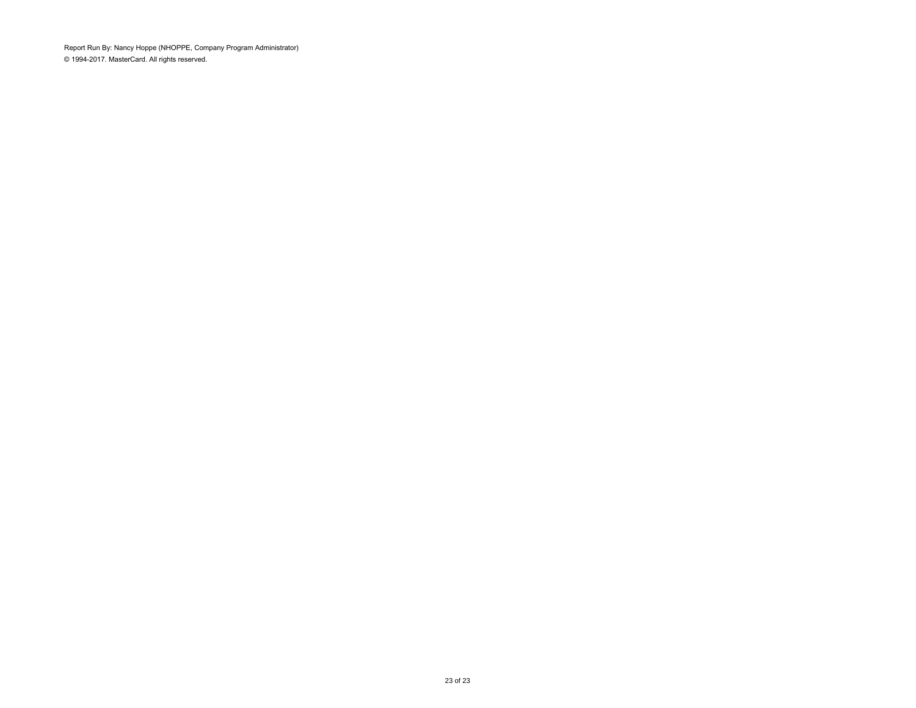Report Run By: Nancy Hoppe (NHOPPE, Company Program Administrator)

© 1994-2017. MasterCard. All rights reserved.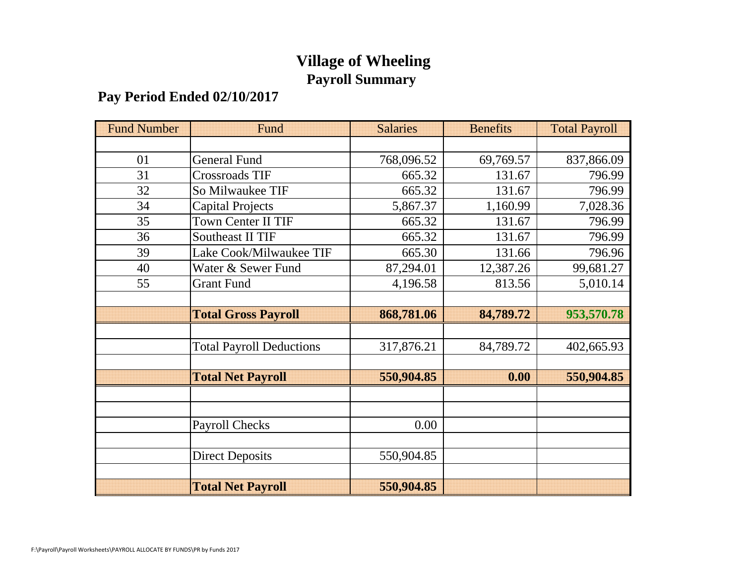# Village of Wheeling

## Payroll Summary

### Pay Period Ended 02/10/2017

| Fund Number | Fund | Salaries | Benefits | Total Payroll |
|---|---|---|---|---|
| | | | | |
| 01 | General Fund | 768,096.52 | 69,769.57 | 837,866.09 |
| 31 | Crossroads TIF | 665.32 | 131.67 | 796.99 |
| 32 | So Milwaukee TIF | 665.32 | 131.67 | 796.99 |
| 34 | Capital Projects | 5,867.37 | 1,160.99 | 7,028.36 |
| 35 | Town Center II TIF | 665.32 | 131.67 | 796.99 |
| 36 | Southeast II TIF | 665.32 | 131.67 | 796.99 |
| 39 | Lake Cook/Milwaukee TIF | 665.30 | 131.66 | 796.96 |
| 40 | Water & Sewer Fund | 87,294.01 | 12,387.26 | 99,681.27 |
| 55 | Grant Fund | 4,196.58 | 813.56 | 5,010.14 |
| | | | | |
| | **Total Gross Payroll** | **868,781.06** | **84,789.72** | **953,570.78** |
| | | | | |
| | Total Payroll Deductions | 317,876.21 | 84,789.72 | 402,665.93 |
| | | | | |
| | **Total Net Payroll** | **550,904.85** | **0.00** | **550,904.85** |
| | | | | |
| | | | | |
| | Payroll Checks | 0.00 | | |
| | | | | |
| | Direct Deposits | 550,904.85 | | |
| | | | | |
| | **Total Net Payroll** | **550,904.85** | | |

F:\Payroll\Payroll Worksheets\PAYROLL ALLOCATE BY FUNDS\PR by Funds 2017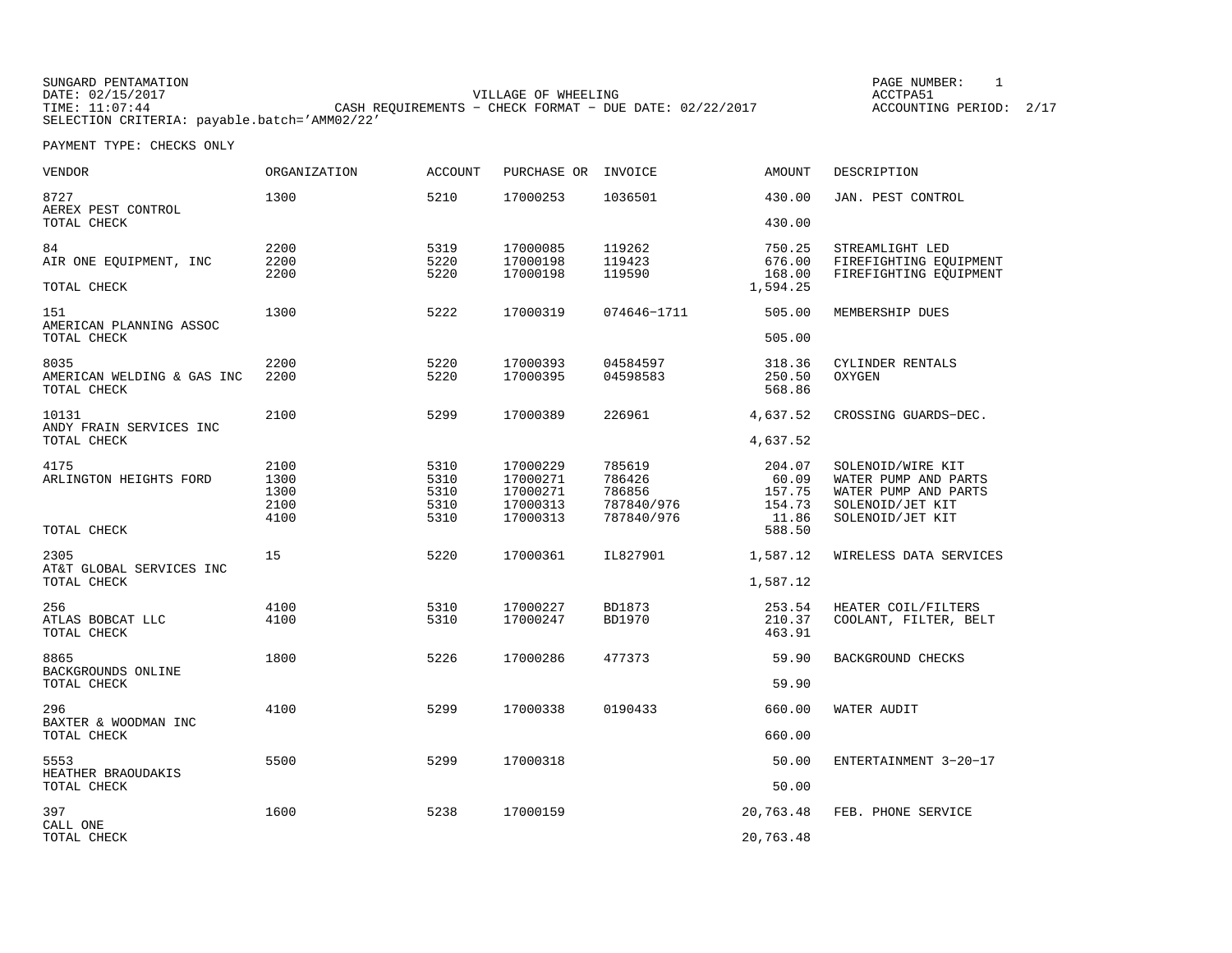SUNGARD PENTAMATION
DATE: 02/15/2017
TIME: 11:07:44
SELECTION CRITERIA: payable.batch='AMM02/22'

VILLAGE OF WHEELING
CASH REQUIREMENTS - CHECK FORMAT - DUE DATE: 02/22/2017

PAGE NUMBER: 1
ACCTPA51
ACCOUNTING PERIOD: 2/17

PAYMENT TYPE: CHECKS ONLY

| VENDOR | ORGANIZATION | ACCOUNT | PURCHASE OR | INVOICE | AMOUNT | DESCRIPTION |
|---|---|---|---|---|---|---|
| 8727 | 1300 | 5210 | 17000253 | 1036501 | 430.00 | JAN. PEST CONTROL |
| AEREX PEST CONTROL | | | | | | |
| TOTAL CHECK | | | | | 430.00 | |
| 84 | 2200 | 5319 | 17000085 | 119262 | 750.25 | STREAMLIGHT LED |
| AIR ONE EQUIPMENT, INC | 2200 | 5220 | 17000198 | 119423 | 676.00 | FIREFIGHTING EQUIPMENT |
| | 2200 | 5220 | 17000198 | 119590 | 168.00 | FIREFIGHTING EQUIPMENT |
| TOTAL CHECK | | | | | 1,594.25 | |
| 151 | 1300 | 5222 | 17000319 | 074646-1711 | 505.00 | MEMBERSHIP DUES |
| AMERICAN PLANNING ASSOC | | | | | | |
| TOTAL CHECK | | | | | 505.00 | |
| 8035 | 2200 | 5220 | 17000393 | 04584597 | 318.36 | CYLINDER RENTALS |
| AMERICAN WELDING & GAS INC | 2200 | 5220 | 17000395 | 04598583 | 250.50 | OXYGEN |
| TOTAL CHECK | | | | | 568.86 | |
| 10131 | 2100 | 5299 | 17000389 | 226961 | 4,637.52 | CROSSING GUARDS-DEC. |
| ANDY FRAIN SERVICES INC | | | | | | |
| TOTAL CHECK | | | | | 4,637.52 | |
| 4175 | 2100 | 5310 | 17000229 | 785619 | 204.07 | SOLENOID/WIRE KIT |
| ARLINGTON HEIGHTS FORD | 1300 | 5310 | 17000271 | 786426 | 60.09 | WATER PUMP AND PARTS |
| | 1300 | 5310 | 17000271 | 786856 | 157.75 | WATER PUMP AND PARTS |
| | 2100 | 5310 | 17000313 | 787840/976 | 154.73 | SOLENOID/JET KIT |
| | 4100 | 5310 | 17000313 | 787840/976 | 11.86 | SOLENOID/JET KIT |
| TOTAL CHECK | | | | | 588.50 | |
| 2305 | 15 | 5220 | 17000361 | IL827901 | 1,587.12 | WIRELESS DATA SERVICES |
| AT&T GLOBAL SERVICES INC | | | | | | |
| TOTAL CHECK | | | | | 1,587.12 | |
| 256 | 4100 | 5310 | 17000227 | BD1873 | 253.54 | HEATER COIL/FILTERS |
| ATLAS BOBCAT LLC | 4100 | 5310 | 17000247 | BD1970 | 210.37 | COOLANT, FILTER, BELT |
| TOTAL CHECK | | | | | 463.91 | |
| 8865 | 1800 | 5226 | 17000286 | 477373 | 59.90 | BACKGROUND CHECKS |
| BACKGROUNDS ONLINE | | | | | | |
| TOTAL CHECK | | | | | 59.90 | |
| 296 | 4100 | 5299 | 17000338 | 0190433 | 660.00 | WATER AUDIT |
| BAXTER & WOODMAN INC | | | | | | |
| TOTAL CHECK | | | | | 660.00 | |
| 5553 | 5500 | 5299 | 17000318 | | 50.00 | ENTERTAINMENT 3-20-17 |
| HEATHER BRAOUDAKIS | | | | | | |
| TOTAL CHECK | | | | | 50.00 | |
| 397 | 1600 | 5238 | 17000159 | | 20,763.48 | FEB. PHONE SERVICE |
| CALL ONE | | | | | | |
| TOTAL CHECK | | | | | 20,763.48 | |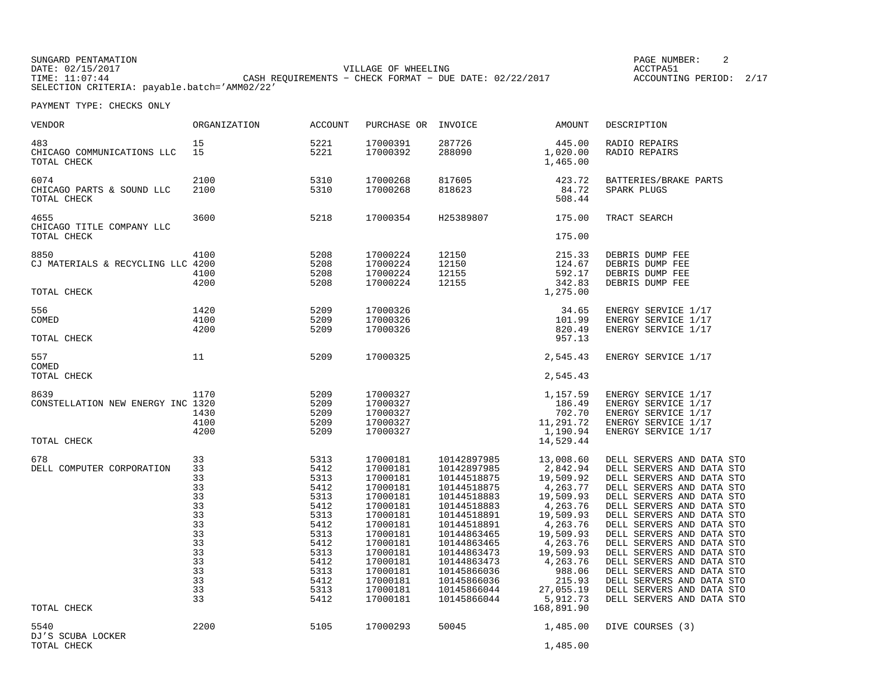SUNGARD PENTAMATION
DATE: 02/15/2017
TIME: 11:07:44

VILLAGE OF WHEELING
CASH REQUIREMENTS - CHECK FORMAT - DUE DATE: 02/22/2017

ACCTPA51
ACCOUNTING PERIOD: 2/17

SELECTION CRITERIA: payable.batch='AMM02/22'

PAYMENT TYPE: CHECKS ONLY

| VENDOR | ORGANIZATION | ACCOUNT | PURCHASE OR | INVOICE | AMOUNT | DESCRIPTION |
|---|---|---|---|---|---|---|
| 483 | 15 | 5221 | 17000391 | 287726 | 445.00 | RADIO REPAIRS |
| CHICAGO COMMUNICATIONS LLC | 15 | 5221 | 17000392 | 288090 | 1,020.00 | RADIO REPAIRS |
| TOTAL CHECK | | | | | 1,465.00 | |
| 6074 | 2100 | 5310 | 17000268 | 817605 | 423.72 | BATTERIES/BRAKE PARTS |
| CHICAGO PARTS & SOUND LLC | 2100 | 5310 | 17000268 | 818623 | 84.72 | SPARK PLUGS |
| TOTAL CHECK | | | | | 508.44 | |
| 4655 | 3600 | 5218 | 17000354 | H25389807 | 175.00 | TRACT SEARCH |
| CHICAGO TITLE COMPANY LLC | | | | | | |
| TOTAL CHECK | | | | | 175.00 | |
| 8850 | 4100 | 5208 | 17000224 | 12150 | 215.33 | DEBRIS DUMP FEE |
| CJ MATERIALS & RECYCLING LLC | 4200 | 5208 | 17000224 | 12150 | 124.67 | DEBRIS DUMP FEE |
| | 4100 | 5208 | 17000224 | 12155 | 592.17 | DEBRIS DUMP FEE |
| | 4200 | 5208 | 17000224 | 12155 | 342.83 | DEBRIS DUMP FEE |
| TOTAL CHECK | | | | | 1,275.00 | |
| 556 | 1420 | 5209 | 17000326 | | 34.65 | ENERGY SERVICE 1/17 |
| COMED | 4100 | 5209 | 17000326 | | 101.99 | ENERGY SERVICE 1/17 |
| | 4200 | 5209 | 17000326 | | 820.49 | ENERGY SERVICE 1/17 |
| TOTAL CHECK | | | | | 957.13 | |
| 557 | 11 | 5209 | 17000325 | | 2,545.43 | ENERGY SERVICE 1/17 |
| COMED | | | | | | |
| TOTAL CHECK | | | | | 2,545.43 | |
| 8639 | 1170 | 5209 | 17000327 | | 1,157.59 | ENERGY SERVICE 1/17 |
| CONSTELLATION NEW ENERGY INC | 1320 | 5209 | 17000327 | | 186.49 | ENERGY SERVICE 1/17 |
| | 1430 | 5209 | 17000327 | | 702.70 | ENERGY SERVICE 1/17 |
| | 4100 | 5209 | 17000327 | | 11,291.72 | ENERGY SERVICE 1/17 |
| | 4200 | 5209 | 17000327 | | 1,190.94 | ENERGY SERVICE 1/17 |
| TOTAL CHECK | | | | | 14,529.44 | |
| 678 | 33 | 5313 | 17000181 | 10142897985 | 13,008.60 | DELL SERVERS AND DATA STO |
| DELL COMPUTER CORPORATION | 33 | 5412 | 17000181 | 10142897985 | 2,842.94 | DELL SERVERS AND DATA STO |
| | 33 | 5313 | 17000181 | 10144518875 | 19,509.92 | DELL SERVERS AND DATA STO |
| | 33 | 5412 | 17000181 | 10144518875 | 4,263.77 | DELL SERVERS AND DATA STO |
| | 33 | 5313 | 17000181 | 10144518883 | 19,509.93 | DELL SERVERS AND DATA STO |
| | 33 | 5412 | 17000181 | 10144518883 | 4,263.76 | DELL SERVERS AND DATA STO |
| | 33 | 5313 | 17000181 | 10144518891 | 19,509.93 | DELL SERVERS AND DATA STO |
| | 33 | 5412 | 17000181 | 10144518891 | 4,263.76 | DELL SERVERS AND DATA STO |
| | 33 | 5313 | 17000181 | 10144863465 | 19,509.93 | DELL SERVERS AND DATA STO |
| | 33 | 5412 | 17000181 | 10144863465 | 4,263.76 | DELL SERVERS AND DATA STO |
| | 33 | 5313 | 17000181 | 10144863473 | 19,509.93 | DELL SERVERS AND DATA STO |
| | 33 | 5412 | 17000181 | 10144863473 | 4,263.76 | DELL SERVERS AND DATA STO |
| | 33 | 5313 | 17000181 | 10145866036 | 988.06 | DELL SERVERS AND DATA STO |
| | 33 | 5412 | 17000181 | 10145866036 | 215.93 | DELL SERVERS AND DATA STO |
| | 33 | 5313 | 17000181 | 10145866044 | 27,055.19 | DELL SERVERS AND DATA STO |
| | 33 | 5412 | 17000181 | 10145866044 | 5,912.73 | DELL SERVERS AND DATA STO |
| TOTAL CHECK | | | | | 168,891.90 | |
| 5540 | 2200 | 5105 | 17000293 | 50045 | 1,485.00 | DIVE COURSES (3) |
| DJ'S SCUBA LOCKER | | | | | | |
| TOTAL CHECK | | | | | 1,485.00 | |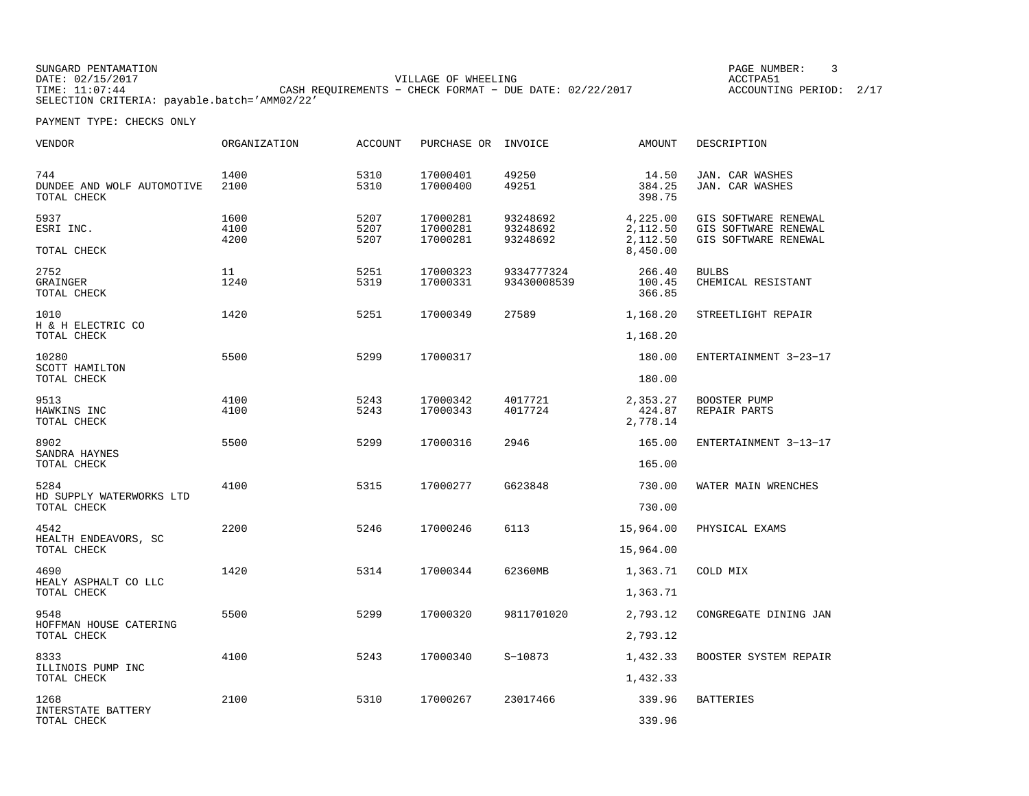SUNGARD PENTAMATION
DATE: 02/15/2017
TIME: 11:07:44
SELECTION CRITERIA: payable.batch='AMM02/22'

VILLAGE OF WHEELING
CASH REQUIREMENTS - CHECK FORMAT - DUE DATE: 02/22/2017

PAGE NUMBER: 3
ACCTPA51
ACCOUNTING PERIOD: 2/17

PAYMENT TYPE: CHECKS ONLY

| VENDOR | ORGANIZATION | ACCOUNT | PURCHASE OR | INVOICE | AMOUNT | DESCRIPTION |
|---|---|---|---|---|---|---|
| 744 | 1400 | 5310 | 17000401 | 49250 | 14.50 | JAN. CAR WASHES |
| DUNDEE AND WOLF AUTOMOTIVE | 2100 | 5310 | 17000400 | 49251 | 384.25 | JAN. CAR WASHES |
| TOTAL CHECK | | | | | 398.75 | |
| 5937 | 1600 | 5207 | 17000281 | 93248692 | 4,225.00 | GIS SOFTWARE RENEWAL |
| ESRI INC. | 4100 | 5207 | 17000281 | 93248692 | 2,112.50 | GIS SOFTWARE RENEWAL |
| | 4200 | 5207 | 17000281 | 93248692 | 2,112.50 | GIS SOFTWARE RENEWAL |
| TOTAL CHECK | | | | | 8,450.00 | |
| 2752 | 11 | 5251 | 17000323 | 9334777324 | 266.40 | BULBS |
| GRAINGER | 1240 | 5319 | 17000331 | 93430008539 | 100.45 | CHEMICAL RESISTANT |
| TOTAL CHECK | | | | | 366.85 | |
| 1010 | 1420 | 5251 | 17000349 | 27589 | 1,168.20 | STREETLIGHT REPAIR |
| H & H ELECTRIC CO | | | | | | |
| TOTAL CHECK | | | | | 1,168.20 | |
| 10280 | 5500 | 5299 | 17000317 | | 180.00 | ENTERTAINMENT 3-23-17 |
| SCOTT HAMILTON | | | | | | |
| TOTAL CHECK | | | | | 180.00 | |
| 9513 | 4100 | 5243 | 17000342 | 4017721 | 2,353.27 | BOOSTER PUMP |
| HAWKINS INC | 4100 | 5243 | 17000343 | 4017724 | 424.87 | REPAIR PARTS |
| TOTAL CHECK | | | | | 2,778.14 | |
| 8902 | 5500 | 5299 | 17000316 | 2946 | 165.00 | ENTERTAINMENT 3-13-17 |
| SANDRA HAYNES | | | | | | |
| TOTAL CHECK | | | | | 165.00 | |
| 5284 | 4100 | 5315 | 17000277 | G623848 | 730.00 | WATER MAIN WRENCHES |
| HD SUPPLY WATERWORKS LTD | | | | | | |
| TOTAL CHECK | | | | | 730.00 | |
| 4542 | 2200 | 5246 | 17000246 | 6113 | 15,964.00 | PHYSICAL EXAMS |
| HEALTH ENDEAVORS, SC | | | | | | |
| TOTAL CHECK | | | | | 15,964.00 | |
| 4690 | 1420 | 5314 | 17000344 | 62360MB | 1,363.71 | COLD MIX |
| HEALY ASPHALT CO LLC | | | | | | |
| TOTAL CHECK | | | | | 1,363.71 | |
| 9548 | 5500 | 5299 | 17000320 | 9811701020 | 2,793.12 | CONGREGATE DINING JAN |
| HOFFMAN HOUSE CATERING | | | | | | |
| TOTAL CHECK | | | | | 2,793.12 | |
| 8333 | 4100 | 5243 | 17000340 | S-10873 | 1,432.33 | BOOSTER SYSTEM REPAIR |
| ILLINOIS PUMP INC | | | | | | |
| TOTAL CHECK | | | | | 1,432.33 | |
| 1268 | 2100 | 5310 | 17000267 | 23017466 | 339.96 | BATTERIES |
| INTERSTATE BATTERY | | | | | | |
| TOTAL CHECK | | | | | 339.96 | |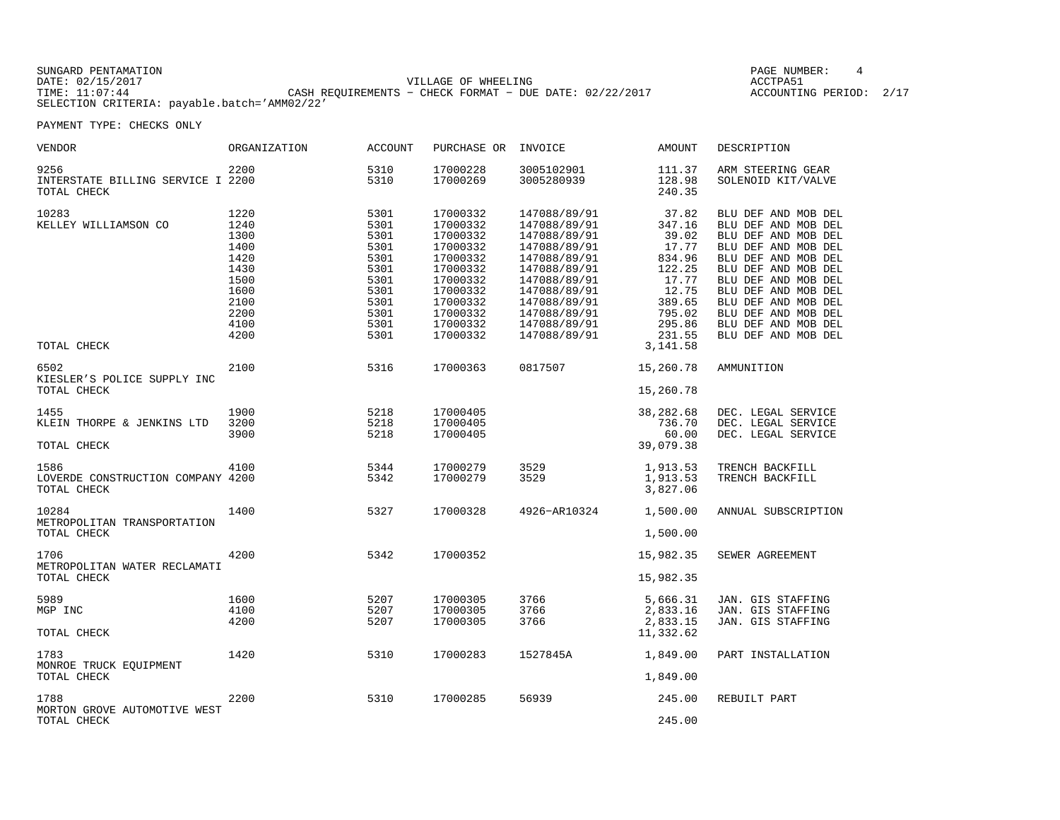SUNGARD PENTAMATION
DATE: 02/15/2017
TIME: 11:07:44
SELECTION CRITERIA: payable.batch='AMM02/22'

VILLAGE OF WHEELING
CASH REQUIREMENTS - CHECK FORMAT - DUE DATE: 02/22/2017

PAGE NUMBER: 4
ACCTPA51
ACCOUNTING PERIOD: 2/17

PAYMENT TYPE: CHECKS ONLY

| VENDOR | ORGANIZATION | ACCOUNT | PURCHASE OR | INVOICE | AMOUNT | DESCRIPTION |
|---|---|---|---|---|---|---|
| 9256 | 2200 | 5310 | 17000228 | 3005102901 | 111.37 | ARM STEERING GEAR |
| INTERSTATE BILLING SERVICE I | 2200 | 5310 | 17000269 | 3005280939 | 128.98 | SOLENOID KIT/VALVE |
| TOTAL CHECK | | | | | 240.35 | |
| 10283 | 1220 | 5301 | 17000332 | 147088/89/91 | 37.82 | BLU DEF AND MOB DEL |
| KELLEY WILLIAMSON CO | 1240 | 5301 | 17000332 | 147088/89/91 | 347.16 | BLU DEF AND MOB DEL |
| | 1300 | 5301 | 17000332 | 147088/89/91 | 39.02 | BLU DEF AND MOB DEL |
| | 1400 | 5301 | 17000332 | 147088/89/91 | 17.77 | BLU DEF AND MOB DEL |
| | 1420 | 5301 | 17000332 | 147088/89/91 | 834.96 | BLU DEF AND MOB DEL |
| | 1430 | 5301 | 17000332 | 147088/89/91 | 122.25 | BLU DEF AND MOB DEL |
| | 1500 | 5301 | 17000332 | 147088/89/91 | 17.77 | BLU DEF AND MOB DEL |
| | 1600 | 5301 | 17000332 | 147088/89/91 | 12.75 | BLU DEF AND MOB DEL |
| | 2100 | 5301 | 17000332 | 147088/89/91 | 389.65 | BLU DEF AND MOB DEL |
| | 2200 | 5301 | 17000332 | 147088/89/91 | 795.02 | BLU DEF AND MOB DEL |
| | 4100 | 5301 | 17000332 | 147088/89/91 | 295.86 | BLU DEF AND MOB DEL |
| | 4200 | 5301 | 17000332 | 147088/89/91 | 231.55 | BLU DEF AND MOB DEL |
| TOTAL CHECK | | | | | 3,141.58 | |
| 6502 | 2100 | 5316 | 17000363 | 0817507 | 15,260.78 | AMMUNITION |
| KIESLER'S POLICE SUPPLY INC | | | | | | |
| TOTAL CHECK | | | | | 15,260.78 | |
| 1455 | 1900 | 5218 | 17000405 | | 38,282.68 | DEC. LEGAL SERVICE |
| KLEIN THORPE & JENKINS LTD | 3200 | 5218 | 17000405 | | 736.70 | DEC. LEGAL SERVICE |
| | 3900 | 5218 | 17000405 | | 60.00 | DEC. LEGAL SERVICE |
| TOTAL CHECK | | | | | 39,079.38 | |
| 1586 | 4100 | 5344 | 17000279 | 3529 | 1,913.53 | TRENCH BACKFILL |
| LOVERDE CONSTRUCTION COMPANY | 4200 | 5342 | 17000279 | 3529 | 1,913.53 | TRENCH BACKFILL |
| TOTAL CHECK | | | | | 3,827.06 | |
| 10284 | 1400 | 5327 | 17000328 | 4926-AR10324 | 1,500.00 | ANNUAL SUBSCRIPTION |
| METROPOLITAN TRANSPORTATION | | | | | | |
| TOTAL CHECK | | | | | 1,500.00 | |
| 1706 | 4200 | 5342 | 17000352 | | 15,982.35 | SEWER AGREEMENT |
| METROPOLITAN WATER RECLAMATI | | | | | | |
| TOTAL CHECK | | | | | 15,982.35 | |
| 5989 | 1600 | 5207 | 17000305 | 3766 | 5,666.31 | JAN. GIS STAFFING |
| MGP INC | 4100 | 5207 | 17000305 | 3766 | 2,833.16 | JAN. GIS STAFFING |
| | 4200 | 5207 | 17000305 | 3766 | 2,833.15 | JAN. GIS STAFFING |
| TOTAL CHECK | | | | | 11,332.62 | |
| 1783 | 1420 | 5310 | 17000283 | 1527845A | 1,849.00 | PART INSTALLATION |
| MONROE TRUCK EQUIPMENT | | | | | | |
| TOTAL CHECK | | | | | 1,849.00 | |
| 1788 | 2200 | 5310 | 17000285 | 56939 | 245.00 | REBUILT PART |
| MORTON GROVE AUTOMOTIVE WEST | | | | | | |
| TOTAL CHECK | | | | | 245.00 | |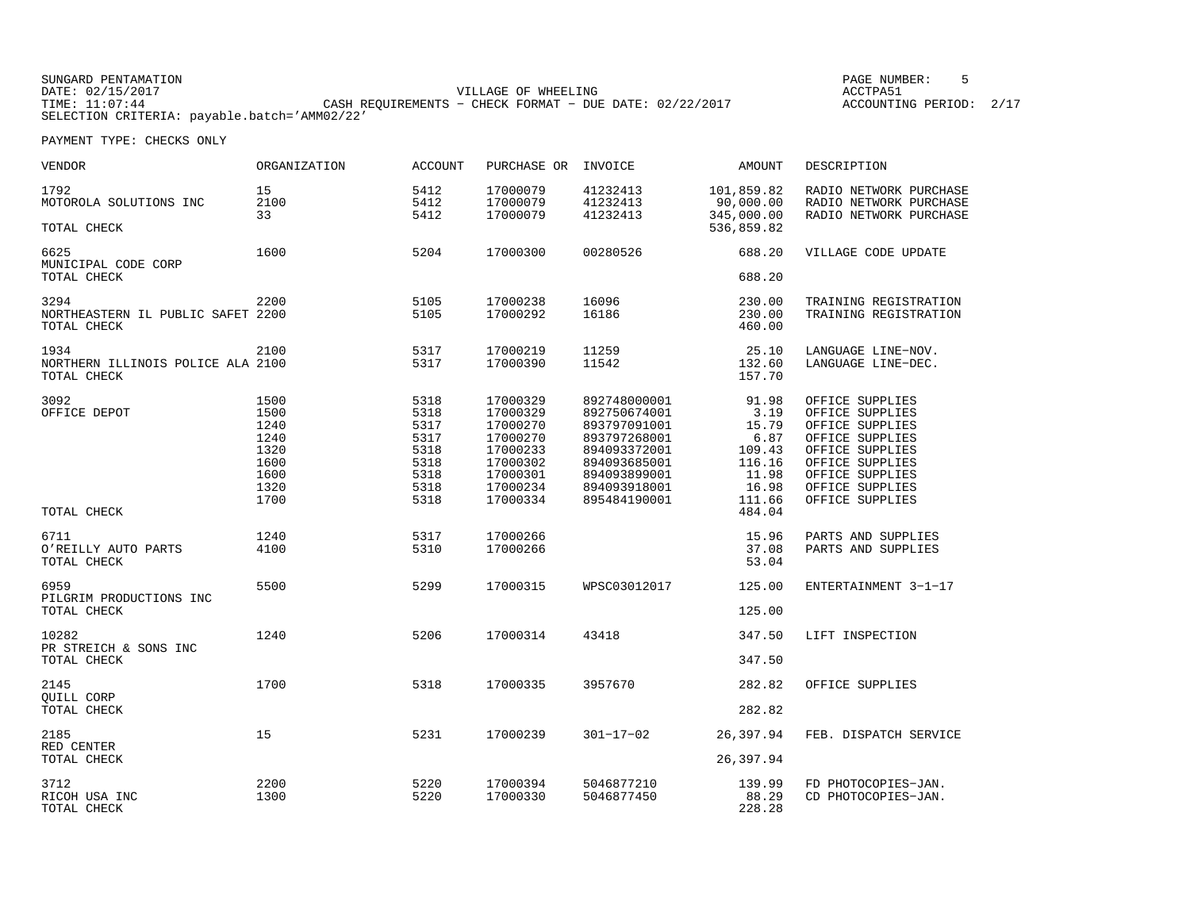SUNGARD PENTAMATION
DATE: 02/15/2017
TIME: 11:07:44

VILLAGE OF WHEELING
CASH REQUIREMENTS - CHECK FORMAT - DUE DATE: 02/22/2017

ACCTPA51
ACCOUNTING PERIOD: 2/17

SELECTION CRITERIA: payable.batch='AMM02/22'

PAYMENT TYPE: CHECKS ONLY

| VENDOR | ORGANIZATION | ACCOUNT | PURCHASE OR | INVOICE | AMOUNT | DESCRIPTION |
|---|---|---|---|---|---|---|
| 1792 | 15 | 5412 | 17000079 | 41232413 | 101,859.82 | RADIO NETWORK PURCHASE |
| MOTOROLA SOLUTIONS INC | 2100 | 5412 | 17000079 | 41232413 | 90,000.00 | RADIO NETWORK PURCHASE |
| | 33 | 5412 | 17000079 | 41232413 | 345,000.00 | RADIO NETWORK PURCHASE |
| TOTAL CHECK | | | | | 536,859.82 | |
| 6625 | 1600 | 5204 | 17000300 | 00280526 | 688.20 | VILLAGE CODE UPDATE |
| MUNICIPAL CODE CORP | | | | | | |
| TOTAL CHECK | | | | | 688.20 | |
| 3294 | 2200 | 5105 | 17000238 | 16096 | 230.00 | TRAINING REGISTRATION |
| NORTHEASTERN IL PUBLIC SAFET | 2200 | 5105 | 17000292 | 16186 | 230.00 | TRAINING REGISTRATION |
| TOTAL CHECK | | | | | 460.00 | |
| 1934 | 2100 | 5317 | 17000219 | 11259 | 25.10 | LANGUAGE LINE-NOV. |
| NORTHERN ILLINOIS POLICE ALA | 2100 | 5317 | 17000390 | 11542 | 132.60 | LANGUAGE LINE-DEC. |
| TOTAL CHECK | | | | | 157.70 | |
| 3092 | 1500 | 5318 | 17000329 | 892748000001 | 91.98 | OFFICE SUPPLIES |
| OFFICE DEPOT | 1500 | 5318 | 17000329 | 892750674001 | 3.19 | OFFICE SUPPLIES |
| | 1240 | 5317 | 17000270 | 893797091001 | 15.79 | OFFICE SUPPLIES |
| | 1240 | 5317 | 17000270 | 893797268001 | 6.87 | OFFICE SUPPLIES |
| | 1320 | 5318 | 17000233 | 894093372001 | 109.43 | OFFICE SUPPLIES |
| | 1600 | 5318 | 17000302 | 894093685001 | 116.16 | OFFICE SUPPLIES |
| | 1600 | 5318 | 17000301 | 894093899001 | 11.98 | OFFICE SUPPLIES |
| | 1320 | 5318 | 17000234 | 894093918001 | 16.98 | OFFICE SUPPLIES |
| | 1700 | 5318 | 17000334 | 895484190001 | 111.66 | OFFICE SUPPLIES |
| TOTAL CHECK | | | | | 484.04 | |
| 6711 | 1240 | 5317 | 17000266 | | 15.96 | PARTS AND SUPPLIES |
| O'REILLY AUTO PARTS | 4100 | 5310 | 17000266 | | 37.08 | PARTS AND SUPPLIES |
| TOTAL CHECK | | | | | 53.04 | |
| 6959 | 5500 | 5299 | 17000315 | WPSC03012017 | 125.00 | ENTERTAINMENT 3-1-17 |
| PILGRIM PRODUCTIONS INC | | | | | | |
| TOTAL CHECK | | | | | 125.00 | |
| 10282 | 1240 | 5206 | 17000314 | 43418 | 347.50 | LIFT INSPECTION |
| PR STREICH & SONS INC | | | | | | |
| TOTAL CHECK | | | | | 347.50 | |
| 2145 | 1700 | 5318 | 17000335 | 3957670 | 282.82 | OFFICE SUPPLIES |
| QUILL CORP | | | | | | |
| TOTAL CHECK | | | | | 282.82 | |
| 2185 | 15 | 5231 | 17000239 | 301-17-02 | 26,397.94 | FEB. DISPATCH SERVICE |
| RED CENTER | | | | | | |
| TOTAL CHECK | | | | | 26,397.94 | |
| 3712 | 2200 | 5220 | 17000394 | 5046877210 | 139.99 | FD PHOTOCOPIES-JAN. |
| RICOH USA INC | 1300 | 5220 | 17000330 | 5046877450 | 88.29 | CD PHOTOCOPIES-JAN. |
| TOTAL CHECK | | | | | 228.28 | |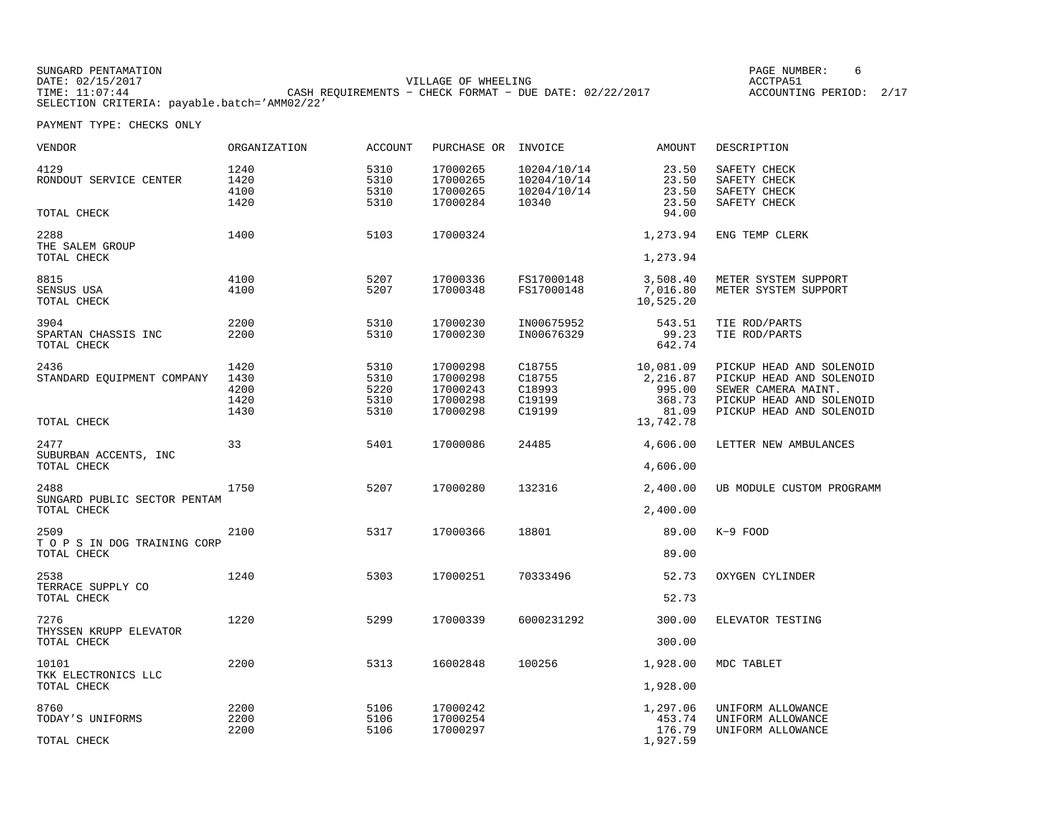SUNGARD PENTAMATION
DATE: 02/15/2017
TIME: 11:07:44
SELECTION CRITERIA: payable.batch='AMM02/22'

VILLAGE OF WHEELING
CASH REQUIREMENTS - CHECK FORMAT - DUE DATE: 02/22/2017

PAGE NUMBER: 6
ACCTPA51
ACCOUNTING PERIOD: 2/17

PAYMENT TYPE: CHECKS ONLY

| VENDOR | ORGANIZATION | ACCOUNT | PURCHASE OR | INVOICE | AMOUNT | DESCRIPTION |
|---|---|---|---|---|---|---|
| 4129 | 1240 | 5310 | 17000265 | 10204/10/14 | 23.50 | SAFETY CHECK |
| RONDOUT SERVICE CENTER | 1420 | 5310 | 17000265 | 10204/10/14 | 23.50 | SAFETY CHECK |
| | 4100 | 5310 | 17000265 | 10204/10/14 | 23.50 | SAFETY CHECK |
| | 1420 | 5310 | 17000284 | 10340 | 23.50 | SAFETY CHECK |
| TOTAL CHECK | | | | | 94.00 | |
| 2288 | 1400 | 5103 | 17000324 | | 1,273.94 | ENG TEMP CLERK |
| THE SALEM GROUP | | | | | | |
| TOTAL CHECK | | | | | 1,273.94 | |
| 8815 | 4100 | 5207 | 17000336 | FS17000148 | 3,508.40 | METER SYSTEM SUPPORT |
| SENSUS USA | 4100 | 5207 | 17000348 | FS17000148 | 7,016.80 | METER SYSTEM SUPPORT |
| TOTAL CHECK | | | | | 10,525.20 | |
| 3904 | 2200 | 5310 | 17000230 | IN00675952 | 543.51 | TIE ROD/PARTS |
| SPARTAN CHASSIS INC | 2200 | 5310 | 17000230 | IN00676329 | 99.23 | TIE ROD/PARTS |
| TOTAL CHECK | | | | | 642.74 | |
| 2436 | 1420 | 5310 | 17000298 | C18755 | 10,081.09 | PICKUP HEAD AND SOLENOID |
| STANDARD EQUIPMENT COMPANY | 1430 | 5310 | 17000298 | C18755 | 2,216.87 | PICKUP HEAD AND SOLENOID |
| | 4200 | 5220 | 17000243 | C18993 | 995.00 | SEWER CAMERA MAINT. |
| | 1420 | 5310 | 17000298 | C19199 | 368.73 | PICKUP HEAD AND SOLENOID |
| | 1430 | 5310 | 17000298 | C19199 | 81.09 | PICKUP HEAD AND SOLENOID |
| TOTAL CHECK | | | | | 13,742.78 | |
| 2477 | 33 | 5401 | 17000086 | 24485 | 4,606.00 | LETTER NEW AMBULANCES |
| SUBURBAN ACCENTS, INC | | | | | | |
| TOTAL CHECK | | | | | 4,606.00 | |
| 2488 | 1750 | 5207 | 17000280 | 132316 | 2,400.00 | UB MODULE CUSTOM PROGRAMM |
| SUNGARD PUBLIC SECTOR PENTAM | | | | | | |
| TOTAL CHECK | | | | | 2,400.00 | |
| 2509 | 2100 | 5317 | 17000366 | 18801 | 89.00 | K-9 FOOD |
| T O P S IN DOG TRAINING CORP | | | | | | |
| TOTAL CHECK | | | | | 89.00 | |
| 2538 | 1240 | 5303 | 17000251 | 70333496 | 52.73 | OXYGEN CYLINDER |
| TERRACE SUPPLY CO | | | | | | |
| TOTAL CHECK | | | | | 52.73 | |
| 7276 | 1220 | 5299 | 17000339 | 6000231292 | 300.00 | ELEVATOR TESTING |
| THYSSEN KRUPP ELEVATOR | | | | | | |
| TOTAL CHECK | | | | | 300.00 | |
| 10101 | 2200 | 5313 | 16002848 | 100256 | 1,928.00 | MDC TABLET |
| TKK ELECTRONICS LLC | | | | | | |
| TOTAL CHECK | | | | | 1,928.00 | |
| 8760 | 2200 | 5106 | 17000242 | | 1,297.06 | UNIFORM ALLOWANCE |
| TODAY'S UNIFORMS | 2200 | 5106 | 17000254 | | 453.74 | UNIFORM ALLOWANCE |
| | 2200 | 5106 | 17000297 | | 176.79 | UNIFORM ALLOWANCE |
| TOTAL CHECK | | | | | 1,927.59 | |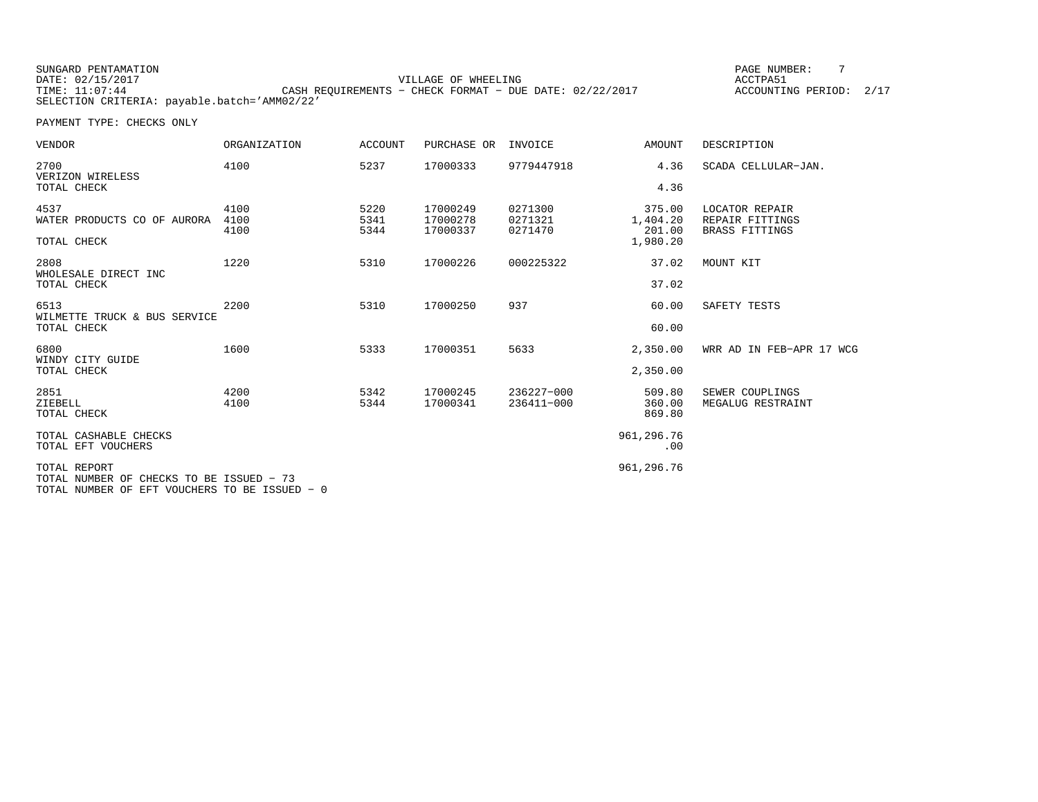SUNGARD PENTAMATION
DATE: 02/15/2017
TIME: 11:07:44
SELECTION CRITERIA: payable.batch='AMM02/22'

VILLAGE OF WHEELING
CASH REQUIREMENTS - CHECK FORMAT - DUE DATE: 02/22/2017

ACCTPA51
ACCOUNTING PERIOD: 2/17

PAYMENT TYPE: CHECKS ONLY

| VENDOR | ORGANIZATION | ACCOUNT | PURCHASE OR | INVOICE | AMOUNT | DESCRIPTION |
|---|---|---|---|---|---|---|
| 2700 | 4100 | 5237 | 17000333 | 9779447918 | 4.36 | SCADA CELLULAR-JAN. |
| VERIZON WIRELESS | | | | | | |
| TOTAL CHECK | | | | | 4.36 | |
| 4537 | 4100 | 5220 | 17000249 | 0271300 | 375.00 | LOCATOR REPAIR |
| WATER PRODUCTS CO OF AURORA | 4100 | 5341 | 17000278 | 0271321 | 1,404.20 | REPAIR FITTINGS |
| | 4100 | 5344 | 17000337 | 0271470 | 201.00 | BRASS FITTINGS |
| TOTAL CHECK | | | | | 1,980.20 | |
| 2808 | 1220 | 5310 | 17000226 | 000225322 | 37.02 | MOUNT KIT |
| WHOLESALE DIRECT INC | | | | | | |
| TOTAL CHECK | | | | | 37.02 | |
| 6513 | 2200 | 5310 | 17000250 | 937 | 60.00 | SAFETY TESTS |
| WILMETTE TRUCK & BUS SERVICE | | | | | | |
| TOTAL CHECK | | | | | 60.00 | |
| 6800 | 1600 | 5333 | 17000351 | 5633 | 2,350.00 | WRR AD IN FEB-APR 17 WCG |
| WINDY CITY GUIDE | | | | | | |
| TOTAL CHECK | | | | | 2,350.00 | |
| 2851 | 4200 | 5342 | 17000245 | 236227-000 | 509.80 | SEWER COUPLINGS |
| ZIEBELL | 4100 | 5344 | 17000341 | 236411-000 | 360.00 | MEGALUG RESTRAINT |
| TOTAL CHECK | | | | | 869.80 | |
| TOTAL CASHABLE CHECKS | | | | | 961,296.76 | |
| TOTAL EFT VOUCHERS | | | | | .00 | |
| TOTAL REPORT | | | | | 961,296.76 | |

TOTAL NUMBER OF CHECKS TO BE ISSUED - 73
TOTAL NUMBER OF EFT VOUCHERS TO BE ISSUED - 0